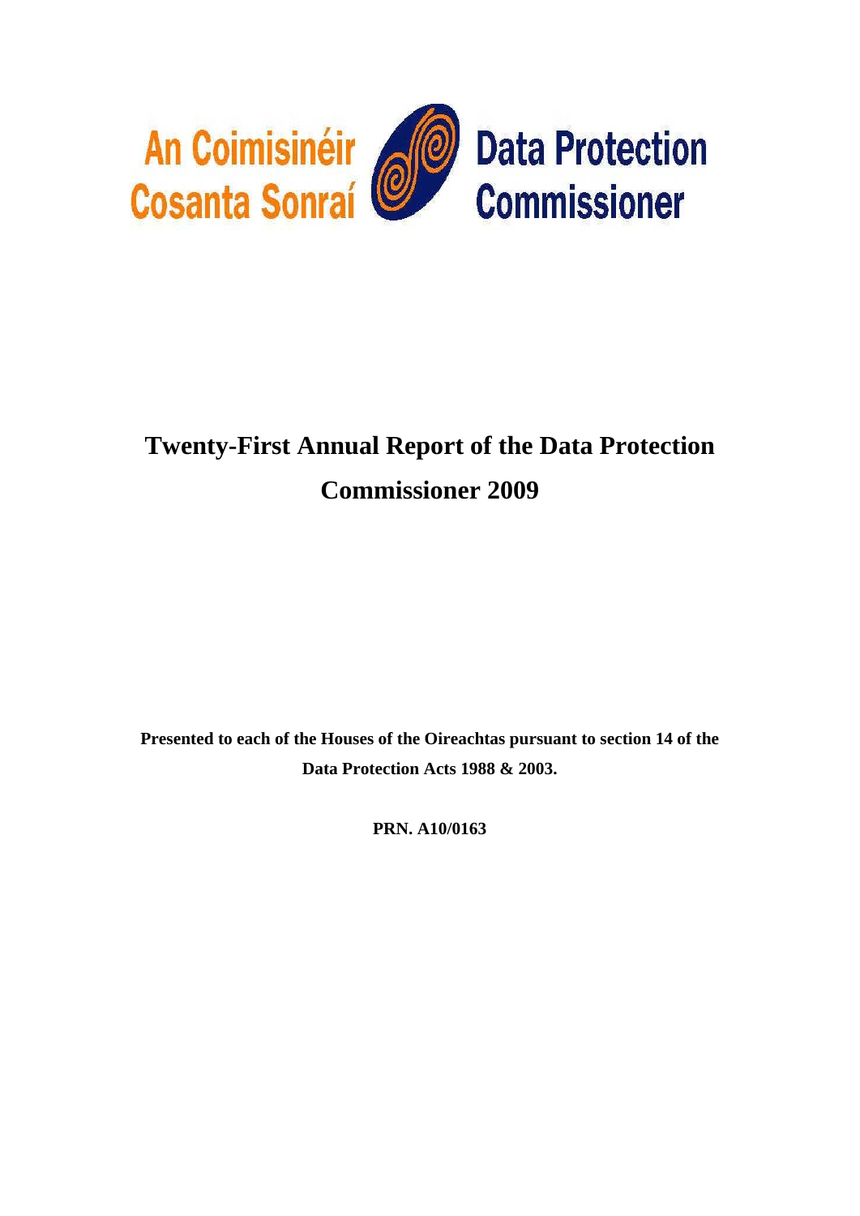An Coimisinéir Cosanta Sonraí

Data Protection Commissioner

# Twenty-First Annual Report of the Data Protection Commissioner 2009

**Presented to each of the Houses of the Oireachtas pursuant to section 14 of the Data Protection Acts 1988 & 2003.**

**PRN. A10/0163**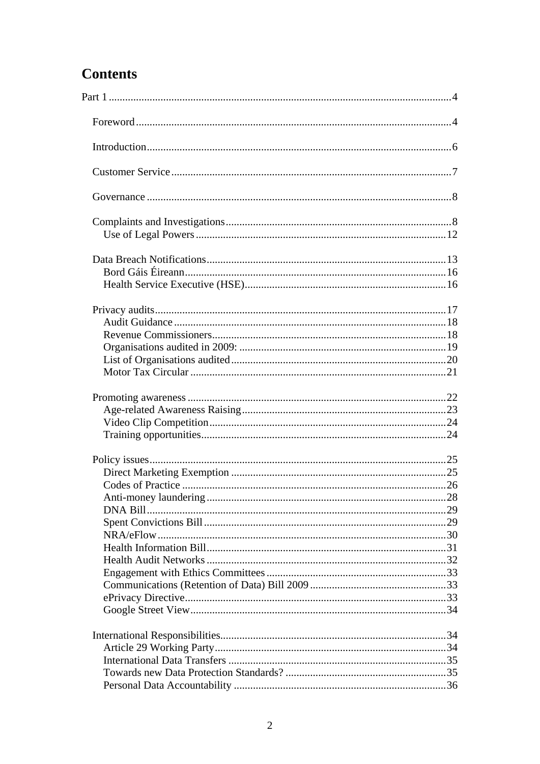# Contents

Part 1 ..... 4

- Foreword ..... 4
- Introduction ..... 6
- Customer Service ..... 7
- Governance ..... 8
- Complaints and Investigations ..... 8
  - Use of Legal Powers ..... 12
- Data Breach Notifications ..... 13
  - Bord Gáis Éireann ..... 16
  - Health Service Executive (HSE) ..... 16
- Privacy audits ..... 17
  - Audit Guidance ..... 18
  - Revenue Commissioners ..... 18
  - Organisations audited in 2009: ..... 19
  - List of Organisations audited ..... 20
  - Motor Tax Circular ..... 21
- Promoting awareness ..... 22
  - Age-related Awareness Raising ..... 23
  - Video Clip Competition ..... 24
  - Training opportunities ..... 24
- Policy issues ..... 25
  - Direct Marketing Exemption ..... 25
  - Codes of Practice ..... 26
  - Anti-money laundering ..... 28
  - DNA Bill ..... 29
  - Spent Convictions Bill ..... 29
  - NRA/eFlow ..... 30
  - Health Information Bill ..... 31
  - Health Audit Networks ..... 32
  - Engagement with Ethics Committees ..... 33
  - Communications (Retention of Data) Bill 2009 ..... 33
  - ePrivacy Directive ..... 33
  - Google Street View ..... 34
- International Responsibilities ..... 34
  - Article 29 Working Party ..... 34
  - International Data Transfers ..... 35
  - Towards new Data Protection Standards? ..... 35
  - Personal Data Accountability ..... 36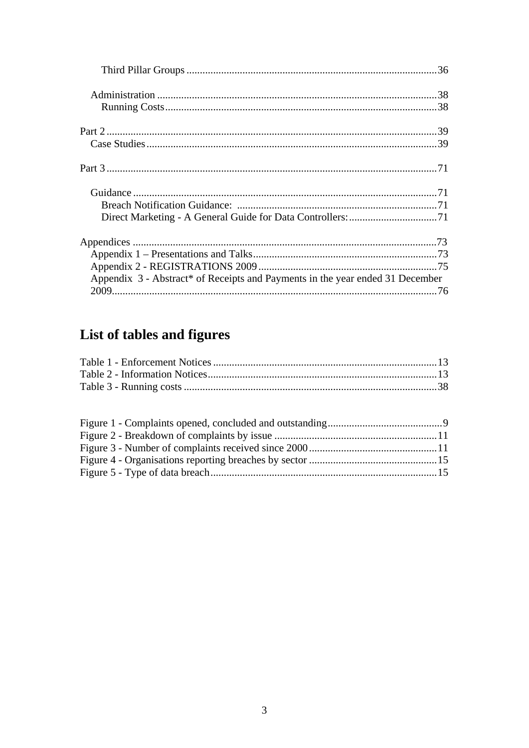Third Pillar Groups ............................................................................................36

Administration .......................................................................................................38
Running Costs....................................................................................................38

Part 2 ..........................................................................................................................39
Case Studies ............................................................................................................39

Part 3 ..........................................................................................................................71

Guidance .................................................................................................................71
Breach Notification Guidance: ..........................................................................71
Direct Marketing - A General Guide for Data Controllers:.................................71

Appendices ................................................................................................................73
Appendix 1 – Presentations and Talks.....................................................................73
Appendix 2 - REGISTRATIONS 2009 ..................................................................75
Appendix 3 - Abstract* of Receipts and Payments in the year ended 31 December 2009..........................................................................................................................76

## List of tables and figures

Table 1 - Enforcement Notices ...................................................................................13
Table 2 - Information Notices.....................................................................................13
Table 3 - Running costs ..............................................................................................38

Figure 1 - Complaints opened, concluded and outstanding...........................................9
Figure 2 - Breakdown of complaints by issue ............................................................11
Figure 3 - Number of complaints received since 2000 ...............................................11
Figure 4 - Organisations reporting breaches by sector ...............................................15
Figure 5 - Type of data breach....................................................................................15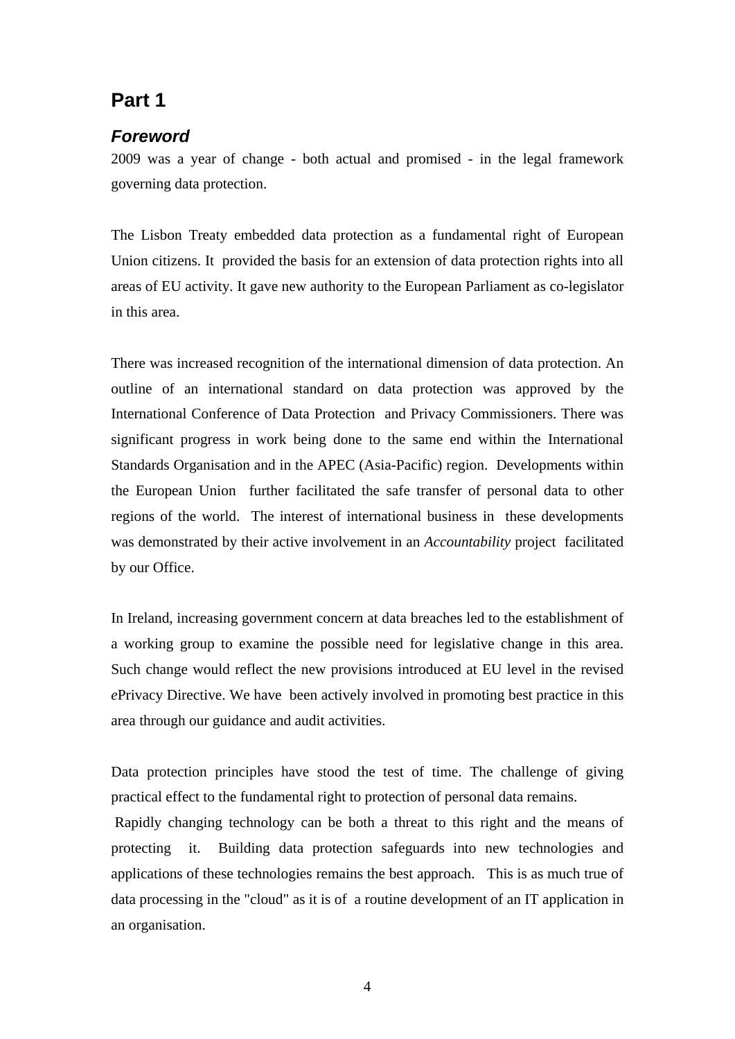# Part 1

## *Foreword*

2009 was a year of change - both actual and promised - in the legal framework governing data protection.

The Lisbon Treaty embedded data protection as a fundamental right of European Union citizens. It provided the basis for an extension of data protection rights into all areas of EU activity. It gave new authority to the European Parliament as co-legislator in this area.

There was increased recognition of the international dimension of data protection. An outline of an international standard on data protection was approved by the International Conference of Data Protection and Privacy Commissioners. There was significant progress in work being done to the same end within the International Standards Organisation and in the APEC (Asia-Pacific) region. Developments within the European Union further facilitated the safe transfer of personal data to other regions of the world. The interest of international business in these developments was demonstrated by their active involvement in an *Accountability* project facilitated by our Office.

In Ireland, increasing government concern at data breaches led to the establishment of a working group to examine the possible need for legislative change in this area. Such change would reflect the new provisions introduced at EU level in the revised *e*Privacy Directive. We have been actively involved in promoting best practice in this area through our guidance and audit activities.

Data protection principles have stood the test of time. The challenge of giving practical effect to the fundamental right to protection of personal data remains.

Rapidly changing technology can be both a threat to this right and the means of protecting it. Building data protection safeguards into new technologies and applications of these technologies remains the best approach. This is as much true of data processing in the "cloud" as it is of a routine development of an IT application in an organisation.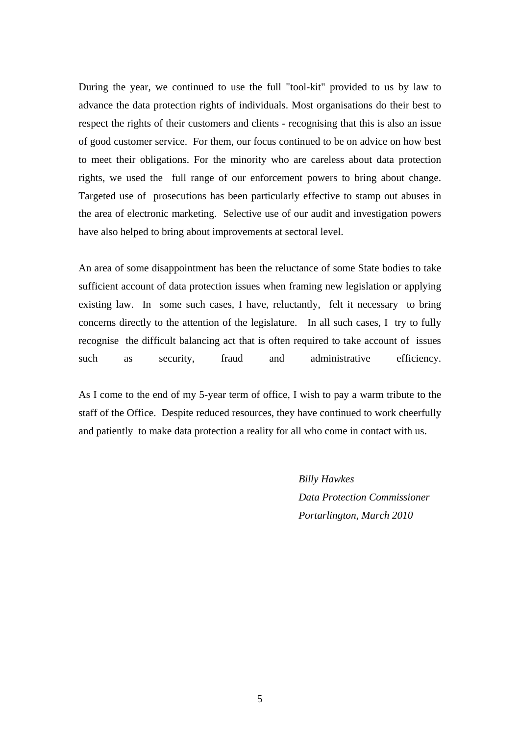During the year, we continued to use the full "tool-kit" provided to us by law to advance the data protection rights of individuals. Most organisations do their best to respect the rights of their customers and clients - recognising that this is also an issue of good customer service. For them, our focus continued to be on advice on how best to meet their obligations. For the minority who are careless about data protection rights, we used the full range of our enforcement powers to bring about change. Targeted use of prosecutions has been particularly effective to stamp out abuses in the area of electronic marketing. Selective use of our audit and investigation powers have also helped to bring about improvements at sectoral level.

An area of some disappointment has been the reluctance of some State bodies to take sufficient account of data protection issues when framing new legislation or applying existing law. In some such cases, I have, reluctantly, felt it necessary to bring concerns directly to the attention of the legislature. In all such cases, I try to fully recognise the difficult balancing act that is often required to take account of issues such as security, fraud and administrative efficiency.

As I come to the end of my 5-year term of office, I wish to pay a warm tribute to the staff of the Office. Despite reduced resources, they have continued to work cheerfully and patiently to make data protection a reality for all who come in contact with us.

*Billy Hawkes*
*Data Protection Commissioner*
*Portarlington, March 2010*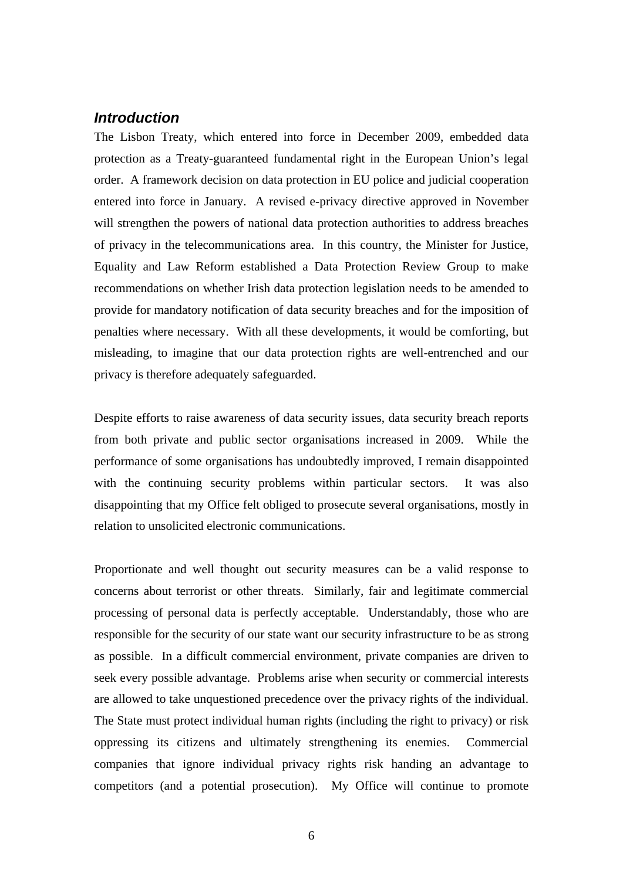## *Introduction*

The Lisbon Treaty, which entered into force in December 2009, embedded data protection as a Treaty-guaranteed fundamental right in the European Union's legal order. A framework decision on data protection in EU police and judicial cooperation entered into force in January. A revised e-privacy directive approved in November will strengthen the powers of national data protection authorities to address breaches of privacy in the telecommunications area. In this country, the Minister for Justice, Equality and Law Reform established a Data Protection Review Group to make recommendations on whether Irish data protection legislation needs to be amended to provide for mandatory notification of data security breaches and for the imposition of penalties where necessary. With all these developments, it would be comforting, but misleading, to imagine that our data protection rights are well-entrenched and our privacy is therefore adequately safeguarded.

Despite efforts to raise awareness of data security issues, data security breach reports from both private and public sector organisations increased in 2009. While the performance of some organisations has undoubtedly improved, I remain disappointed with the continuing security problems within particular sectors. It was also disappointing that my Office felt obliged to prosecute several organisations, mostly in relation to unsolicited electronic communications.

Proportionate and well thought out security measures can be a valid response to concerns about terrorist or other threats. Similarly, fair and legitimate commercial processing of personal data is perfectly acceptable. Understandably, those who are responsible for the security of our state want our security infrastructure to be as strong as possible. In a difficult commercial environment, private companies are driven to seek every possible advantage. Problems arise when security or commercial interests are allowed to take unquestioned precedence over the privacy rights of the individual. The State must protect individual human rights (including the right to privacy) or risk oppressing its citizens and ultimately strengthening its enemies. Commercial companies that ignore individual privacy rights risk handing an advantage to competitors (and a potential prosecution). My Office will continue to promote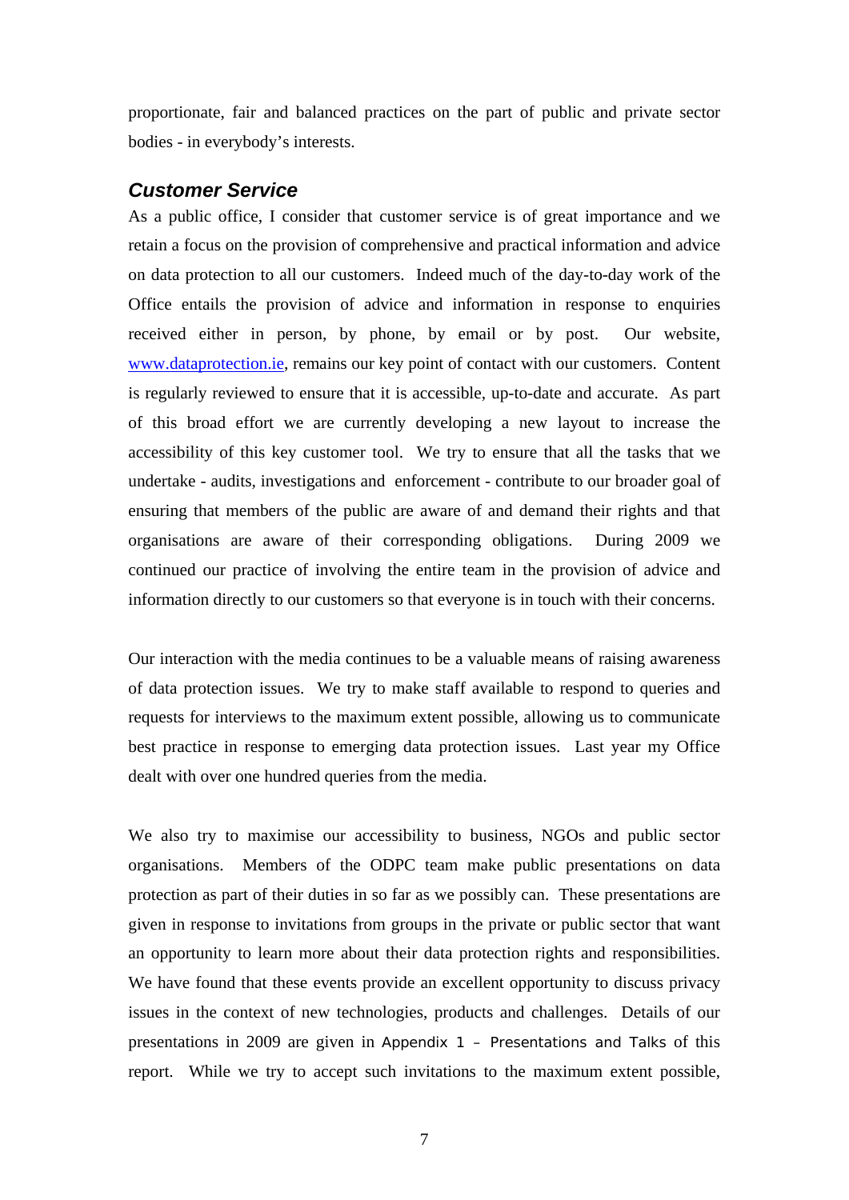proportionate, fair and balanced practices on the part of public and private sector bodies - in everybody's interests.

### *Customer Service*

As a public office, I consider that customer service is of great importance and we retain a focus on the provision of comprehensive and practical information and advice on data protection to all our customers. Indeed much of the day-to-day work of the Office entails the provision of advice and information in response to enquiries received either in person, by phone, by email or by post. Our website, [www.dataprotection.ie](http://www.dataprotection.ie), remains our key point of contact with our customers. Content is regularly reviewed to ensure that it is accessible, up-to-date and accurate. As part of this broad effort we are currently developing a new layout to increase the accessibility of this key customer tool. We try to ensure that all the tasks that we undertake - audits, investigations and enforcement - contribute to our broader goal of ensuring that members of the public are aware of and demand their rights and that organisations are aware of their corresponding obligations. During 2009 we continued our practice of involving the entire team in the provision of advice and information directly to our customers so that everyone is in touch with their concerns.

Our interaction with the media continues to be a valuable means of raising awareness of data protection issues. We try to make staff available to respond to queries and requests for interviews to the maximum extent possible, allowing us to communicate best practice in response to emerging data protection issues. Last year my Office dealt with over one hundred queries from the media.

We also try to maximise our accessibility to business, NGOs and public sector organisations. Members of the ODPC team make public presentations on data protection as part of their duties in so far as we possibly can. These presentations are given in response to invitations from groups in the private or public sector that want an opportunity to learn more about their data protection rights and responsibilities. We have found that these events provide an excellent opportunity to discuss privacy issues in the context of new technologies, products and challenges. Details of our presentations in 2009 are given in Appendix 1 – Presentations and Talks of this report. While we try to accept such invitations to the maximum extent possible,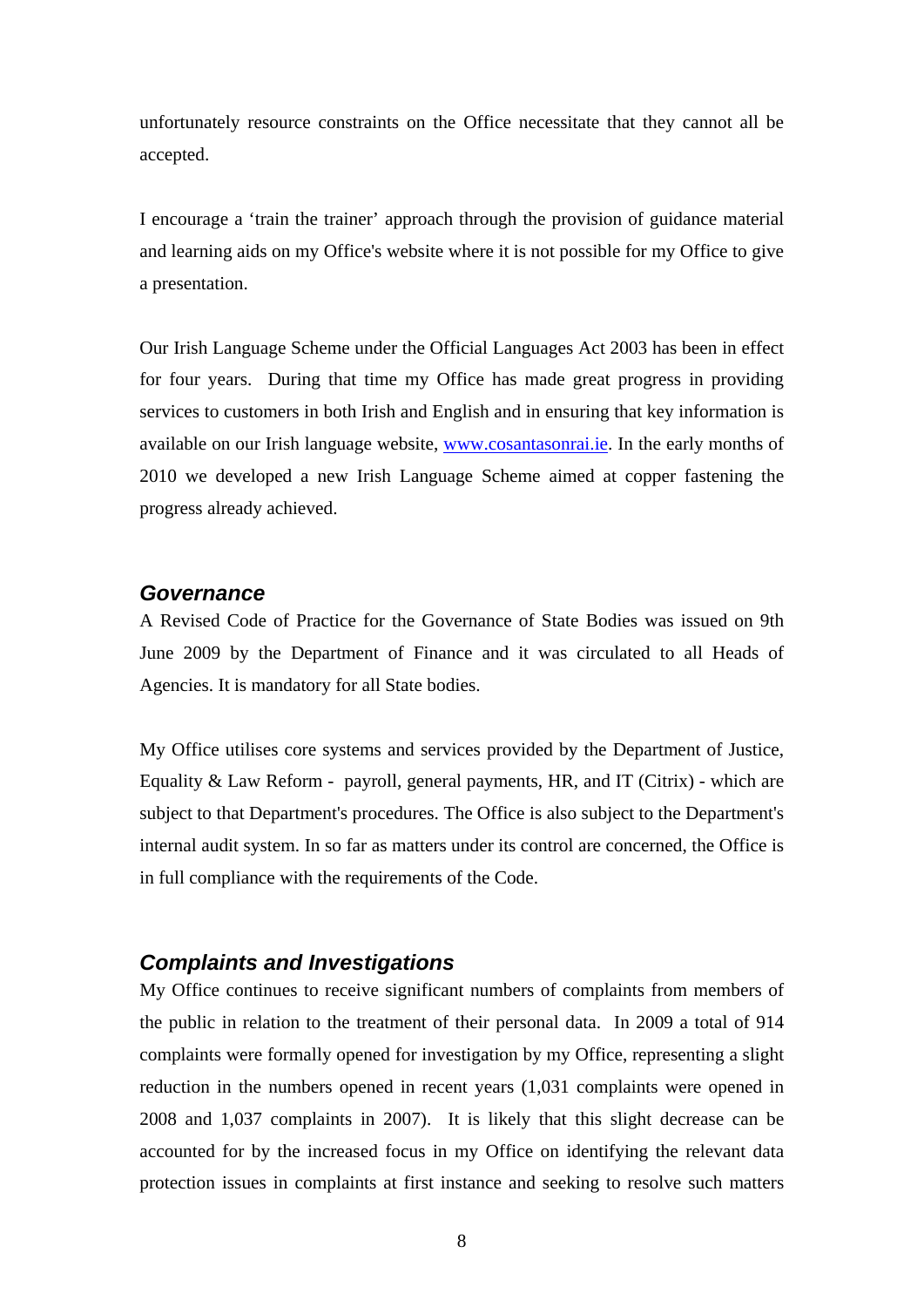unfortunately resource constraints on the Office necessitate that they cannot all be accepted.

I encourage a 'train the trainer' approach through the provision of guidance material and learning aids on my Office's website where it is not possible for my Office to give a presentation.

Our Irish Language Scheme under the Official Languages Act 2003 has been in effect for four years. During that time my Office has made great progress in providing services to customers in both Irish and English and in ensuring that key information is available on our Irish language website, www.cosantasonrai.ie. In the early months of 2010 we developed a new Irish Language Scheme aimed at copper fastening the progress already achieved.

### *Governance*

A Revised Code of Practice for the Governance of State Bodies was issued on 9th June 2009 by the Department of Finance and it was circulated to all Heads of Agencies. It is mandatory for all State bodies.

My Office utilises core systems and services provided by the Department of Justice, Equality & Law Reform - payroll, general payments, HR, and IT (Citrix) - which are subject to that Department's procedures. The Office is also subject to the Department's internal audit system. In so far as matters under its control are concerned, the Office is in full compliance with the requirements of the Code.

### *Complaints and Investigations*

My Office continues to receive significant numbers of complaints from members of the public in relation to the treatment of their personal data. In 2009 a total of 914 complaints were formally opened for investigation by my Office, representing a slight reduction in the numbers opened in recent years (1,031 complaints were opened in 2008 and 1,037 complaints in 2007). It is likely that this slight decrease can be accounted for by the increased focus in my Office on identifying the relevant data protection issues in complaints at first instance and seeking to resolve such matters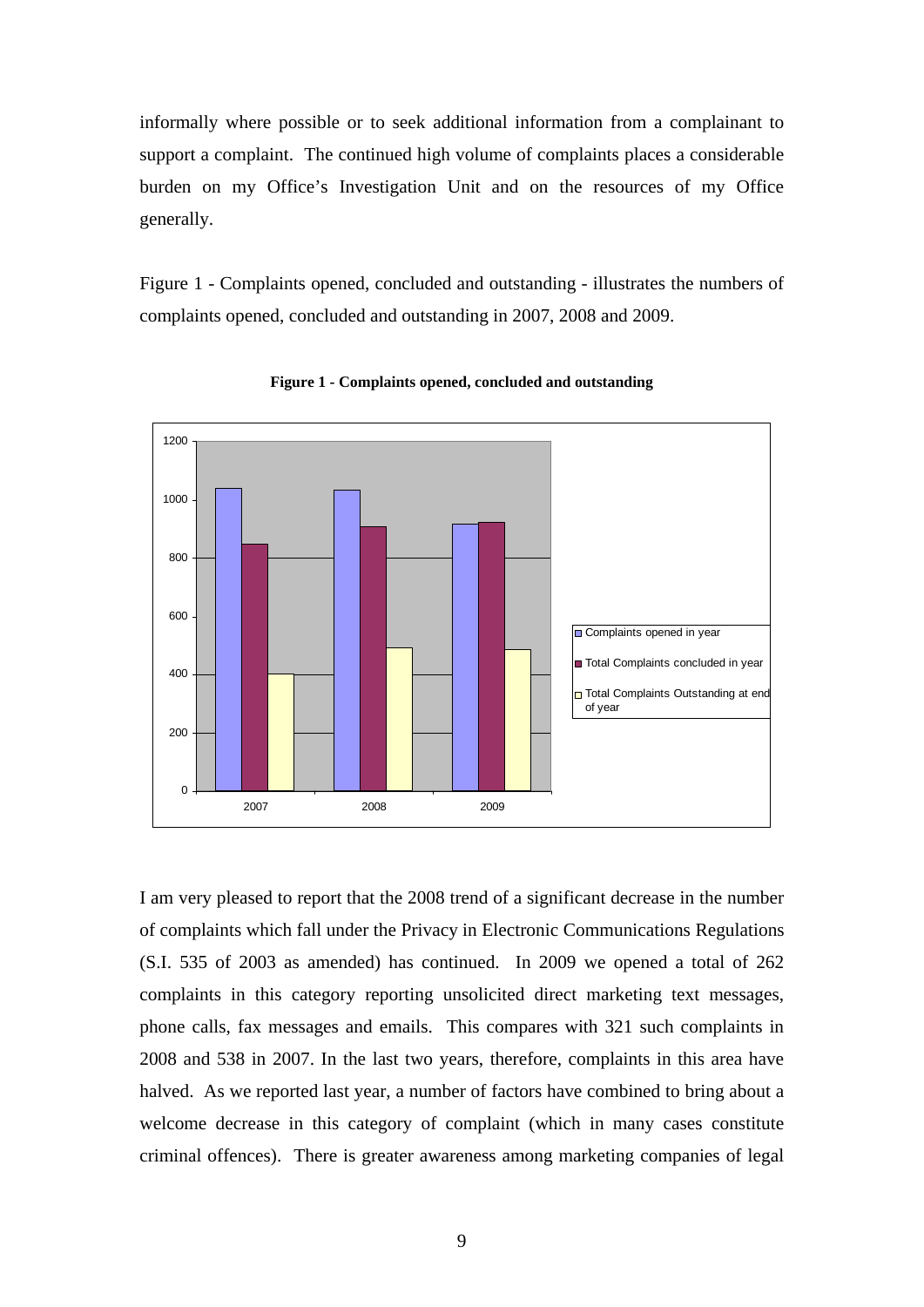informally where possible or to seek additional information from a complainant to support a complaint. The continued high volume of complaints places a considerable burden on my Office's Investigation Unit and on the resources of my Office generally.

Figure 1 - Complaints opened, concluded and outstanding - illustrates the numbers of complaints opened, concluded and outstanding in 2007, 2008 and 2009.

**Figure 1 - Complaints opened, concluded and outstanding**

I am very pleased to report that the 2008 trend of a significant decrease in the number of complaints which fall under the Privacy in Electronic Communications Regulations (S.I. 535 of 2003 as amended) has continued. In 2009 we opened a total of 262 complaints in this category reporting unsolicited direct marketing text messages, phone calls, fax messages and emails. This compares with 321 such complaints in 2008 and 538 in 2007. In the last two years, therefore, complaints in this area have halved. As we reported last year, a number of factors have combined to bring about a welcome decrease in this category of complaint (which in many cases constitute criminal offences). There is greater awareness among marketing companies of legal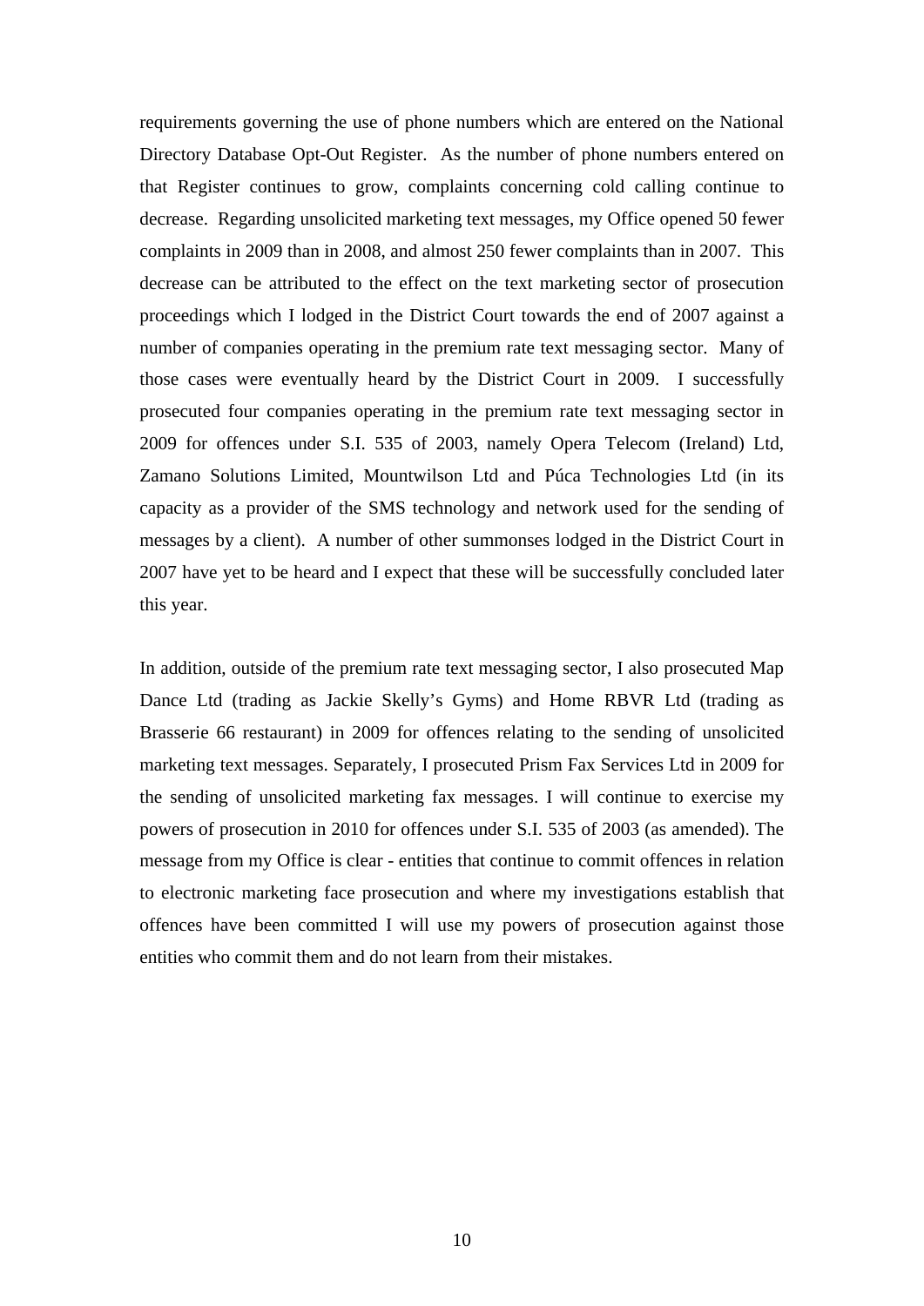requirements governing the use of phone numbers which are entered on the National Directory Database Opt-Out Register. As the number of phone numbers entered on that Register continues to grow, complaints concerning cold calling continue to decrease. Regarding unsolicited marketing text messages, my Office opened 50 fewer complaints in 2009 than in 2008, and almost 250 fewer complaints than in 2007. This decrease can be attributed to the effect on the text marketing sector of prosecution proceedings which I lodged in the District Court towards the end of 2007 against a number of companies operating in the premium rate text messaging sector. Many of those cases were eventually heard by the District Court in 2009. I successfully prosecuted four companies operating in the premium rate text messaging sector in 2009 for offences under S.I. 535 of 2003, namely Opera Telecom (Ireland) Ltd, Zamano Solutions Limited, Mountwilson Ltd and Púca Technologies Ltd (in its capacity as a provider of the SMS technology and network used for the sending of messages by a client). A number of other summonses lodged in the District Court in 2007 have yet to be heard and I expect that these will be successfully concluded later this year.

In addition, outside of the premium rate text messaging sector, I also prosecuted Map Dance Ltd (trading as Jackie Skelly's Gyms) and Home RBVR Ltd (trading as Brasserie 66 restaurant) in 2009 for offences relating to the sending of unsolicited marketing text messages. Separately, I prosecuted Prism Fax Services Ltd in 2009 for the sending of unsolicited marketing fax messages. I will continue to exercise my powers of prosecution in 2010 for offences under S.I. 535 of 2003 (as amended). The message from my Office is clear - entities that continue to commit offences in relation to electronic marketing face prosecution and where my investigations establish that offences have been committed I will use my powers of prosecution against those entities who commit them and do not learn from their mistakes.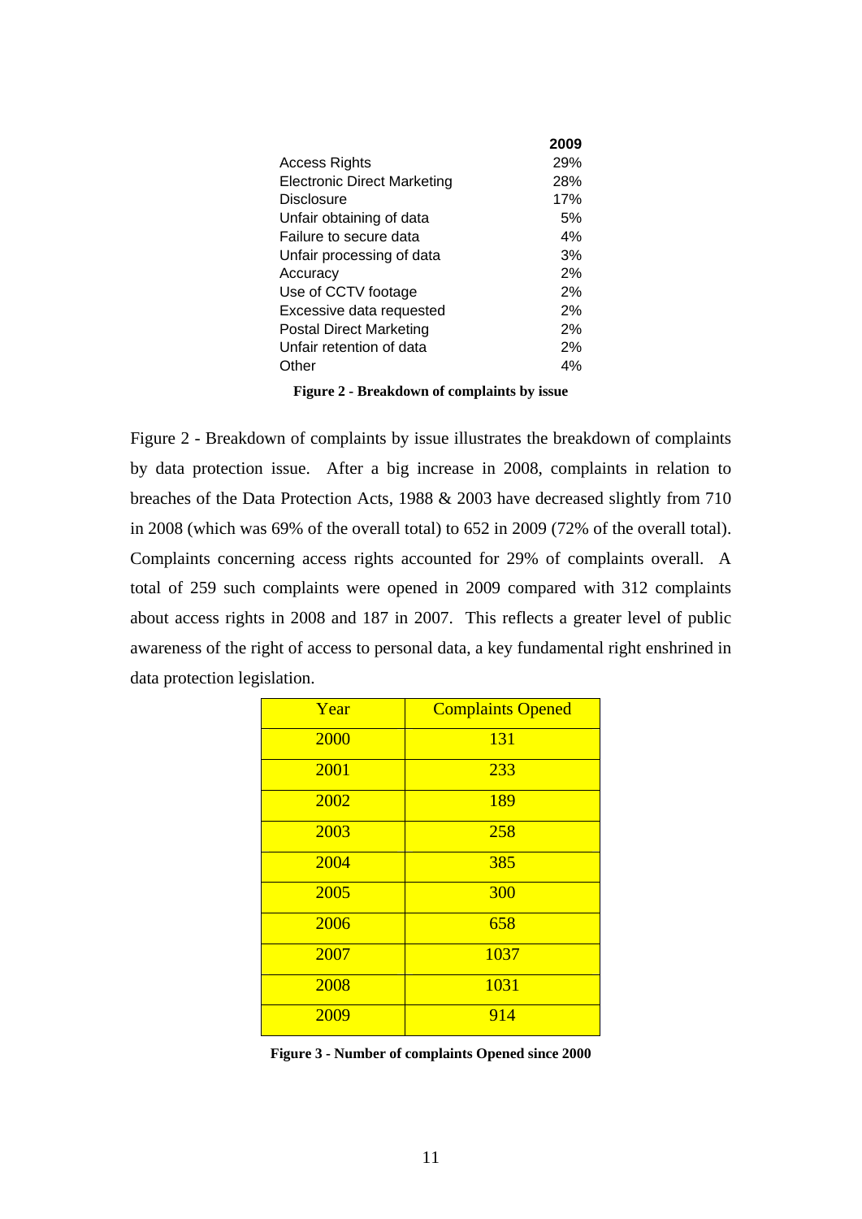| | 2009 |
|---|---|
| Access Rights | 29% |
| Electronic Direct Marketing | 28% |
| Disclosure | 17% |
| Unfair obtaining of data | 5% |
| Failure to secure data | 4% |
| Unfair processing of data | 3% |
| Accuracy | 2% |
| Use of CCTV footage | 2% |
| Excessive data requested | 2% |
| Postal Direct Marketing | 2% |
| Unfair retention of data | 2% |
| Other | 4% |

**Figure 2 - Breakdown of complaints by issue**

Figure 2 - Breakdown of complaints by issue illustrates the breakdown of complaints by data protection issue. After a big increase in 2008, complaints in relation to breaches of the Data Protection Acts, 1988 & 2003 have decreased slightly from 710 in 2008 (which was 69% of the overall total) to 652 in 2009 (72% of the overall total). Complaints concerning access rights accounted for 29% of complaints overall. A total of 259 such complaints were opened in 2009 compared with 312 complaints about access rights in 2008 and 187 in 2007. This reflects a greater level of public awareness of the right of access to personal data, a key fundamental right enshrined in data protection legislation.

| Year | Complaints Opened |
|---|---|
| 2000 | 131 |
| 2001 | 233 |
| 2002 | 189 |
| 2003 | 258 |
| 2004 | 385 |
| 2005 | 300 |
| 2006 | 658 |
| 2007 | 1037 |
| 2008 | 1031 |
| 2009 | 914 |

**Figure 3 - Number of complaints Opened since 2000**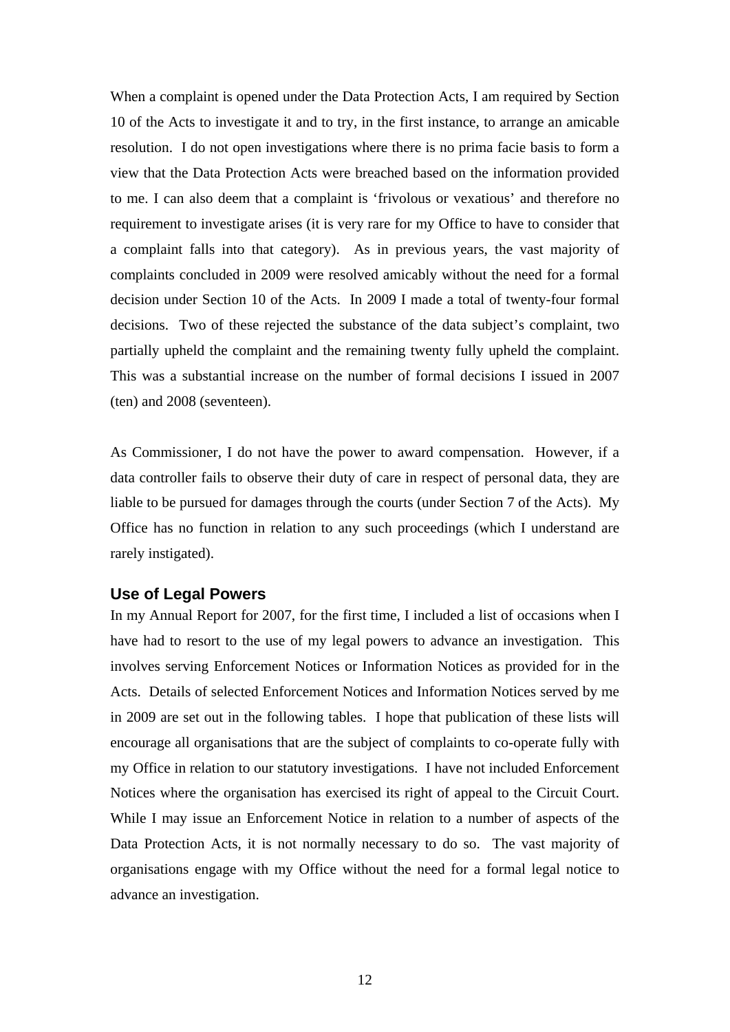When a complaint is opened under the Data Protection Acts, I am required by Section 10 of the Acts to investigate it and to try, in the first instance, to arrange an amicable resolution. I do not open investigations where there is no prima facie basis to form a view that the Data Protection Acts were breached based on the information provided to me. I can also deem that a complaint is 'frivolous or vexatious' and therefore no requirement to investigate arises (it is very rare for my Office to have to consider that a complaint falls into that category). As in previous years, the vast majority of complaints concluded in 2009 were resolved amicably without the need for a formal decision under Section 10 of the Acts. In 2009 I made a total of twenty-four formal decisions. Two of these rejected the substance of the data subject's complaint, two partially upheld the complaint and the remaining twenty fully upheld the complaint. This was a substantial increase on the number of formal decisions I issued in 2007 (ten) and 2008 (seventeen).

As Commissioner, I do not have the power to award compensation. However, if a data controller fails to observe their duty of care in respect of personal data, they are liable to be pursued for damages through the courts (under Section 7 of the Acts). My Office has no function in relation to any such proceedings (which I understand are rarely instigated).

### Use of Legal Powers

In my Annual Report for 2007, for the first time, I included a list of occasions when I have had to resort to the use of my legal powers to advance an investigation. This involves serving Enforcement Notices or Information Notices as provided for in the Acts. Details of selected Enforcement Notices and Information Notices served by me in 2009 are set out in the following tables. I hope that publication of these lists will encourage all organisations that are the subject of complaints to co-operate fully with my Office in relation to our statutory investigations. I have not included Enforcement Notices where the organisation has exercised its right of appeal to the Circuit Court. While I may issue an Enforcement Notice in relation to a number of aspects of the Data Protection Acts, it is not normally necessary to do so. The vast majority of organisations engage with my Office without the need for a formal legal notice to advance an investigation.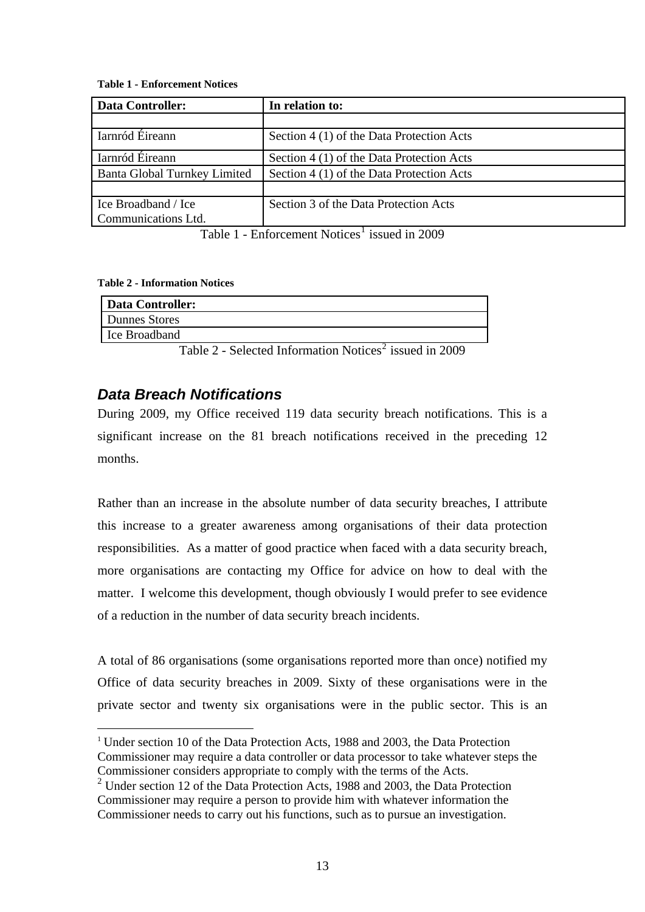**Table 1 - Enforcement Notices**

| Data Controller: | In relation to: |
|---|---|
| | |
| Iarnród Éireann | Section 4 (1) of the Data Protection Acts |
| Iarnród Éireann | Section 4 (1) of the Data Protection Acts |
| Banta Global Turnkey Limited | Section 4 (1) of the Data Protection Acts |
| | |
| Ice Broadband / Ice Communications Ltd. | Section 3 of the Data Protection Acts |

Table 1 - Enforcement Notices[1] issued in 2009

**Table 2 - Information Notices**

| Data Controller: |
|---|
| Dunnes Stores |
| Ice Broadband |

Table 2 - Selected Information Notices[2] issued in 2009

### *Data Breach Notifications*

During 2009, my Office received 119 data security breach notifications. This is a significant increase on the 81 breach notifications received in the preceding 12 months.

Rather than an increase in the absolute number of data security breaches, I attribute this increase to a greater awareness among organisations of their data protection responsibilities. As a matter of good practice when faced with a data security breach, more organisations are contacting my Office for advice on how to deal with the matter. I welcome this development, though obviously I would prefer to see evidence of a reduction in the number of data security breach incidents.

A total of 86 organisations (some organisations reported more than once) notified my Office of data security breaches in 2009. Sixty of these organisations were in the private sector and twenty six organisations were in the public sector. This is an

---

[1] Under section 10 of the Data Protection Acts, 1988 and 2003, the Data Protection Commissioner may require a data controller or data processor to take whatever steps the Commissioner considers appropriate to comply with the terms of the Acts.

[2] Under section 12 of the Data Protection Acts, 1988 and 2003, the Data Protection Commissioner may require a person to provide him with whatever information the Commissioner needs to carry out his functions, such as to pursue an investigation.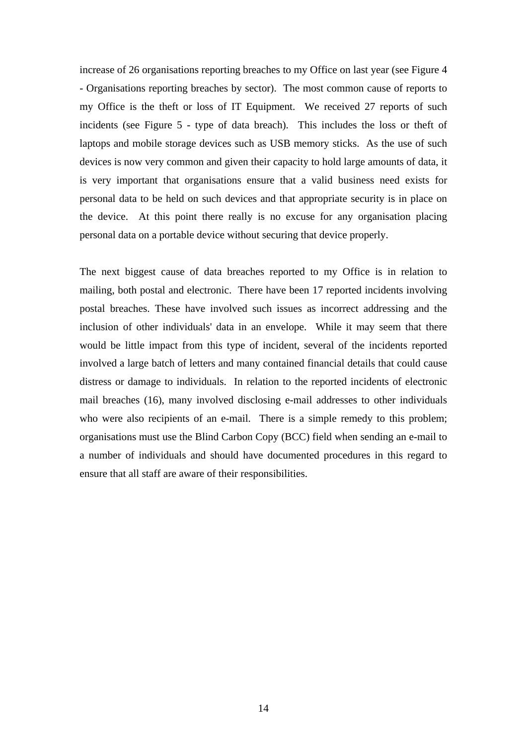increase of 26 organisations reporting breaches to my Office on last year (see Figure 4 - Organisations reporting breaches by sector). The most common cause of reports to my Office is the theft or loss of IT Equipment. We received 27 reports of such incidents (see Figure 5 - type of data breach). This includes the loss or theft of laptops and mobile storage devices such as USB memory sticks. As the use of such devices is now very common and given their capacity to hold large amounts of data, it is very important that organisations ensure that a valid business need exists for personal data to be held on such devices and that appropriate security is in place on the device. At this point there really is no excuse for any organisation placing personal data on a portable device without securing that device properly.

The next biggest cause of data breaches reported to my Office is in relation to mailing, both postal and electronic. There have been 17 reported incidents involving postal breaches. These have involved such issues as incorrect addressing and the inclusion of other individuals' data in an envelope. While it may seem that there would be little impact from this type of incident, several of the incidents reported involved a large batch of letters and many contained financial details that could cause distress or damage to individuals. In relation to the reported incidents of electronic mail breaches (16), many involved disclosing e-mail addresses to other individuals who were also recipients of an e-mail. There is a simple remedy to this problem; organisations must use the Blind Carbon Copy (BCC) field when sending an e-mail to a number of individuals and should have documented procedures in this regard to ensure that all staff are aware of their responsibilities.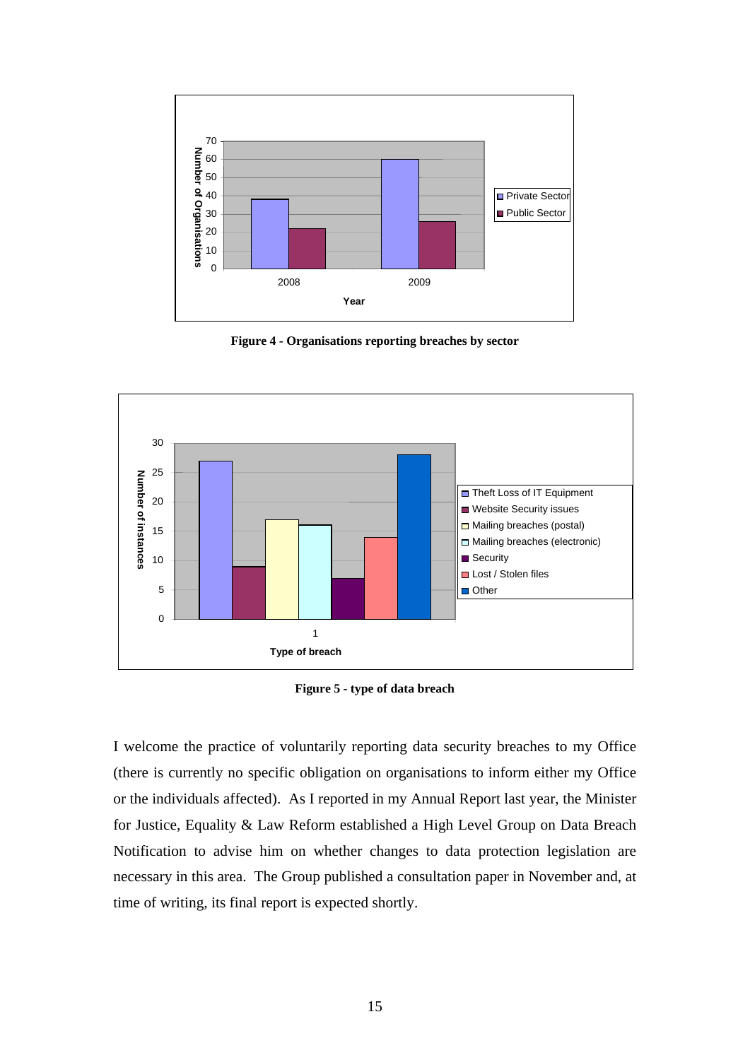Figure 4 - Organisations reporting breaches by sector

Figure 5 - type of data breach

I welcome the practice of voluntarily reporting data security breaches to my Office (there is currently no specific obligation on organisations to inform either my Office or the individuals affected). As I reported in my Annual Report last year, the Minister for Justice, Equality & Law Reform established a High Level Group on Data Breach Notification to advise him on whether changes to data protection legislation are necessary in this area. The Group published a consultation paper in November and, at time of writing, its final report is expected shortly.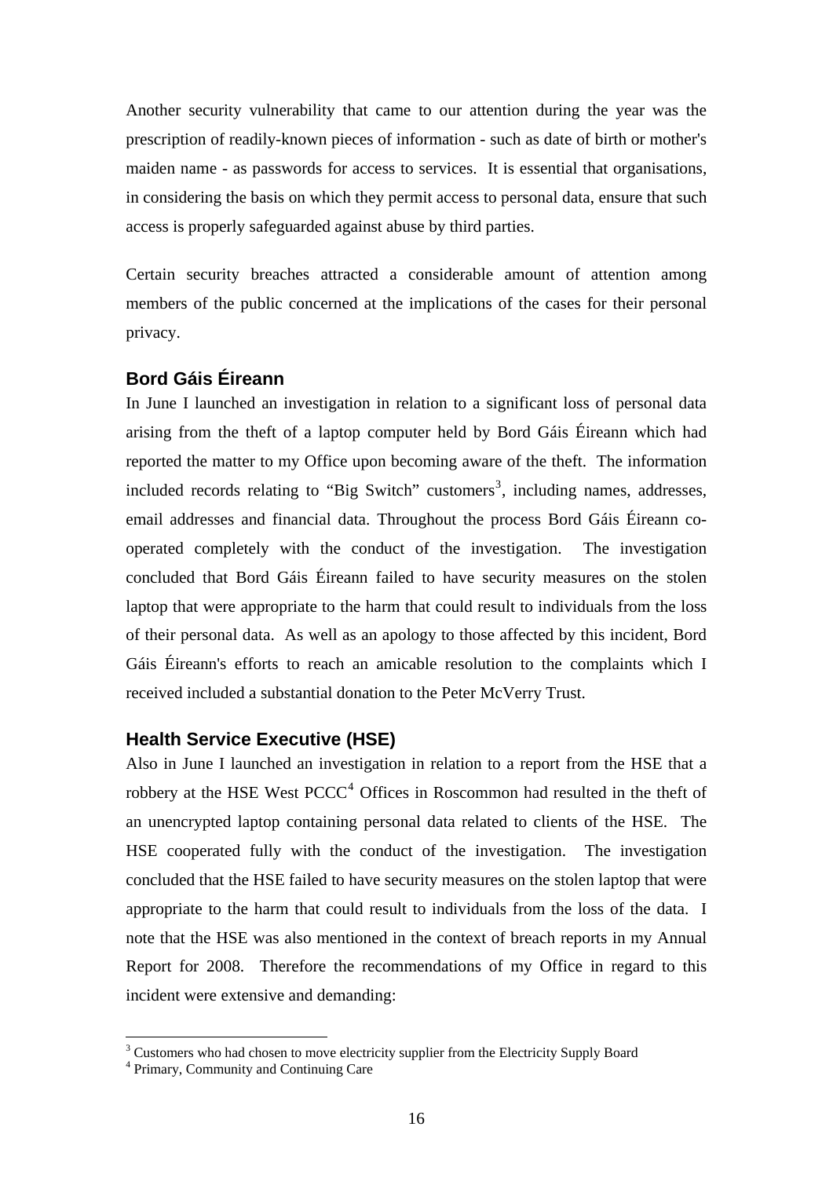Another security vulnerability that came to our attention during the year was the prescription of readily-known pieces of information - such as date of birth or mother's maiden name - as passwords for access to services. It is essential that organisations, in considering the basis on which they permit access to personal data, ensure that such access is properly safeguarded against abuse by third parties.

Certain security breaches attracted a considerable amount of attention among members of the public concerned at the implications of the cases for their personal privacy.

### Bord Gáis Éireann

In June I launched an investigation in relation to a significant loss of personal data arising from the theft of a laptop computer held by Bord Gáis Éireann which had reported the matter to my Office upon becoming aware of the theft. The information included records relating to "Big Switch" customers[3], including names, addresses, email addresses and financial data. Throughout the process Bord Gáis Éireann co-operated completely with the conduct of the investigation. The investigation concluded that Bord Gáis Éireann failed to have security measures on the stolen laptop that were appropriate to the harm that could result to individuals from the loss of their personal data. As well as an apology to those affected by this incident, Bord Gáis Éireann's efforts to reach an amicable resolution to the complaints which I received included a substantial donation to the Peter McVerry Trust.

### Health Service Executive (HSE)

Also in June I launched an investigation in relation to a report from the HSE that a robbery at the HSE West PCCC[4] Offices in Roscommon had resulted in the theft of an unencrypted laptop containing personal data related to clients of the HSE. The HSE cooperated fully with the conduct of the investigation. The investigation concluded that the HSE failed to have security measures on the stolen laptop that were appropriate to the harm that could result to individuals from the loss of the data. I note that the HSE was also mentioned in the context of breach reports in my Annual Report for 2008. Therefore the recommendations of my Office in regard to this incident were extensive and demanding:

---

[3] Customers who had chosen to move electricity supplier from the Electricity Supply Board

[4] Primary, Community and Continuing Care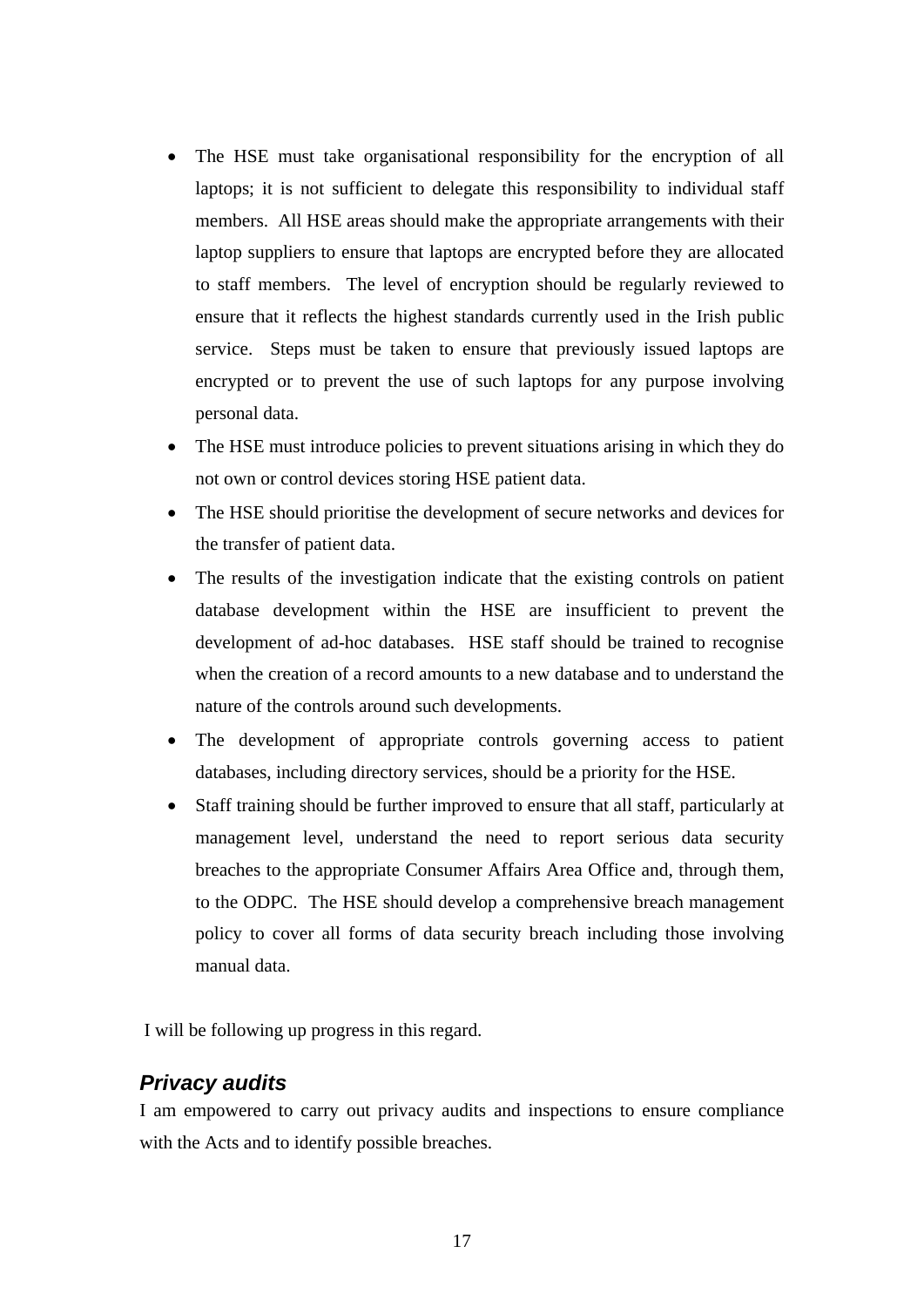- The HSE must take organisational responsibility for the encryption of all laptops; it is not sufficient to delegate this responsibility to individual staff members. All HSE areas should make the appropriate arrangements with their laptop suppliers to ensure that laptops are encrypted before they are allocated to staff members. The level of encryption should be regularly reviewed to ensure that it reflects the highest standards currently used in the Irish public service. Steps must be taken to ensure that previously issued laptops are encrypted or to prevent the use of such laptops for any purpose involving personal data.
- The HSE must introduce policies to prevent situations arising in which they do not own or control devices storing HSE patient data.
- The HSE should prioritise the development of secure networks and devices for the transfer of patient data.
- The results of the investigation indicate that the existing controls on patient database development within the HSE are insufficient to prevent the development of ad-hoc databases. HSE staff should be trained to recognise when the creation of a record amounts to a new database and to understand the nature of the controls around such developments.
- The development of appropriate controls governing access to patient databases, including directory services, should be a priority for the HSE.
- Staff training should be further improved to ensure that all staff, particularly at management level, understand the need to report serious data security breaches to the appropriate Consumer Affairs Area Office and, through them, to the ODPC. The HSE should develop a comprehensive breach management policy to cover all forms of data security breach including those involving manual data.

I will be following up progress in this regard.

### *Privacy audits*

I am empowered to carry out privacy audits and inspections to ensure compliance with the Acts and to identify possible breaches.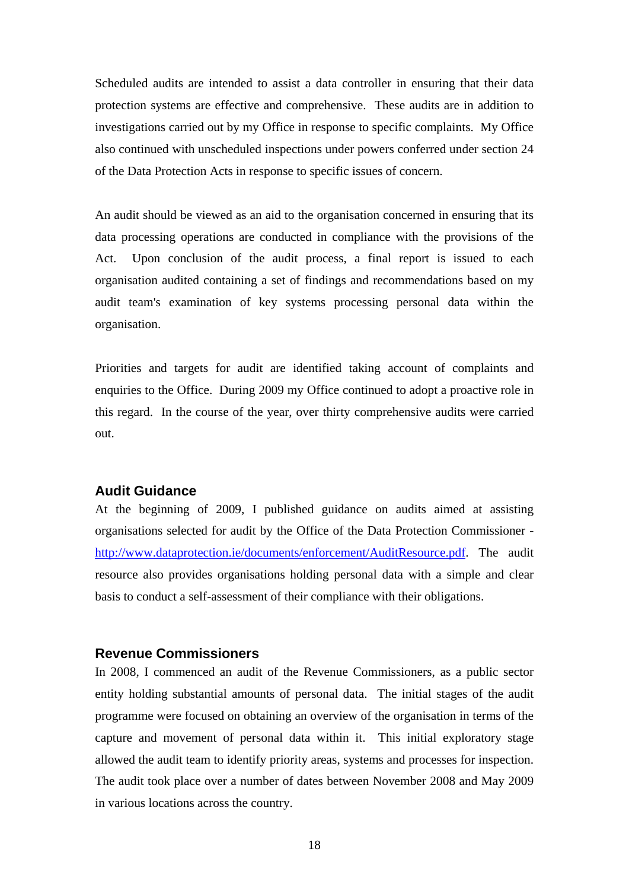Scheduled audits are intended to assist a data controller in ensuring that their data protection systems are effective and comprehensive. These audits are in addition to investigations carried out by my Office in response to specific complaints. My Office also continued with unscheduled inspections under powers conferred under section 24 of the Data Protection Acts in response to specific issues of concern.

An audit should be viewed as an aid to the organisation concerned in ensuring that its data processing operations are conducted in compliance with the provisions of the Act. Upon conclusion of the audit process, a final report is issued to each organisation audited containing a set of findings and recommendations based on my audit team's examination of key systems processing personal data within the organisation.

Priorities and targets for audit are identified taking account of complaints and enquiries to the Office. During 2009 my Office continued to adopt a proactive role in this regard. In the course of the year, over thirty comprehensive audits were carried out.

## Audit Guidance

At the beginning of 2009, I published guidance on audits aimed at assisting organisations selected for audit by the Office of the Data Protection Commissioner - http://www.dataprotection.ie/documents/enforcement/AuditResource.pdf. The audit resource also provides organisations holding personal data with a simple and clear basis to conduct a self-assessment of their compliance with their obligations.

## Revenue Commissioners

In 2008, I commenced an audit of the Revenue Commissioners, as a public sector entity holding substantial amounts of personal data. The initial stages of the audit programme were focused on obtaining an overview of the organisation in terms of the capture and movement of personal data within it. This initial exploratory stage allowed the audit team to identify priority areas, systems and processes for inspection. The audit took place over a number of dates between November 2008 and May 2009 in various locations across the country.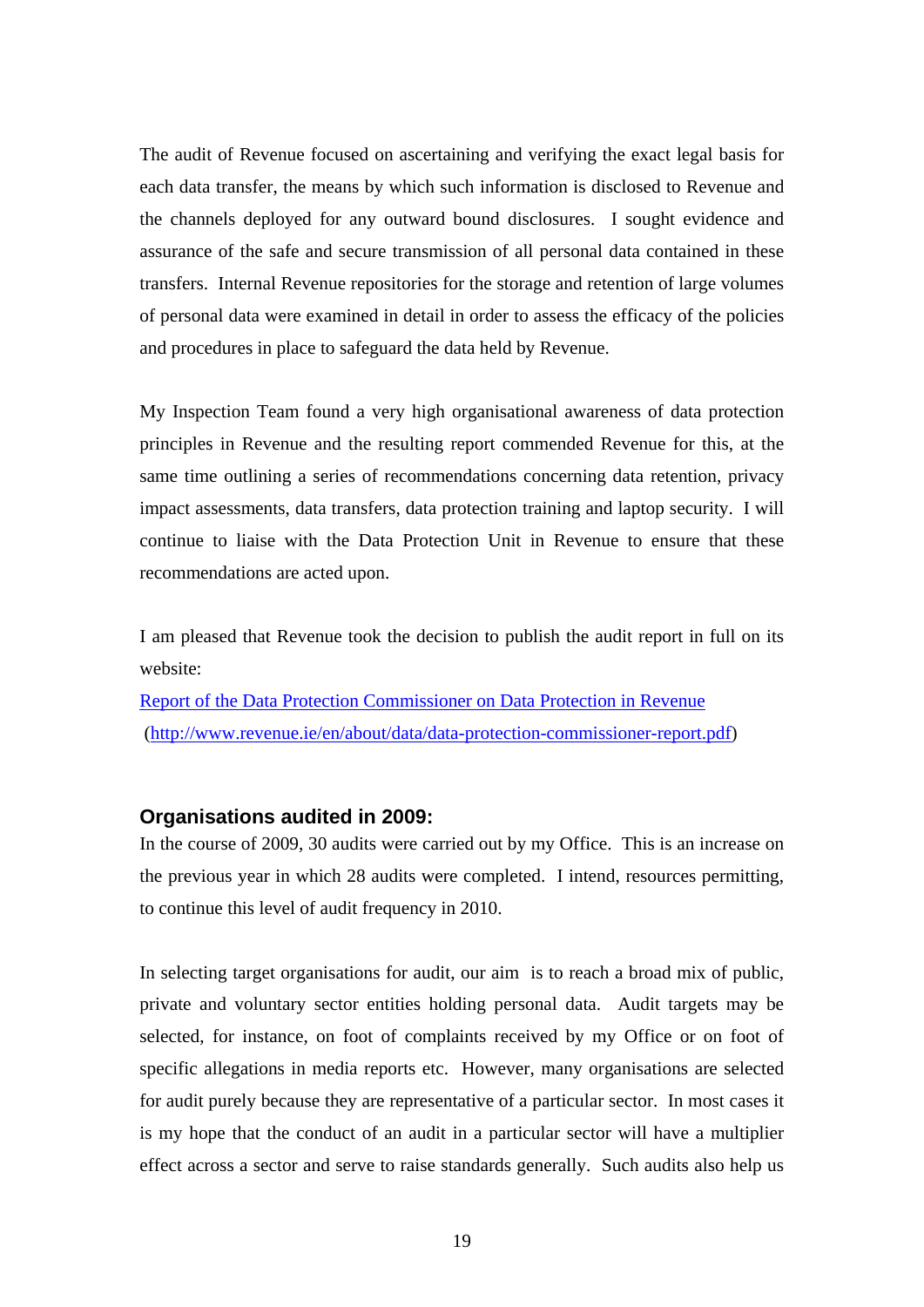The audit of Revenue focused on ascertaining and verifying the exact legal basis for each data transfer, the means by which such information is disclosed to Revenue and the channels deployed for any outward bound disclosures. I sought evidence and assurance of the safe and secure transmission of all personal data contained in these transfers. Internal Revenue repositories for the storage and retention of large volumes of personal data were examined in detail in order to assess the efficacy of the policies and procedures in place to safeguard the data held by Revenue.

My Inspection Team found a very high organisational awareness of data protection principles in Revenue and the resulting report commended Revenue for this, at the same time outlining a series of recommendations concerning data retention, privacy impact assessments, data transfers, data protection training and laptop security. I will continue to liaise with the Data Protection Unit in Revenue to ensure that these recommendations are acted upon.

I am pleased that Revenue took the decision to publish the audit report in full on its website:
[Report of the Data Protection Commissioner on Data Protection in Revenue](http://www.revenue.ie/en/about/data/data-protection-commissioner-report.pdf)
(http://www.revenue.ie/en/about/data/data-protection-commissioner-report.pdf)

### Organisations audited in 2009:

In the course of 2009, 30 audits were carried out by my Office. This is an increase on the previous year in which 28 audits were completed. I intend, resources permitting, to continue this level of audit frequency in 2010.

In selecting target organisations for audit, our aim is to reach a broad mix of public, private and voluntary sector entities holding personal data. Audit targets may be selected, for instance, on foot of complaints received by my Office or on foot of specific allegations in media reports etc. However, many organisations are selected for audit purely because they are representative of a particular sector. In most cases it is my hope that the conduct of an audit in a particular sector will have a multiplier effect across a sector and serve to raise standards generally. Such audits also help us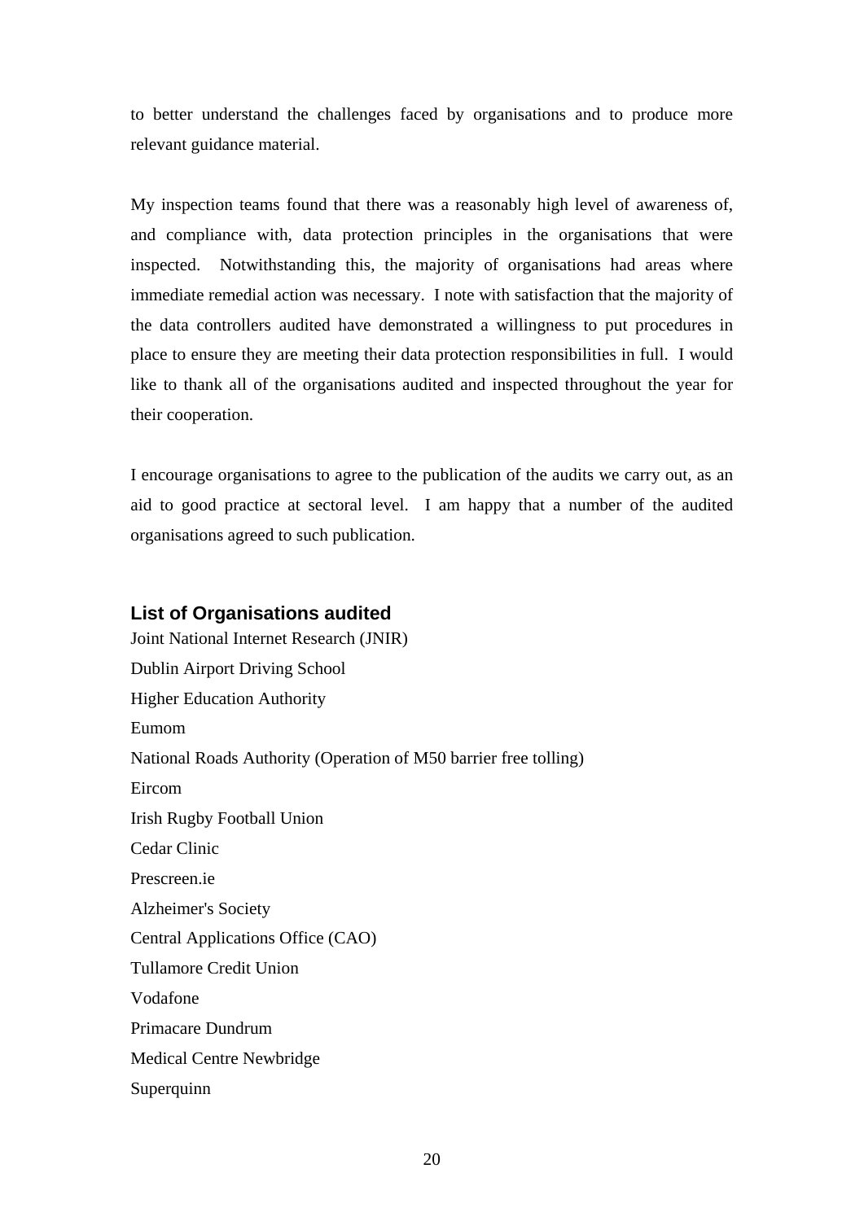to better understand the challenges faced by organisations and to produce more relevant guidance material.

My inspection teams found that there was a reasonably high level of awareness of, and compliance with, data protection principles in the organisations that were inspected. Notwithstanding this, the majority of organisations had areas where immediate remedial action was necessary. I note with satisfaction that the majority of the data controllers audited have demonstrated a willingness to put procedures in place to ensure they are meeting their data protection responsibilities in full. I would like to thank all of the organisations audited and inspected throughout the year for their cooperation.

I encourage organisations to agree to the publication of the audits we carry out, as an aid to good practice at sectoral level. I am happy that a number of the audited organisations agreed to such publication.

### List of Organisations audited

Joint National Internet Research (JNIR)
Dublin Airport Driving School
Higher Education Authority
Eumom
National Roads Authority (Operation of M50 barrier free tolling)
Eircom
Irish Rugby Football Union
Cedar Clinic
Prescreen.ie
Alzheimer's Society
Central Applications Office (CAO)
Tullamore Credit Union
Vodafone
Primacare Dundrum
Medical Centre Newbridge
Superquinn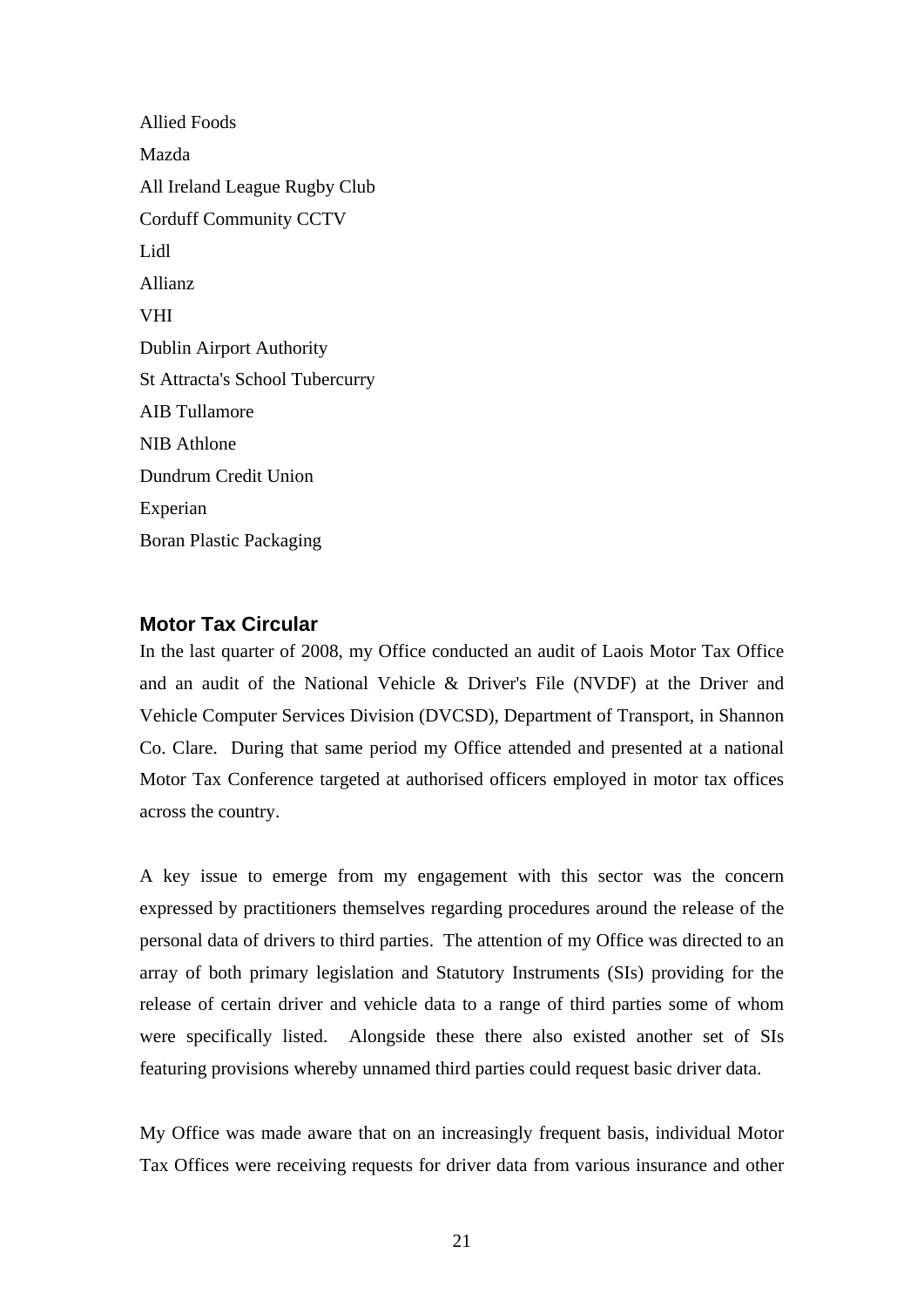Allied Foods

Mazda

All Ireland League Rugby Club

Corduff Community CCTV

Lidl

Allianz

VHI

Dublin Airport Authority

St Attracta's School Tubercurry

AIB Tullamore

NIB Athlone

Dundrum Credit Union

Experian

Boran Plastic Packaging

## Motor Tax Circular

In the last quarter of 2008, my Office conducted an audit of Laois Motor Tax Office and an audit of the National Vehicle & Driver's File (NVDF) at the Driver and Vehicle Computer Services Division (DVCSD), Department of Transport, in Shannon Co. Clare. During that same period my Office attended and presented at a national Motor Tax Conference targeted at authorised officers employed in motor tax offices across the country.

A key issue to emerge from my engagement with this sector was the concern expressed by practitioners themselves regarding procedures around the release of the personal data of drivers to third parties. The attention of my Office was directed to an array of both primary legislation and Statutory Instruments (SIs) providing for the release of certain driver and vehicle data to a range of third parties some of whom were specifically listed. Alongside these there also existed another set of SIs featuring provisions whereby unnamed third parties could request basic driver data.

My Office was made aware that on an increasingly frequent basis, individual Motor Tax Offices were receiving requests for driver data from various insurance and other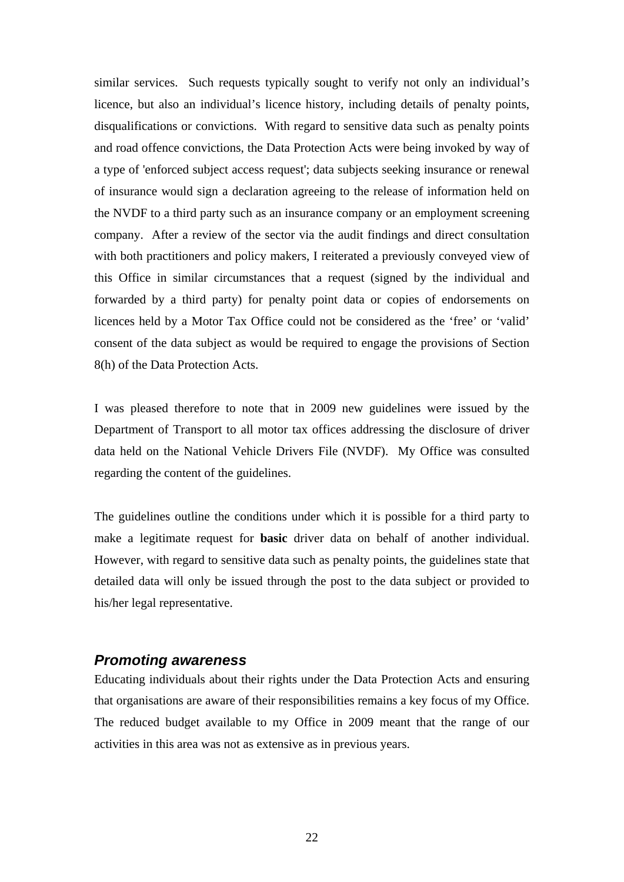similar services. Such requests typically sought to verify not only an individual's licence, but also an individual's licence history, including details of penalty points, disqualifications or convictions. With regard to sensitive data such as penalty points and road offence convictions, the Data Protection Acts were being invoked by way of a type of 'enforced subject access request'; data subjects seeking insurance or renewal of insurance would sign a declaration agreeing to the release of information held on the NVDF to a third party such as an insurance company or an employment screening company. After a review of the sector via the audit findings and direct consultation with both practitioners and policy makers, I reiterated a previously conveyed view of this Office in similar circumstances that a request (signed by the individual and forwarded by a third party) for penalty point data or copies of endorsements on licences held by a Motor Tax Office could not be considered as the 'free' or 'valid' consent of the data subject as would be required to engage the provisions of Section 8(h) of the Data Protection Acts.

I was pleased therefore to note that in 2009 new guidelines were issued by the Department of Transport to all motor tax offices addressing the disclosure of driver data held on the National Vehicle Drivers File (NVDF). My Office was consulted regarding the content of the guidelines.

The guidelines outline the conditions under which it is possible for a third party to make a legitimate request for **basic** driver data on behalf of another individual. However, with regard to sensitive data such as penalty points, the guidelines state that detailed data will only be issued through the post to the data subject or provided to his/her legal representative.

### *Promoting awareness*

Educating individuals about their rights under the Data Protection Acts and ensuring that organisations are aware of their responsibilities remains a key focus of my Office. The reduced budget available to my Office in 2009 meant that the range of our activities in this area was not as extensive as in previous years.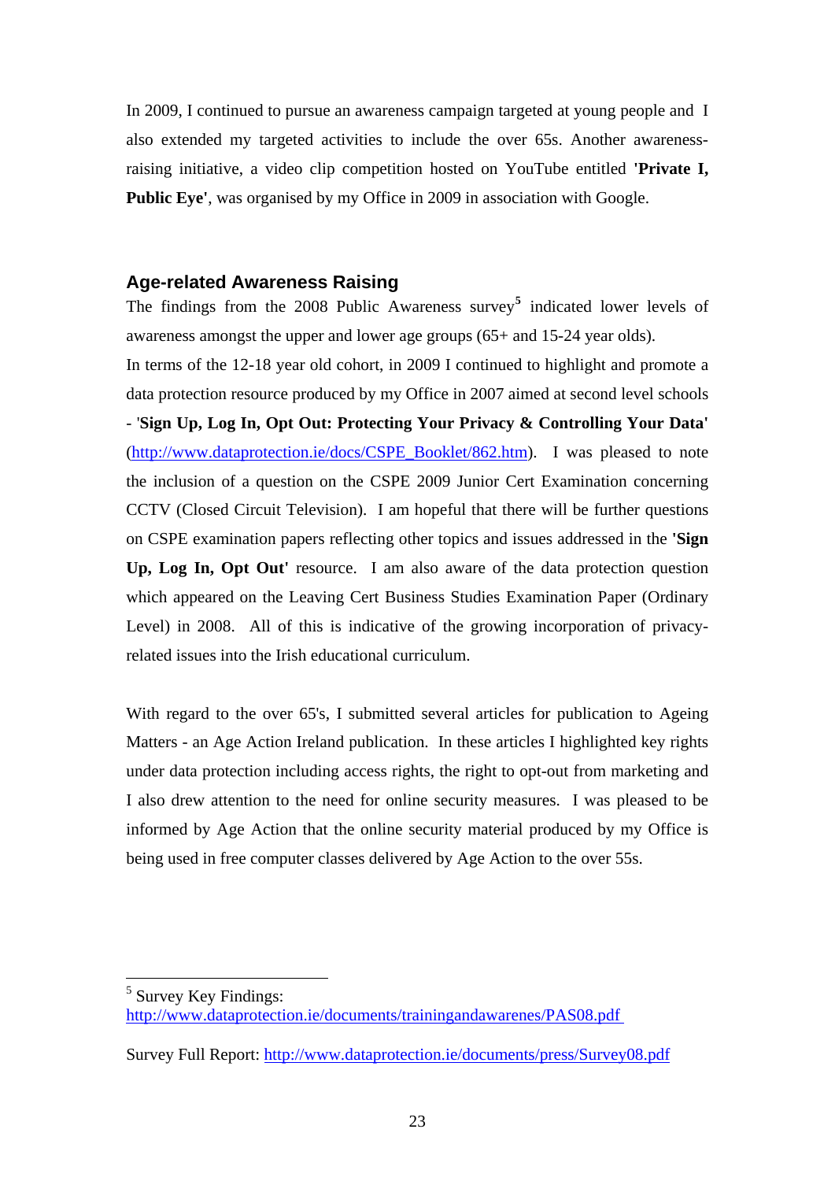In 2009, I continued to pursue an awareness campaign targeted at young people and I also extended my targeted activities to include the over 65s. Another awareness-raising initiative, a video clip competition hosted on YouTube entitled **'Private I, Public Eye'**, was organised by my Office in 2009 in association with Google.

## Age-related Awareness Raising

The findings from the 2008 Public Awareness survey[5] indicated lower levels of awareness amongst the upper and lower age groups (65+ and 15-24 year olds).

In terms of the 12-18 year old cohort, in 2009 I continued to highlight and promote a data protection resource produced by my Office in 2007 aimed at second level schools - '**Sign Up, Log In, Opt Out: Protecting Your Privacy & Controlling Your Data'** (http://www.dataprotection.ie/docs/CSPE_Booklet/862.htm). I was pleased to note the inclusion of a question on the CSPE 2009 Junior Cert Examination concerning CCTV (Closed Circuit Television). I am hopeful that there will be further questions on CSPE examination papers reflecting other topics and issues addressed in the **'Sign Up, Log In, Opt Out'** resource. I am also aware of the data protection question which appeared on the Leaving Cert Business Studies Examination Paper (Ordinary Level) in 2008. All of this is indicative of the growing incorporation of privacy-related issues into the Irish educational curriculum.

With regard to the over 65's, I submitted several articles for publication to Ageing Matters - an Age Action Ireland publication. In these articles I highlighted key rights under data protection including access rights, the right to opt-out from marketing and I also drew attention to the need for online security measures. I was pleased to be informed by Age Action that the online security material produced by my Office is being used in free computer classes delivered by Age Action to the over 55s.

---

[5] Survey Key Findings:
http://www.dataprotection.ie/documents/trainingandawarenes/PAS08.pdf

Survey Full Report: http://www.dataprotection.ie/documents/press/Survey08.pdf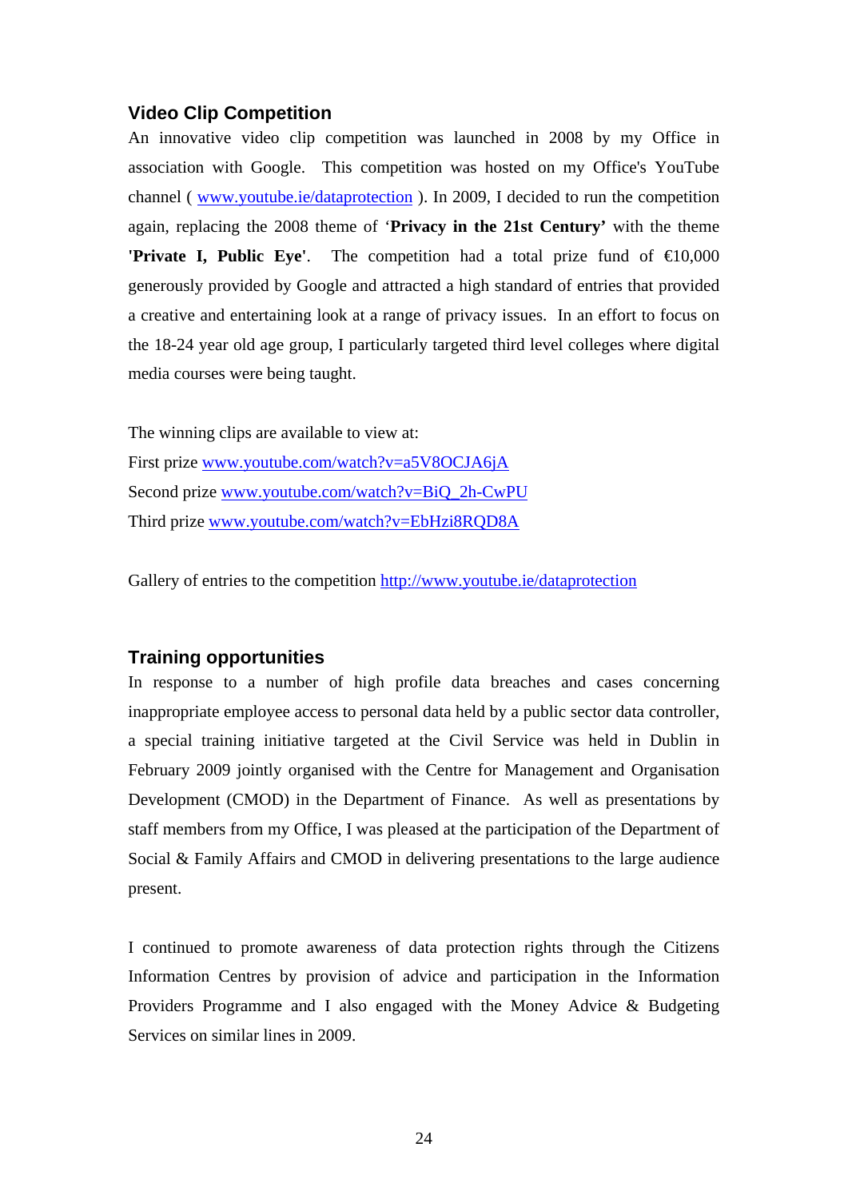## Video Clip Competition

An innovative video clip competition was launched in 2008 by my Office in association with Google. This competition was hosted on my Office's YouTube channel ( www.youtube.ie/dataprotection ). In 2009, I decided to run the competition again, replacing the 2008 theme of '**Privacy in the 21st Century'** with the theme **'Private I, Public Eye'**. The competition had a total prize fund of €10,000 generously provided by Google and attracted a high standard of entries that provided a creative and entertaining look at a range of privacy issues. In an effort to focus on the 18-24 year old age group, I particularly targeted third level colleges where digital media courses were being taught.

The winning clips are available to view at:
First prize www.youtube.com/watch?v=a5V8OCJA6jA
Second prize www.youtube.com/watch?v=BiQ_2h-CwPU
Third prize www.youtube.com/watch?v=EbHzi8RQD8A

Gallery of entries to the competition http://www.youtube.ie/dataprotection

## Training opportunities

In response to a number of high profile data breaches and cases concerning inappropriate employee access to personal data held by a public sector data controller, a special training initiative targeted at the Civil Service was held in Dublin in February 2009 jointly organised with the Centre for Management and Organisation Development (CMOD) in the Department of Finance. As well as presentations by staff members from my Office, I was pleased at the participation of the Department of Social & Family Affairs and CMOD in delivering presentations to the large audience present.

I continued to promote awareness of data protection rights through the Citizens Information Centres by provision of advice and participation in the Information Providers Programme and I also engaged with the Money Advice & Budgeting Services on similar lines in 2009.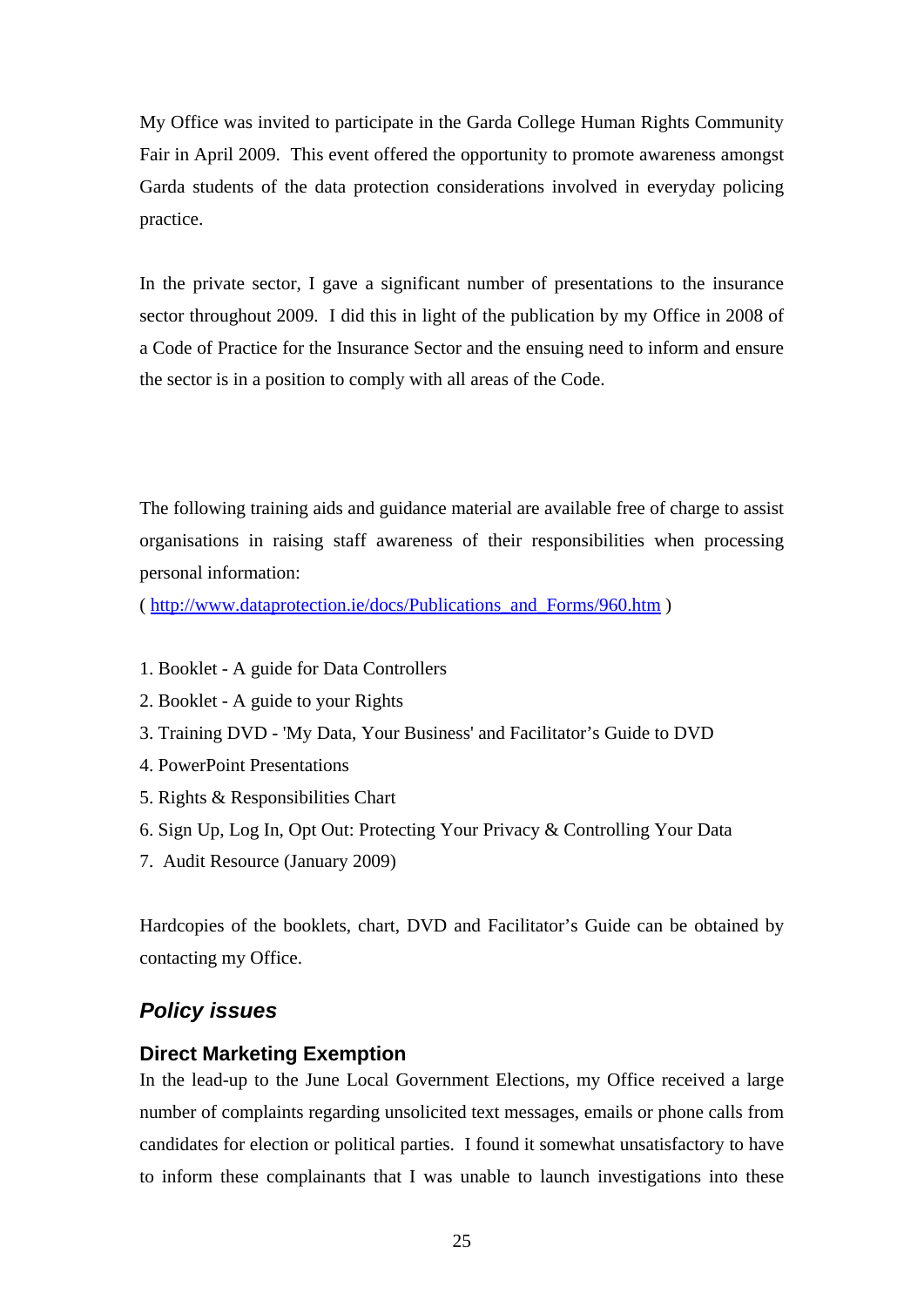My Office was invited to participate in the Garda College Human Rights Community Fair in April 2009. This event offered the opportunity to promote awareness amongst Garda students of the data protection considerations involved in everyday policing practice.

In the private sector, I gave a significant number of presentations to the insurance sector throughout 2009. I did this in light of the publication by my Office in 2008 of a Code of Practice for the Insurance Sector and the ensuing need to inform and ensure the sector is in a position to comply with all areas of the Code.

The following training aids and guidance material are available free of charge to assist organisations in raising staff awareness of their responsibilities when processing personal information:
( http://www.dataprotection.ie/docs/Publications_and_Forms/960.htm )

1. Booklet - A guide for Data Controllers
2. Booklet - A guide to your Rights
3. Training DVD - 'My Data, Your Business' and Facilitator's Guide to DVD
4. PowerPoint Presentations
5. Rights & Responsibilities Chart
6. Sign Up, Log In, Opt Out: Protecting Your Privacy & Controlling Your Data
7. Audit Resource (January 2009)

Hardcopies of the booklets, chart, DVD and Facilitator's Guide can be obtained by contacting my Office.

## *Policy issues*

### Direct Marketing Exemption

In the lead-up to the June Local Government Elections, my Office received a large number of complaints regarding unsolicited text messages, emails or phone calls from candidates for election or political parties. I found it somewhat unsatisfactory to have to inform these complainants that I was unable to launch investigations into these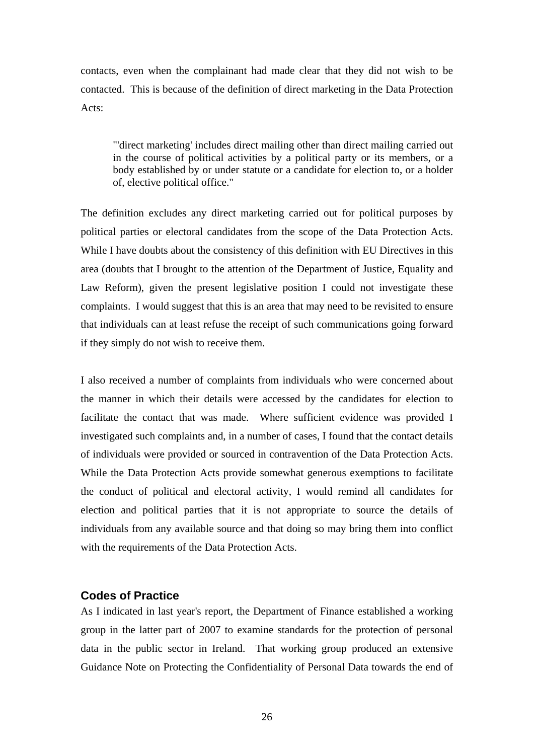contacts, even when the complainant had made clear that they did not wish to be contacted. This is because of the definition of direct marketing in the Data Protection Acts:

> "'direct marketing' includes direct mailing other than direct mailing carried out in the course of political activities by a political party or its members, or a body established by or under statute or a candidate for election to, or a holder of, elective political office."

The definition excludes any direct marketing carried out for political purposes by political parties or electoral candidates from the scope of the Data Protection Acts. While I have doubts about the consistency of this definition with EU Directives in this area (doubts that I brought to the attention of the Department of Justice, Equality and Law Reform), given the present legislative position I could not investigate these complaints. I would suggest that this is an area that may need to be revisited to ensure that individuals can at least refuse the receipt of such communications going forward if they simply do not wish to receive them.

I also received a number of complaints from individuals who were concerned about the manner in which their details were accessed by the candidates for election to facilitate the contact that was made. Where sufficient evidence was provided I investigated such complaints and, in a number of cases, I found that the contact details of individuals were provided or sourced in contravention of the Data Protection Acts. While the Data Protection Acts provide somewhat generous exemptions to facilitate the conduct of political and electoral activity, I would remind all candidates for election and political parties that it is not appropriate to source the details of individuals from any available source and that doing so may bring them into conflict with the requirements of the Data Protection Acts.

## Codes of Practice

As I indicated in last year's report, the Department of Finance established a working group in the latter part of 2007 to examine standards for the protection of personal data in the public sector in Ireland. That working group produced an extensive Guidance Note on Protecting the Confidentiality of Personal Data towards the end of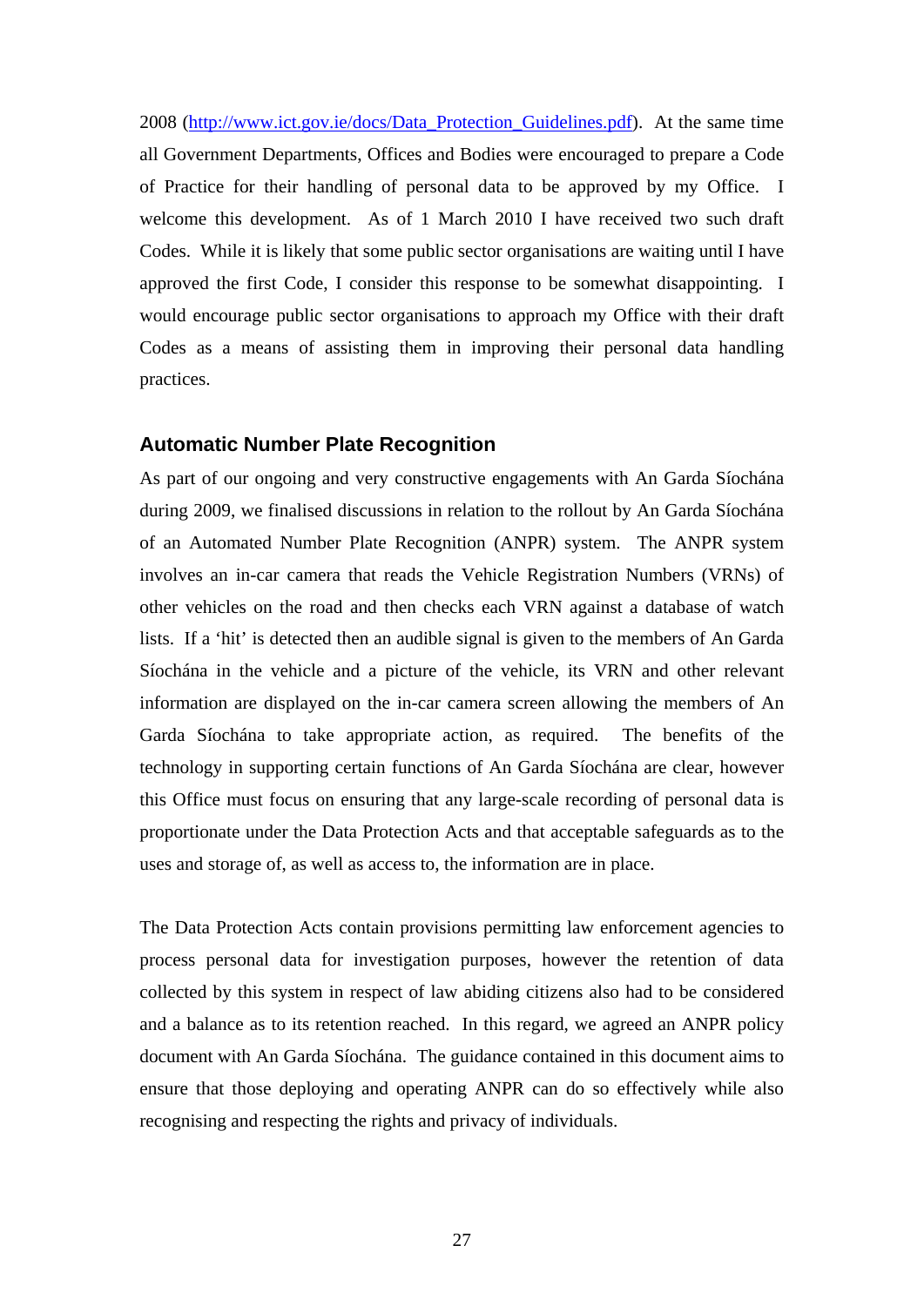2008 (http://www.ict.gov.ie/docs/Data_Protection_Guidelines.pdf). At the same time all Government Departments, Offices and Bodies were encouraged to prepare a Code of Practice for their handling of personal data to be approved by my Office. I welcome this development. As of 1 March 2010 I have received two such draft Codes. While it is likely that some public sector organisations are waiting until I have approved the first Code, I consider this response to be somewhat disappointing. I would encourage public sector organisations to approach my Office with their draft Codes as a means of assisting them in improving their personal data handling practices.

### Automatic Number Plate Recognition

As part of our ongoing and very constructive engagements with An Garda Síochána during 2009, we finalised discussions in relation to the rollout by An Garda Síochána of an Automated Number Plate Recognition (ANPR) system. The ANPR system involves an in-car camera that reads the Vehicle Registration Numbers (VRNs) of other vehicles on the road and then checks each VRN against a database of watch lists. If a 'hit' is detected then an audible signal is given to the members of An Garda Síochána in the vehicle and a picture of the vehicle, its VRN and other relevant information are displayed on the in-car camera screen allowing the members of An Garda Síochána to take appropriate action, as required. The benefits of the technology in supporting certain functions of An Garda Síochána are clear, however this Office must focus on ensuring that any large-scale recording of personal data is proportionate under the Data Protection Acts and that acceptable safeguards as to the uses and storage of, as well as access to, the information are in place.

The Data Protection Acts contain provisions permitting law enforcement agencies to process personal data for investigation purposes, however the retention of data collected by this system in respect of law abiding citizens also had to be considered and a balance as to its retention reached. In this regard, we agreed an ANPR policy document with An Garda Síochána. The guidance contained in this document aims to ensure that those deploying and operating ANPR can do so effectively while also recognising and respecting the rights and privacy of individuals.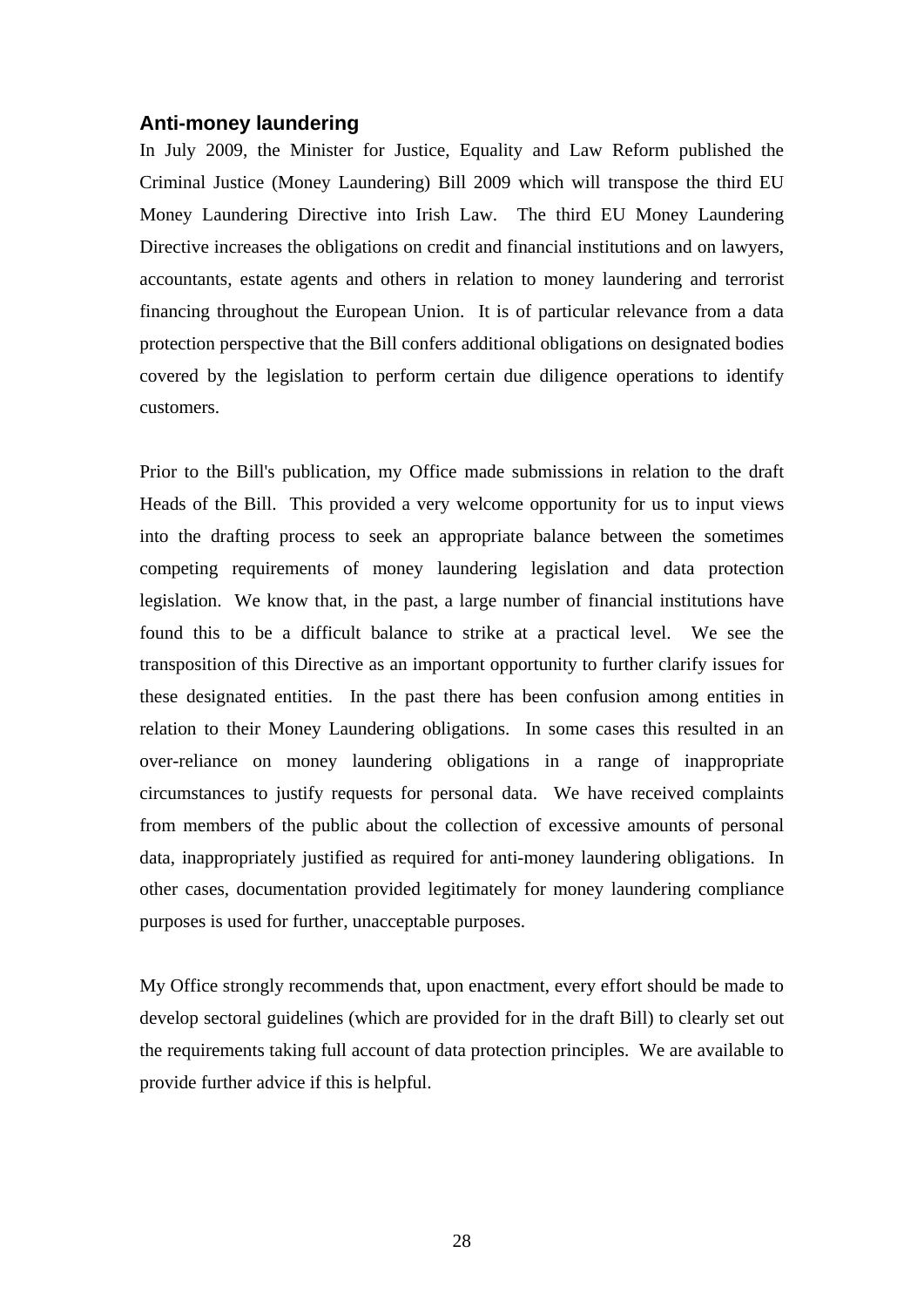### Anti-money laundering

In July 2009, the Minister for Justice, Equality and Law Reform published the Criminal Justice (Money Laundering) Bill 2009 which will transpose the third EU Money Laundering Directive into Irish Law. The third EU Money Laundering Directive increases the obligations on credit and financial institutions and on lawyers, accountants, estate agents and others in relation to money laundering and terrorist financing throughout the European Union. It is of particular relevance from a data protection perspective that the Bill confers additional obligations on designated bodies covered by the legislation to perform certain due diligence operations to identify customers.

Prior to the Bill's publication, my Office made submissions in relation to the draft Heads of the Bill. This provided a very welcome opportunity for us to input views into the drafting process to seek an appropriate balance between the sometimes competing requirements of money laundering legislation and data protection legislation. We know that, in the past, a large number of financial institutions have found this to be a difficult balance to strike at a practical level. We see the transposition of this Directive as an important opportunity to further clarify issues for these designated entities. In the past there has been confusion among entities in relation to their Money Laundering obligations. In some cases this resulted in an over-reliance on money laundering obligations in a range of inappropriate circumstances to justify requests for personal data. We have received complaints from members of the public about the collection of excessive amounts of personal data, inappropriately justified as required for anti-money laundering obligations. In other cases, documentation provided legitimately for money laundering compliance purposes is used for further, unacceptable purposes.

My Office strongly recommends that, upon enactment, every effort should be made to develop sectoral guidelines (which are provided for in the draft Bill) to clearly set out the requirements taking full account of data protection principles. We are available to provide further advice if this is helpful.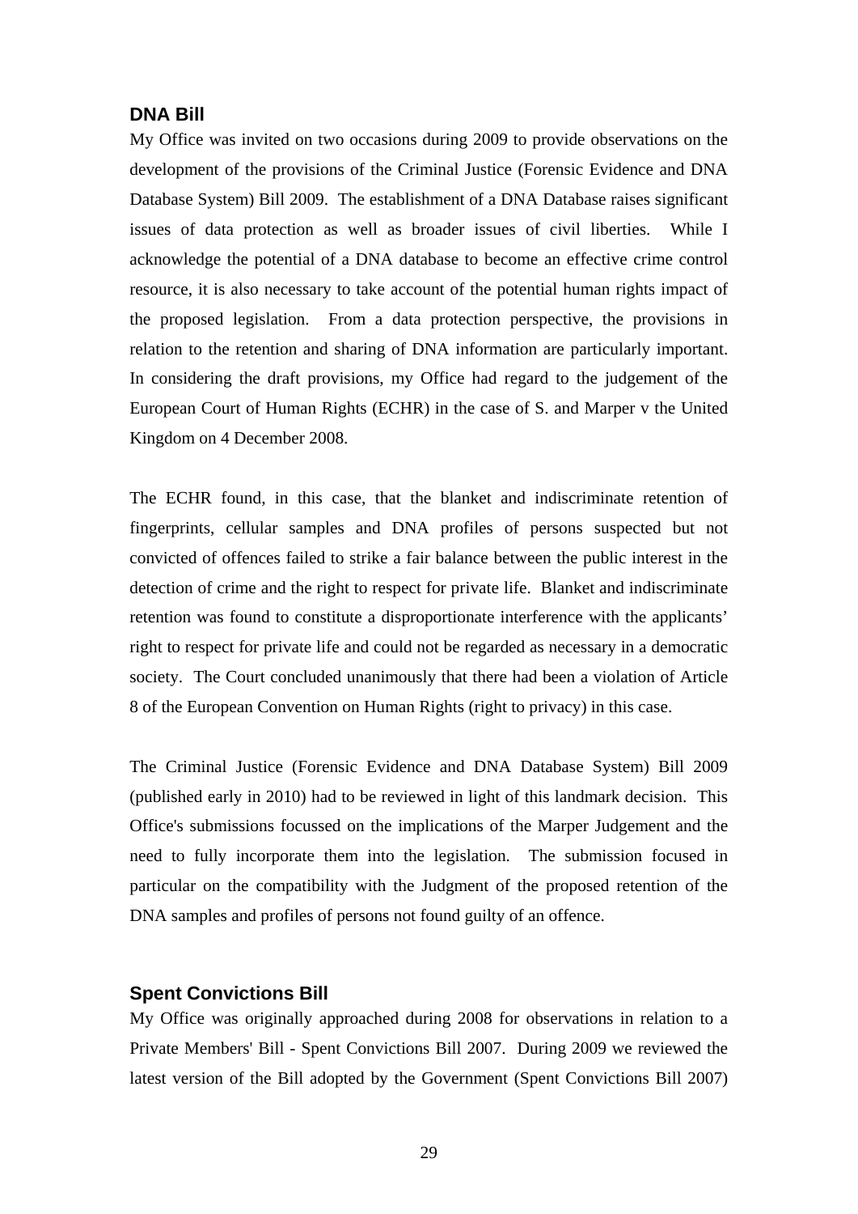### DNA Bill

My Office was invited on two occasions during 2009 to provide observations on the development of the provisions of the Criminal Justice (Forensic Evidence and DNA Database System) Bill 2009. The establishment of a DNA Database raises significant issues of data protection as well as broader issues of civil liberties. While I acknowledge the potential of a DNA database to become an effective crime control resource, it is also necessary to take account of the potential human rights impact of the proposed legislation. From a data protection perspective, the provisions in relation to the retention and sharing of DNA information are particularly important. In considering the draft provisions, my Office had regard to the judgement of the European Court of Human Rights (ECHR) in the case of S. and Marper v the United Kingdom on 4 December 2008.

The ECHR found, in this case, that the blanket and indiscriminate retention of fingerprints, cellular samples and DNA profiles of persons suspected but not convicted of offences failed to strike a fair balance between the public interest in the detection of crime and the right to respect for private life. Blanket and indiscriminate retention was found to constitute a disproportionate interference with the applicants' right to respect for private life and could not be regarded as necessary in a democratic society. The Court concluded unanimously that there had been a violation of Article 8 of the European Convention on Human Rights (right to privacy) in this case.

The Criminal Justice (Forensic Evidence and DNA Database System) Bill 2009 (published early in 2010) had to be reviewed in light of this landmark decision. This Office's submissions focussed on the implications of the Marper Judgement and the need to fully incorporate them into the legislation. The submission focused in particular on the compatibility with the Judgment of the proposed retention of the DNA samples and profiles of persons not found guilty of an offence.

### Spent Convictions Bill

My Office was originally approached during 2008 for observations in relation to a Private Members' Bill - Spent Convictions Bill 2007. During 2009 we reviewed the latest version of the Bill adopted by the Government (Spent Convictions Bill 2007)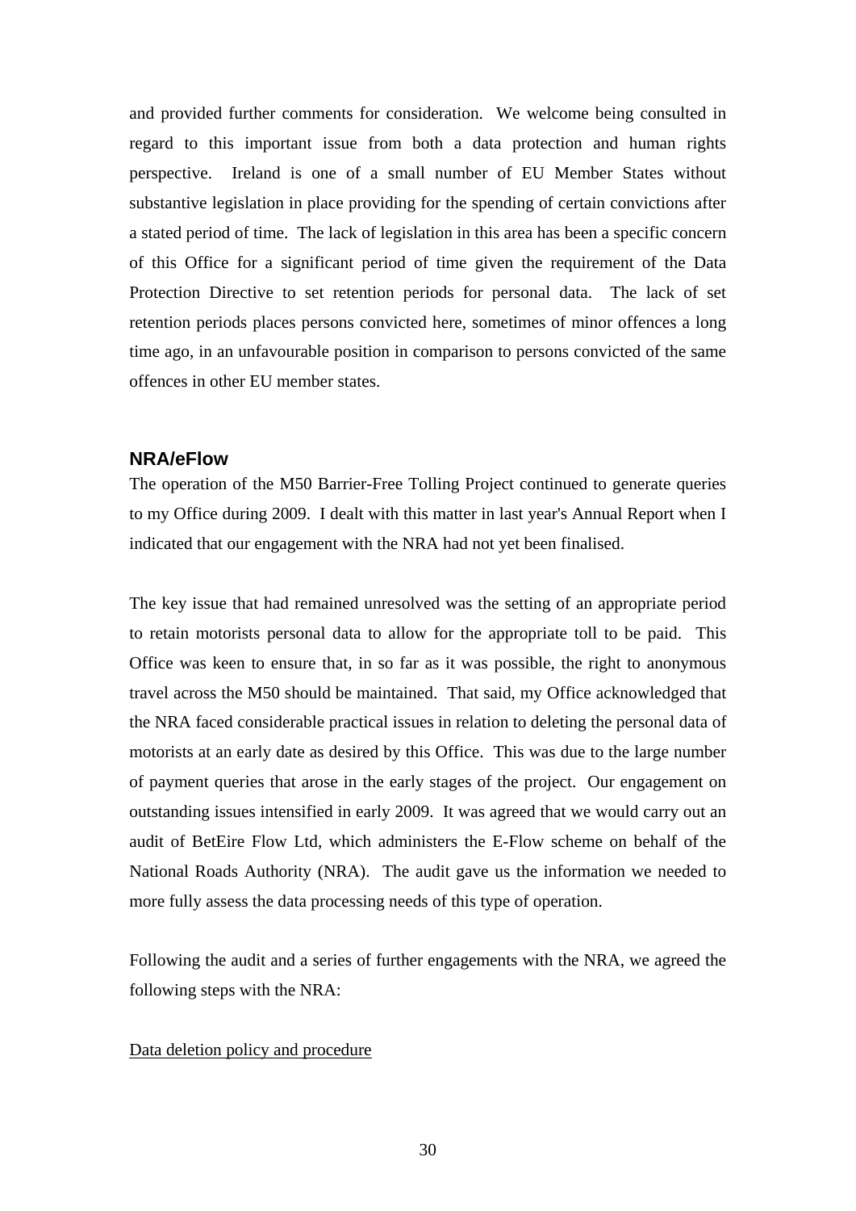and provided further comments for consideration. We welcome being consulted in regard to this important issue from both a data protection and human rights perspective. Ireland is one of a small number of EU Member States without substantive legislation in place providing for the spending of certain convictions after a stated period of time. The lack of legislation in this area has been a specific concern of this Office for a significant period of time given the requirement of the Data Protection Directive to set retention periods for personal data. The lack of set retention periods places persons convicted here, sometimes of minor offences a long time ago, in an unfavourable position in comparison to persons convicted of the same offences in other EU member states.

### NRA/eFlow

The operation of the M50 Barrier-Free Tolling Project continued to generate queries to my Office during 2009. I dealt with this matter in last year's Annual Report when I indicated that our engagement with the NRA had not yet been finalised.

The key issue that had remained unresolved was the setting of an appropriate period to retain motorists personal data to allow for the appropriate toll to be paid. This Office was keen to ensure that, in so far as it was possible, the right to anonymous travel across the M50 should be maintained. That said, my Office acknowledged that the NRA faced considerable practical issues in relation to deleting the personal data of motorists at an early date as desired by this Office. This was due to the large number of payment queries that arose in the early stages of the project. Our engagement on outstanding issues intensified in early 2009. It was agreed that we would carry out an audit of BetEire Flow Ltd, which administers the E-Flow scheme on behalf of the National Roads Authority (NRA). The audit gave us the information we needed to more fully assess the data processing needs of this type of operation.

Following the audit and a series of further engagements with the NRA, we agreed the following steps with the NRA:

<u>Data deletion policy and procedure</u>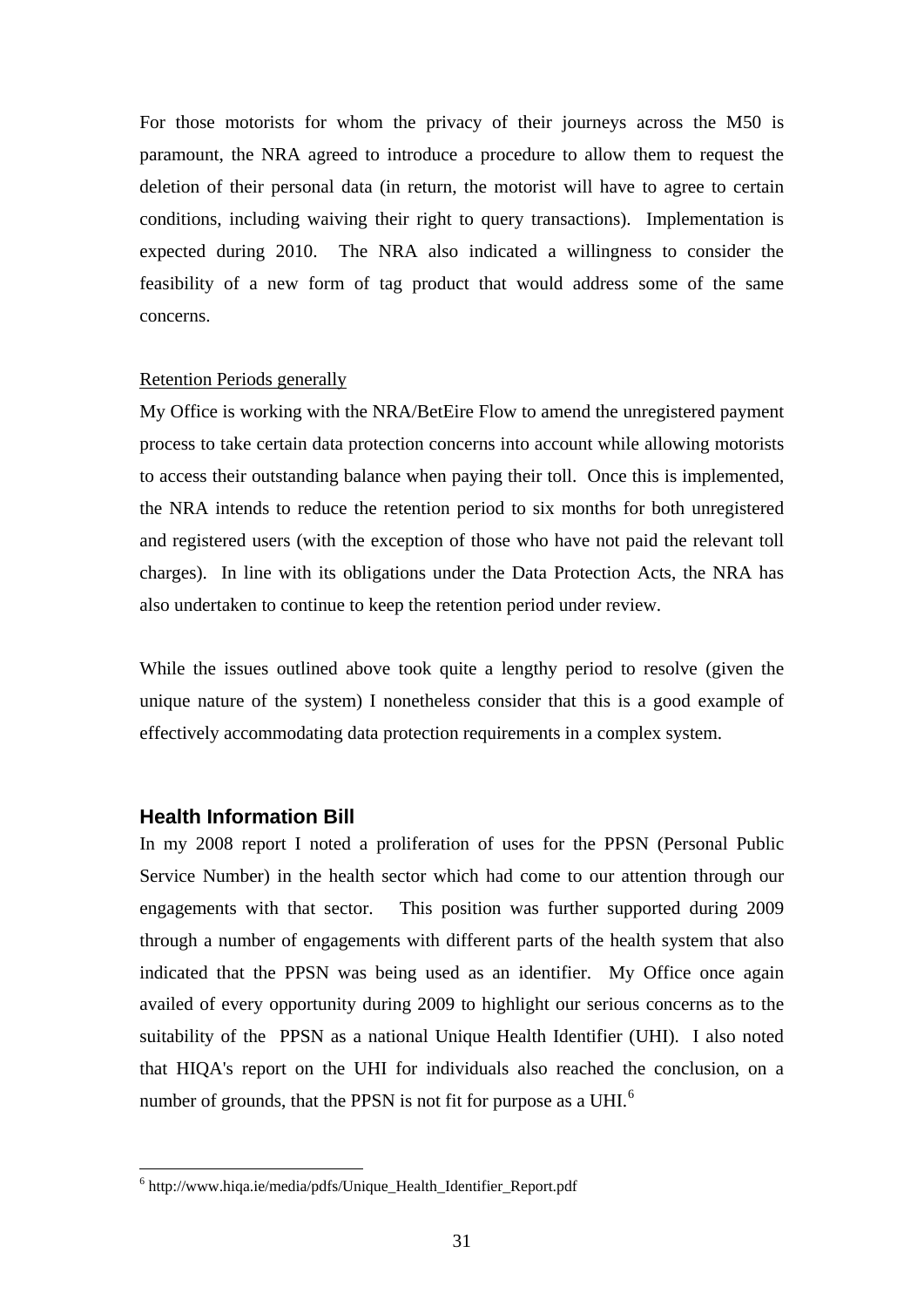For those motorists for whom the privacy of their journeys across the M50 is paramount, the NRA agreed to introduce a procedure to allow them to request the deletion of their personal data (in return, the motorist will have to agree to certain conditions, including waiving their right to query transactions). Implementation is expected during 2010. The NRA also indicated a willingness to consider the feasibility of a new form of tag product that would address some of the same concerns.

Retention Periods generally

My Office is working with the NRA/BetEire Flow to amend the unregistered payment process to take certain data protection concerns into account while allowing motorists to access their outstanding balance when paying their toll. Once this is implemented, the NRA intends to reduce the retention period to six months for both unregistered and registered users (with the exception of those who have not paid the relevant toll charges). In line with its obligations under the Data Protection Acts, the NRA has also undertaken to continue to keep the retention period under review.

While the issues outlined above took quite a lengthy period to resolve (given the unique nature of the system) I nonetheless consider that this is a good example of effectively accommodating data protection requirements in a complex system.

## Health Information Bill

In my 2008 report I noted a proliferation of uses for the PPSN (Personal Public Service Number) in the health sector which had come to our attention through our engagements with that sector. This position was further supported during 2009 through a number of engagements with different parts of the health system that also indicated that the PPSN was being used as an identifier. My Office once again availed of every opportunity during 2009 to highlight our serious concerns as to the suitability of the PPSN as a national Unique Health Identifier (UHI). I also noted that HIQA's report on the UHI for individuals also reached the conclusion, on a number of grounds, that the PPSN is not fit for purpose as a UHI.[6]

[6] http://www.hiqa.ie/media/pdfs/Unique_Health_Identifier_Report.pdf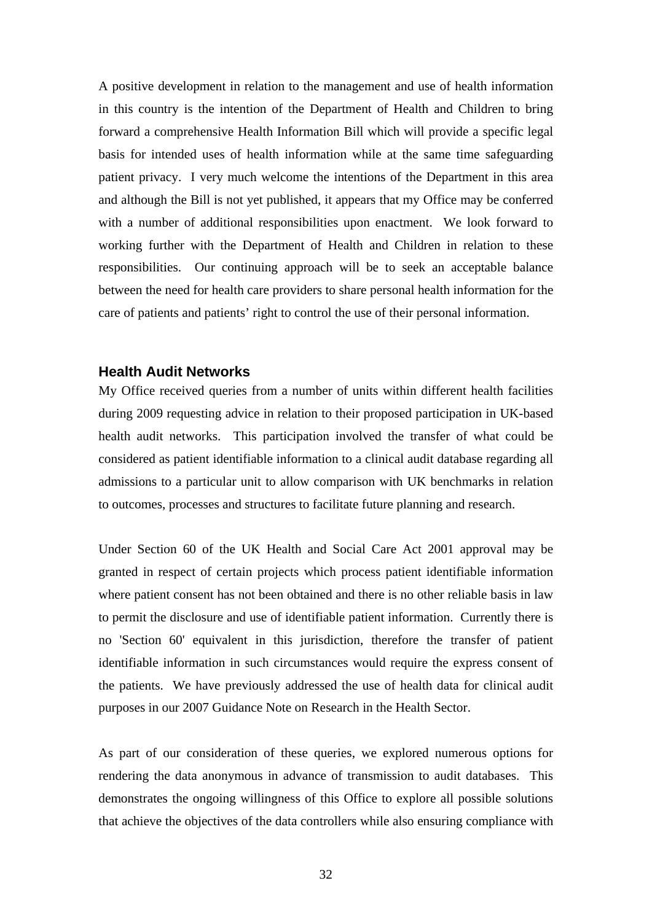A positive development in relation to the management and use of health information in this country is the intention of the Department of Health and Children to bring forward a comprehensive Health Information Bill which will provide a specific legal basis for intended uses of health information while at the same time safeguarding patient privacy. I very much welcome the intentions of the Department in this area and although the Bill is not yet published, it appears that my Office may be conferred with a number of additional responsibilities upon enactment. We look forward to working further with the Department of Health and Children in relation to these responsibilities. Our continuing approach will be to seek an acceptable balance between the need for health care providers to share personal health information for the care of patients and patients' right to control the use of their personal information.

### Health Audit Networks

My Office received queries from a number of units within different health facilities during 2009 requesting advice in relation to their proposed participation in UK-based health audit networks. This participation involved the transfer of what could be considered as patient identifiable information to a clinical audit database regarding all admissions to a particular unit to allow comparison with UK benchmarks in relation to outcomes, processes and structures to facilitate future planning and research.

Under Section 60 of the UK Health and Social Care Act 2001 approval may be granted in respect of certain projects which process patient identifiable information where patient consent has not been obtained and there is no other reliable basis in law to permit the disclosure and use of identifiable patient information. Currently there is no 'Section 60' equivalent in this jurisdiction, therefore the transfer of patient identifiable information in such circumstances would require the express consent of the patients. We have previously addressed the use of health data for clinical audit purposes in our 2007 Guidance Note on Research in the Health Sector.

As part of our consideration of these queries, we explored numerous options for rendering the data anonymous in advance of transmission to audit databases. This demonstrates the ongoing willingness of this Office to explore all possible solutions that achieve the objectives of the data controllers while also ensuring compliance with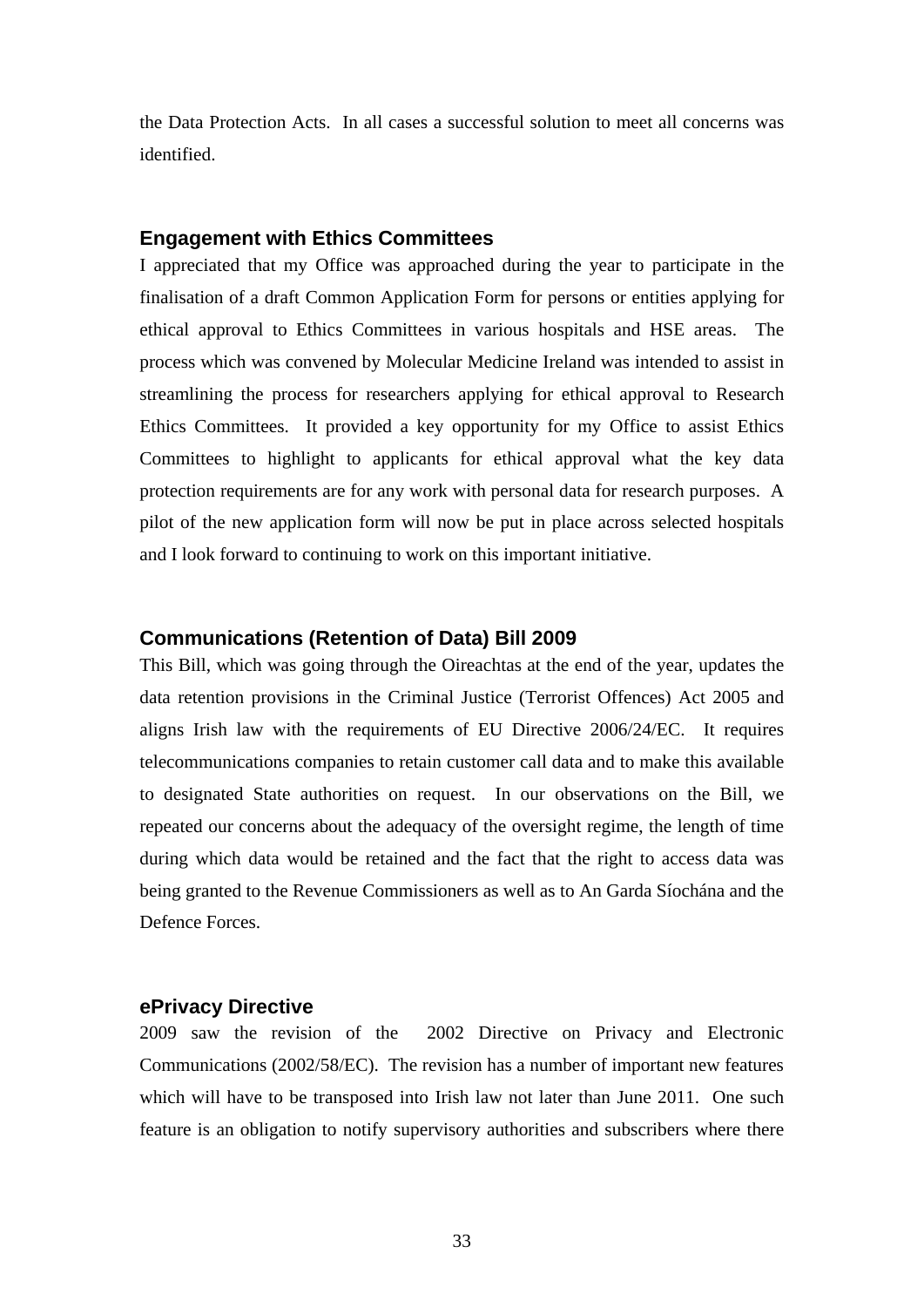the Data Protection Acts. In all cases a successful solution to meet all concerns was identified.

### Engagement with Ethics Committees

I appreciated that my Office was approached during the year to participate in the finalisation of a draft Common Application Form for persons or entities applying for ethical approval to Ethics Committees in various hospitals and HSE areas. The process which was convened by Molecular Medicine Ireland was intended to assist in streamlining the process for researchers applying for ethical approval to Research Ethics Committees. It provided a key opportunity for my Office to assist Ethics Committees to highlight to applicants for ethical approval what the key data protection requirements are for any work with personal data for research purposes. A pilot of the new application form will now be put in place across selected hospitals and I look forward to continuing to work on this important initiative.

### Communications (Retention of Data) Bill 2009

This Bill, which was going through the Oireachtas at the end of the year, updates the data retention provisions in the Criminal Justice (Terrorist Offences) Act 2005 and aligns Irish law with the requirements of EU Directive 2006/24/EC. It requires telecommunications companies to retain customer call data and to make this available to designated State authorities on request. In our observations on the Bill, we repeated our concerns about the adequacy of the oversight regime, the length of time during which data would be retained and the fact that the right to access data was being granted to the Revenue Commissioners as well as to An Garda Síochána and the Defence Forces.

### ePrivacy Directive

2009 saw the revision of the 2002 Directive on Privacy and Electronic Communications (2002/58/EC). The revision has a number of important new features which will have to be transposed into Irish law not later than June 2011. One such feature is an obligation to notify supervisory authorities and subscribers where there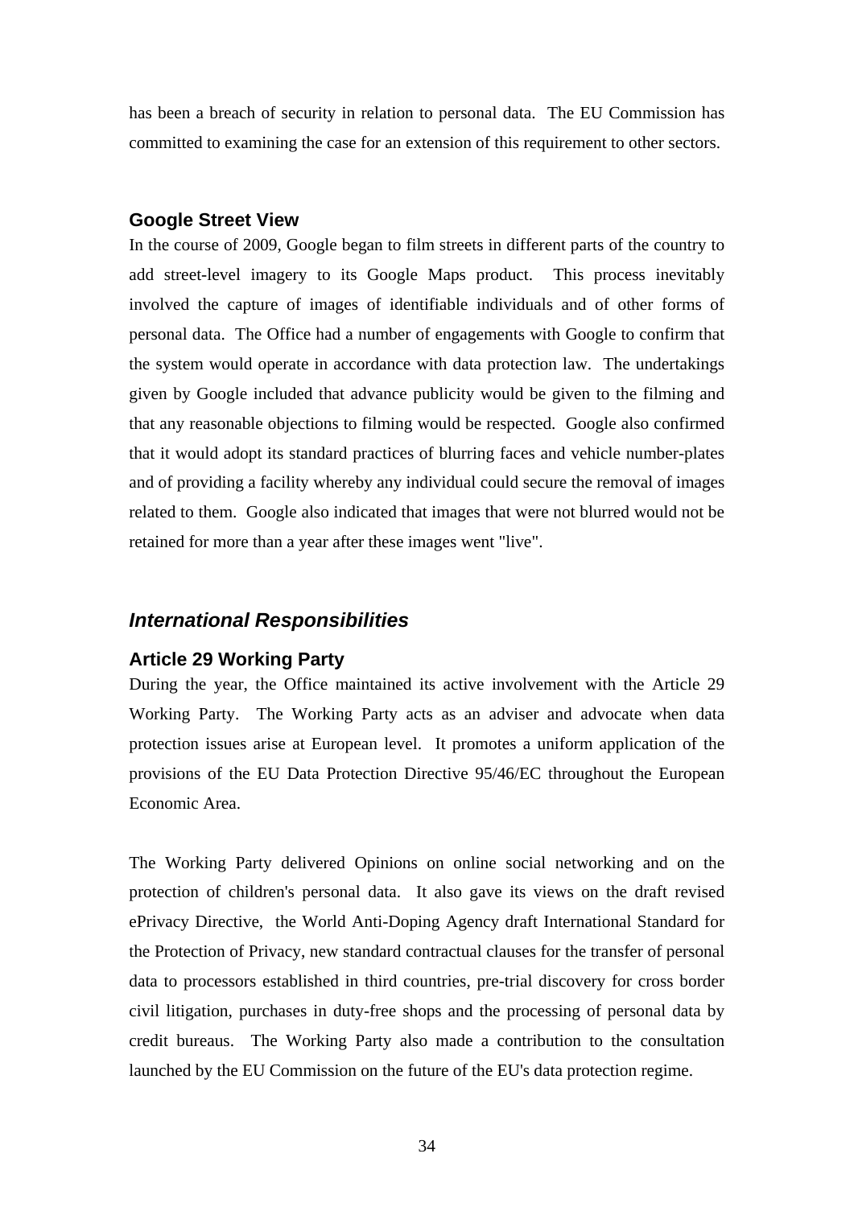has been a breach of security in relation to personal data. The EU Commission has committed to examining the case for an extension of this requirement to other sectors.

### Google Street View

In the course of 2009, Google began to film streets in different parts of the country to add street-level imagery to its Google Maps product. This process inevitably involved the capture of images of identifiable individuals and of other forms of personal data. The Office had a number of engagements with Google to confirm that the system would operate in accordance with data protection law. The undertakings given by Google included that advance publicity would be given to the filming and that any reasonable objections to filming would be respected. Google also confirmed that it would adopt its standard practices of blurring faces and vehicle number-plates and of providing a facility whereby any individual could secure the removal of images related to them. Google also indicated that images that were not blurred would not be retained for more than a year after these images went "live".

## *International Responsibilities*

### Article 29 Working Party

During the year, the Office maintained its active involvement with the Article 29 Working Party. The Working Party acts as an adviser and advocate when data protection issues arise at European level. It promotes a uniform application of the provisions of the EU Data Protection Directive 95/46/EC throughout the European Economic Area.

The Working Party delivered Opinions on online social networking and on the protection of children's personal data. It also gave its views on the draft revised ePrivacy Directive, the World Anti-Doping Agency draft International Standard for the Protection of Privacy, new standard contractual clauses for the transfer of personal data to processors established in third countries, pre-trial discovery for cross border civil litigation, purchases in duty-free shops and the processing of personal data by credit bureaus. The Working Party also made a contribution to the consultation launched by the EU Commission on the future of the EU's data protection regime.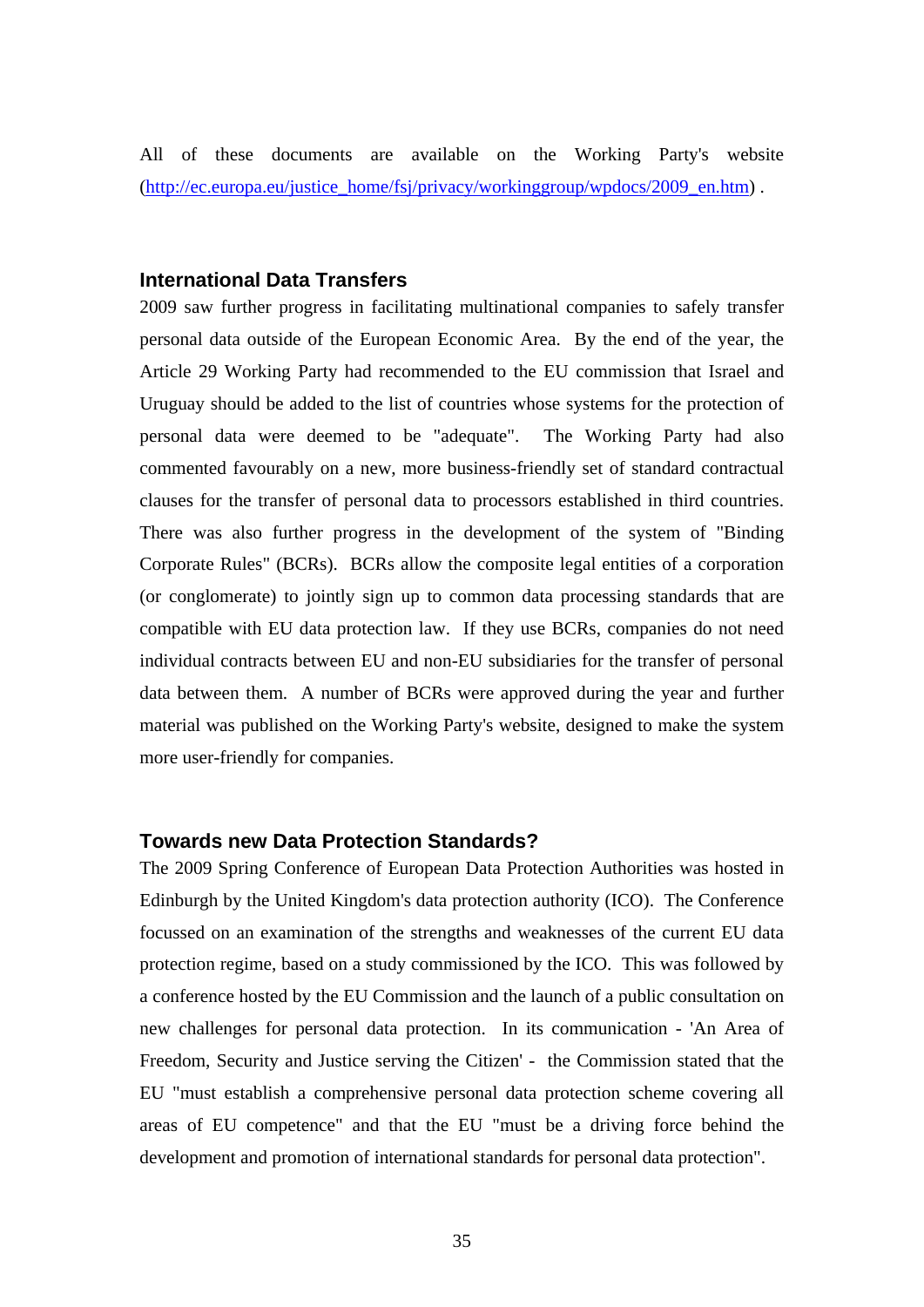All of these documents are available on the Working Party's website (http://ec.europa.eu/justice_home/fsj/privacy/workinggroup/wpdocs/2009_en.htm) .

## International Data Transfers

2009 saw further progress in facilitating multinational companies to safely transfer personal data outside of the European Economic Area. By the end of the year, the Article 29 Working Party had recommended to the EU commission that Israel and Uruguay should be added to the list of countries whose systems for the protection of personal data were deemed to be "adequate". The Working Party had also commented favourably on a new, more business-friendly set of standard contractual clauses for the transfer of personal data to processors established in third countries. There was also further progress in the development of the system of "Binding Corporate Rules" (BCRs). BCRs allow the composite legal entities of a corporation (or conglomerate) to jointly sign up to common data processing standards that are compatible with EU data protection law. If they use BCRs, companies do not need individual contracts between EU and non-EU subsidiaries for the transfer of personal data between them. A number of BCRs were approved during the year and further material was published on the Working Party's website, designed to make the system more user-friendly for companies.

## Towards new Data Protection Standards?

The 2009 Spring Conference of European Data Protection Authorities was hosted in Edinburgh by the United Kingdom's data protection authority (ICO). The Conference focussed on an examination of the strengths and weaknesses of the current EU data protection regime, based on a study commissioned by the ICO. This was followed by a conference hosted by the EU Commission and the launch of a public consultation on new challenges for personal data protection. In its communication - 'An Area of Freedom, Security and Justice serving the Citizen' - the Commission stated that the EU "must establish a comprehensive personal data protection scheme covering all areas of EU competence" and that the EU "must be a driving force behind the development and promotion of international standards for personal data protection".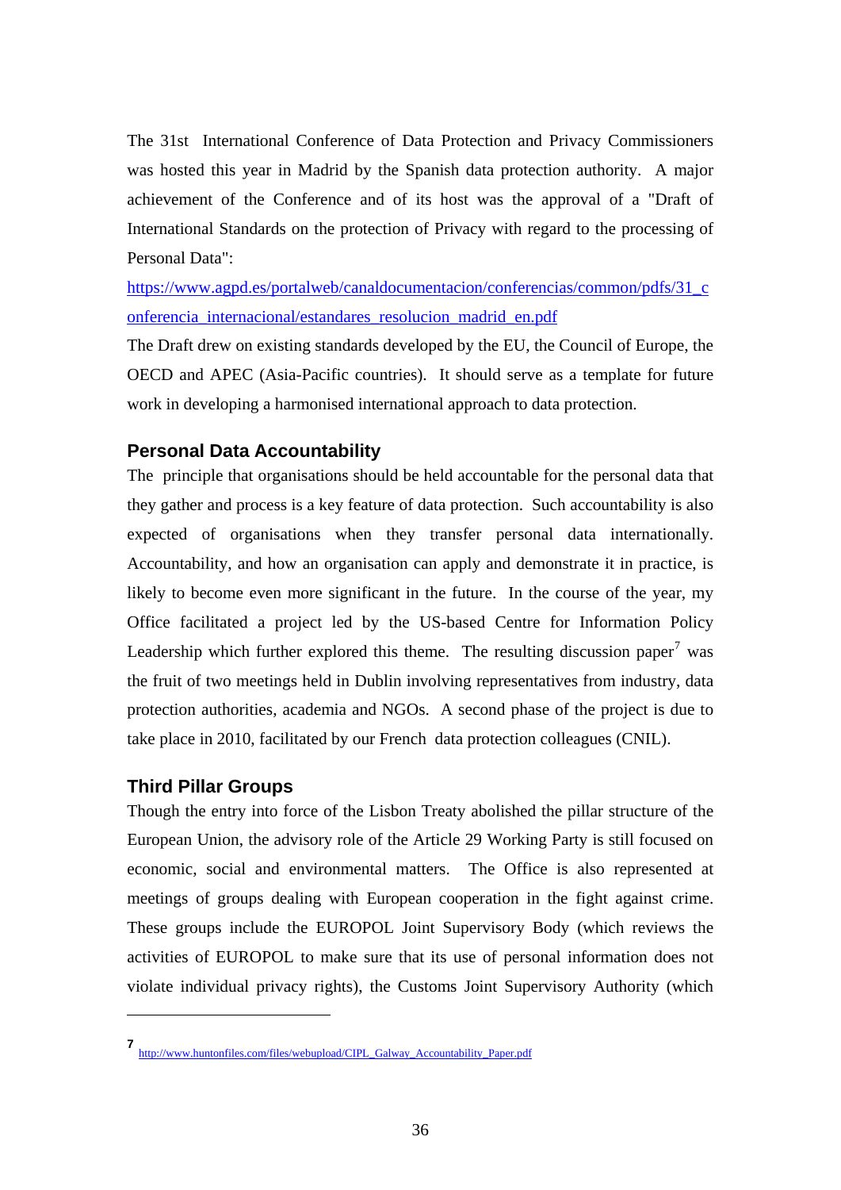The 31st International Conference of Data Protection and Privacy Commissioners was hosted this year in Madrid by the Spanish data protection authority. A major achievement of the Conference and of its host was the approval of a "Draft of International Standards on the protection of Privacy with regard to the processing of Personal Data":

https://www.agpd.es/portalweb/canaldocumentacion/conferencias/common/pdfs/31_conferencia_internacional/estandares_resolucion_madrid_en.pdf

The Draft drew on existing standards developed by the EU, the Council of Europe, the OECD and APEC (Asia-Pacific countries). It should serve as a template for future work in developing a harmonised international approach to data protection.

## Personal Data Accountability

The principle that organisations should be held accountable for the personal data that they gather and process is a key feature of data protection. Such accountability is also expected of organisations when they transfer personal data internationally. Accountability, and how an organisation can apply and demonstrate it in practice, is likely to become even more significant in the future. In the course of the year, my Office facilitated a project led by the US-based Centre for Information Policy Leadership which further explored this theme. The resulting discussion paper[7] was the fruit of two meetings held in Dublin involving representatives from industry, data protection authorities, academia and NGOs. A second phase of the project is due to take place in 2010, facilitated by our French data protection colleagues (CNIL).

## Third Pillar Groups

Though the entry into force of the Lisbon Treaty abolished the pillar structure of the European Union, the advisory role of the Article 29 Working Party is still focused on economic, social and environmental matters. The Office is also represented at meetings of groups dealing with European cooperation in the fight against crime. These groups include the EUROPOL Joint Supervisory Body (which reviews the activities of EUROPOL to make sure that its use of personal information does not violate individual privacy rights), the Customs Joint Supervisory Authority (which

---

[7] http://www.huntonfiles.com/files/webupload/CIPL_Galway_Accountability_Paper.pdf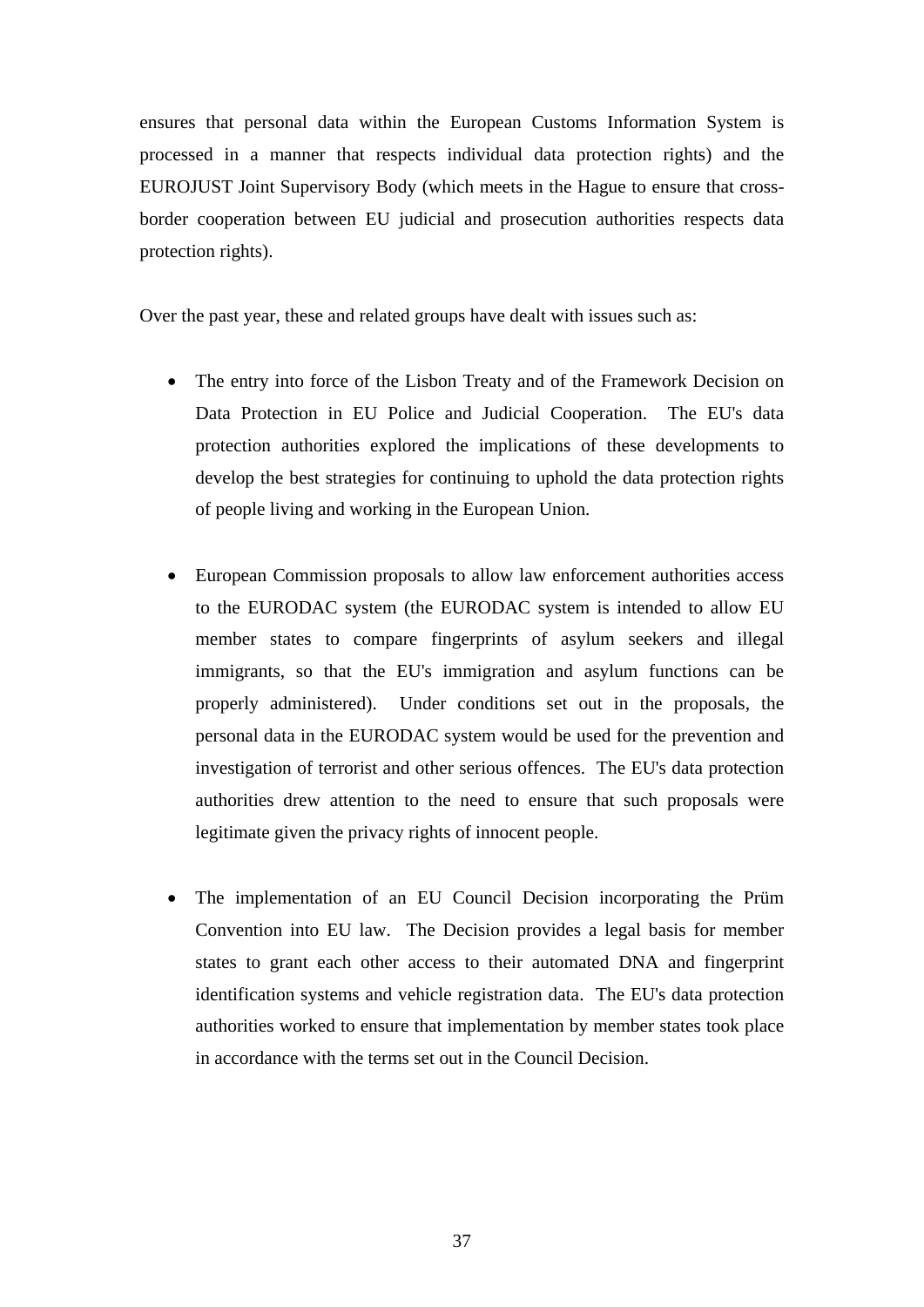ensures that personal data within the European Customs Information System is processed in a manner that respects individual data protection rights) and the EUROJUST Joint Supervisory Body (which meets in the Hague to ensure that cross-border cooperation between EU judicial and prosecution authorities respects data protection rights).

Over the past year, these and related groups have dealt with issues such as:

- The entry into force of the Lisbon Treaty and of the Framework Decision on Data Protection in EU Police and Judicial Cooperation. The EU's data protection authorities explored the implications of these developments to develop the best strategies for continuing to uphold the data protection rights of people living and working in the European Union.

- European Commission proposals to allow law enforcement authorities access to the EURODAC system (the EURODAC system is intended to allow EU member states to compare fingerprints of asylum seekers and illegal immigrants, so that the EU's immigration and asylum functions can be properly administered). Under conditions set out in the proposals, the personal data in the EURODAC system would be used for the prevention and investigation of terrorist and other serious offences. The EU's data protection authorities drew attention to the need to ensure that such proposals were legitimate given the privacy rights of innocent people.

- The implementation of an EU Council Decision incorporating the Prüm Convention into EU law. The Decision provides a legal basis for member states to grant each other access to their automated DNA and fingerprint identification systems and vehicle registration data. The EU's data protection authorities worked to ensure that implementation by member states took place in accordance with the terms set out in the Council Decision.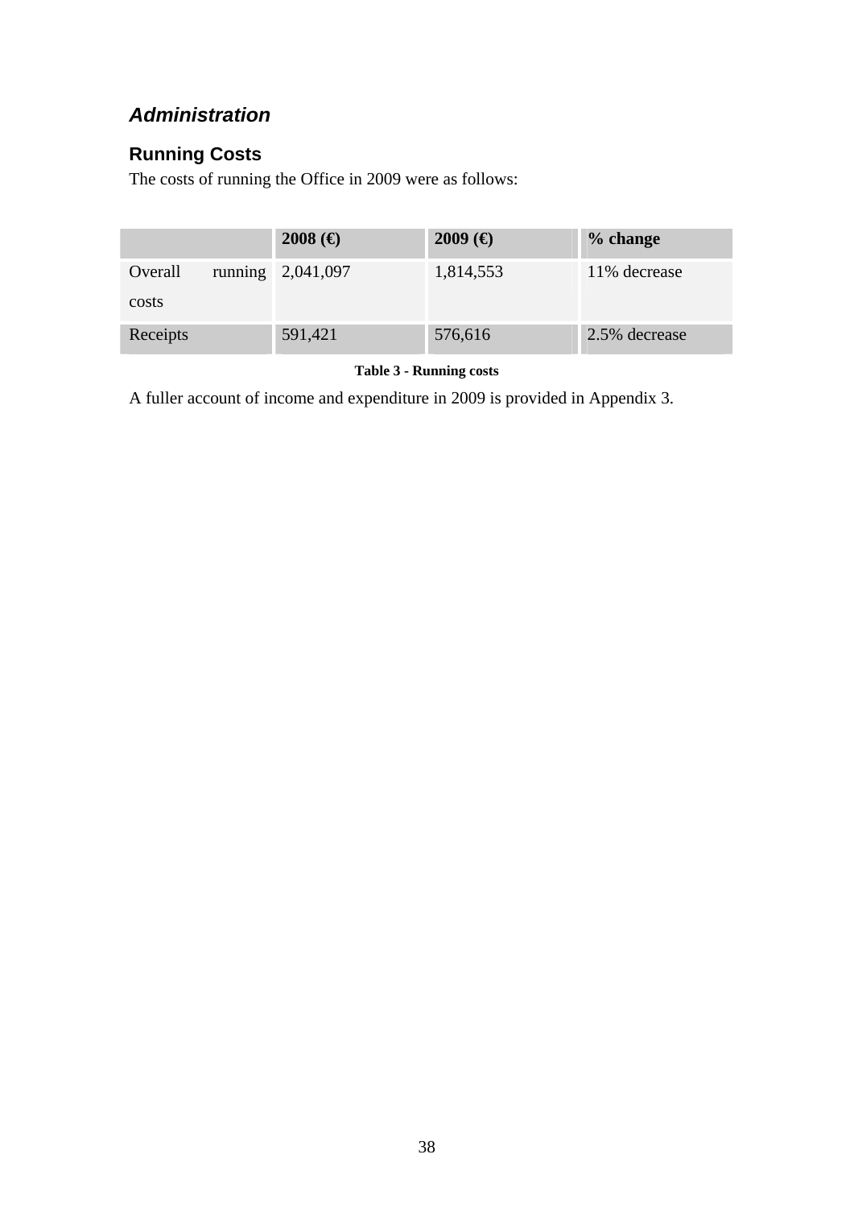## *Administration*

### Running Costs

The costs of running the Office in 2009 were as follows:

| | 2008 (€) | 2009 (€) | % change |
|---|---|---|---|
| Overall running costs | 2,041,097 | 1,814,553 | 11% decrease |
| Receipts | 591,421 | 576,616 | 2.5% decrease |

**Table 3 - Running costs**

A fuller account of income and expenditure in 2009 is provided in Appendix 3.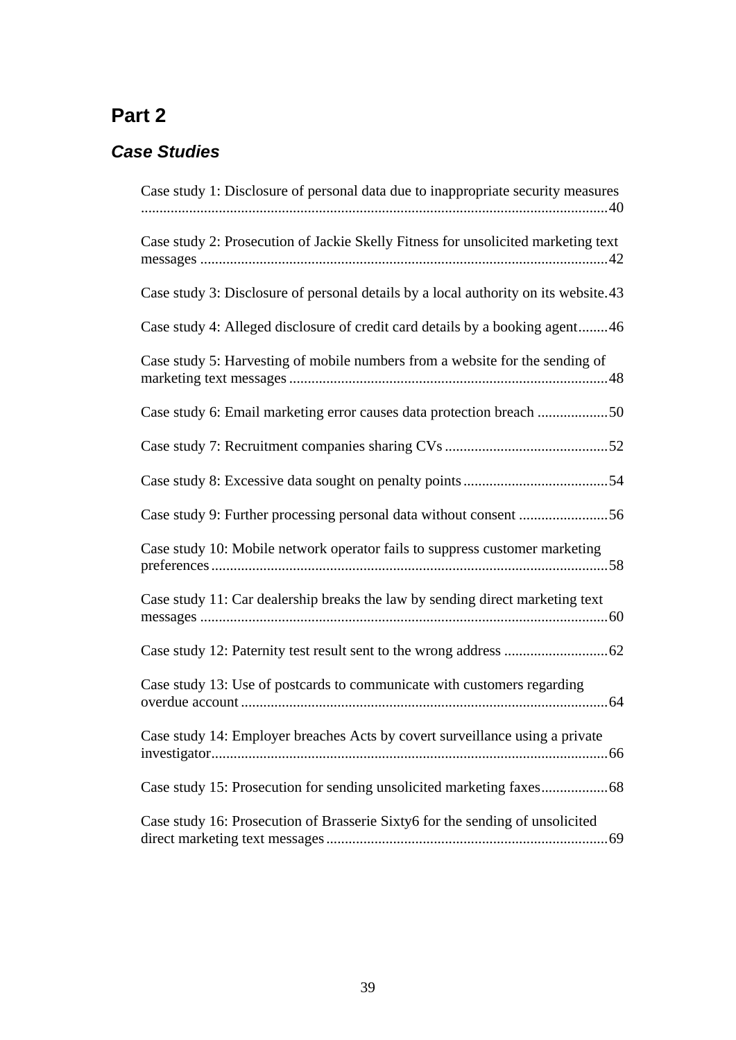# Part 2

## *Case Studies*

Case study 1: Disclosure of personal data due to inappropriate security measures ....................................................................................................................40

Case study 2: Prosecution of Jackie Skelly Fitness for unsolicited marketing text messages ....................................................................................................42

Case study 3: Disclosure of personal details by a local authority on its website.43

Case study 4: Alleged disclosure of credit card details by a booking agent........46

Case study 5: Harvesting of mobile numbers from a website for the sending of marketing text messages ......................................................................................48

Case study 6: Email marketing error causes data protection breach ...................50

Case study 7: Recruitment companies sharing CVs ............................................52

Case study 8: Excessive data sought on penalty points .......................................54

Case study 9: Further processing personal data without consent ........................56

Case study 10: Mobile network operator fails to suppress customer marketing preferences...........................................................................................................58

Case study 11: Car dealership breaks the law by sending direct marketing text messages .............................................................................................................60

Case study 12: Paternity test result sent to the wrong address ............................62

Case study 13: Use of postcards to communicate with customers regarding overdue account ...................................................................................................64

Case study 14: Employer breaches Acts by covert surveillance using a private investigator..........................................................................................................66

Case study 15: Prosecution for sending unsolicited marketing faxes..................68

Case study 16: Prosecution of Brasserie Sixty6 for the sending of unsolicited direct marketing text messages ............................................................................69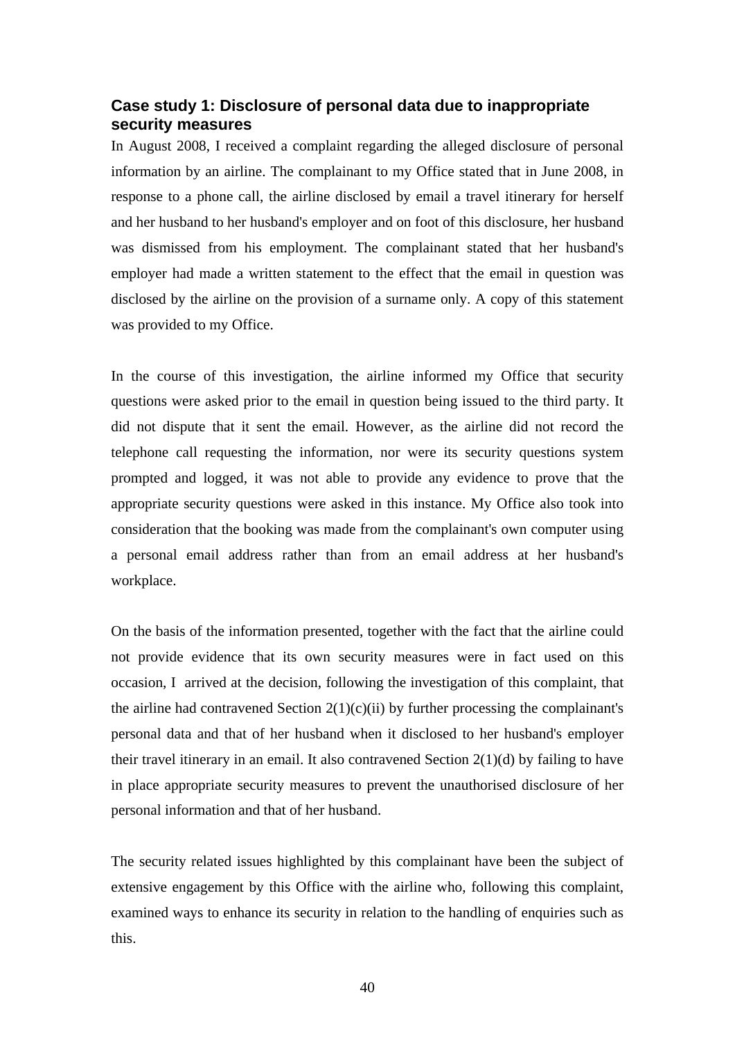### Case study 1: Disclosure of personal data due to inappropriate security measures

In August 2008, I received a complaint regarding the alleged disclosure of personal information by an airline. The complainant to my Office stated that in June 2008, in response to a phone call, the airline disclosed by email a travel itinerary for herself and her husband to her husband's employer and on foot of this disclosure, her husband was dismissed from his employment. The complainant stated that her husband's employer had made a written statement to the effect that the email in question was disclosed by the airline on the provision of a surname only. A copy of this statement was provided to my Office.

In the course of this investigation, the airline informed my Office that security questions were asked prior to the email in question being issued to the third party. It did not dispute that it sent the email. However, as the airline did not record the telephone call requesting the information, nor were its security questions system prompted and logged, it was not able to provide any evidence to prove that the appropriate security questions were asked in this instance. My Office also took into consideration that the booking was made from the complainant's own computer using a personal email address rather than from an email address at her husband's workplace.

On the basis of the information presented, together with the fact that the airline could not provide evidence that its own security measures were in fact used on this occasion, I arrived at the decision, following the investigation of this complaint, that the airline had contravened Section 2(1)(c)(ii) by further processing the complainant's personal data and that of her husband when it disclosed to her husband's employer their travel itinerary in an email. It also contravened Section 2(1)(d) by failing to have in place appropriate security measures to prevent the unauthorised disclosure of her personal information and that of her husband.

The security related issues highlighted by this complainant have been the subject of extensive engagement by this Office with the airline who, following this complaint, examined ways to enhance its security in relation to the handling of enquiries such as this.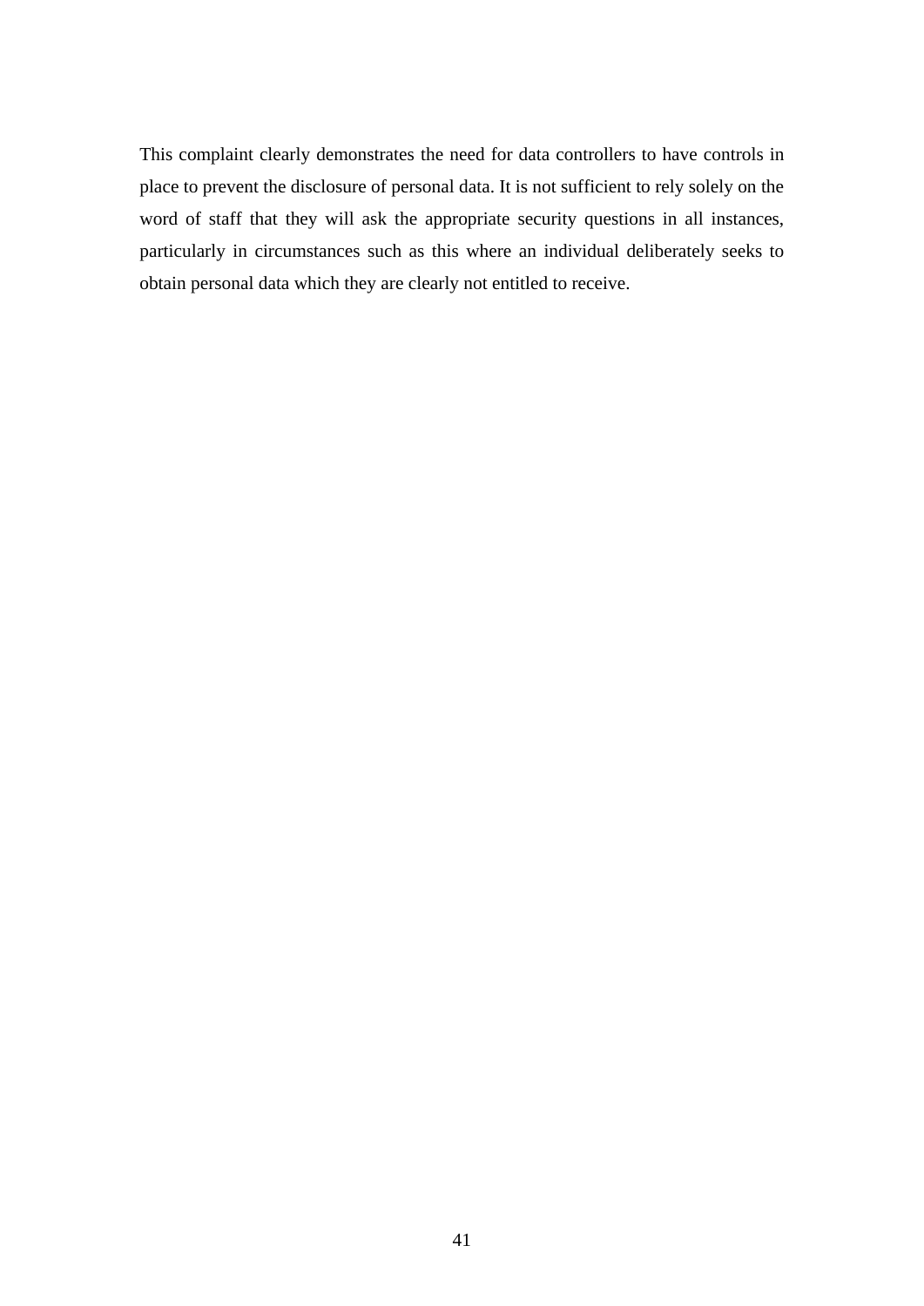This complaint clearly demonstrates the need for data controllers to have controls in place to prevent the disclosure of personal data. It is not sufficient to rely solely on the word of staff that they will ask the appropriate security questions in all instances, particularly in circumstances such as this where an individual deliberately seeks to obtain personal data which they are clearly not entitled to receive.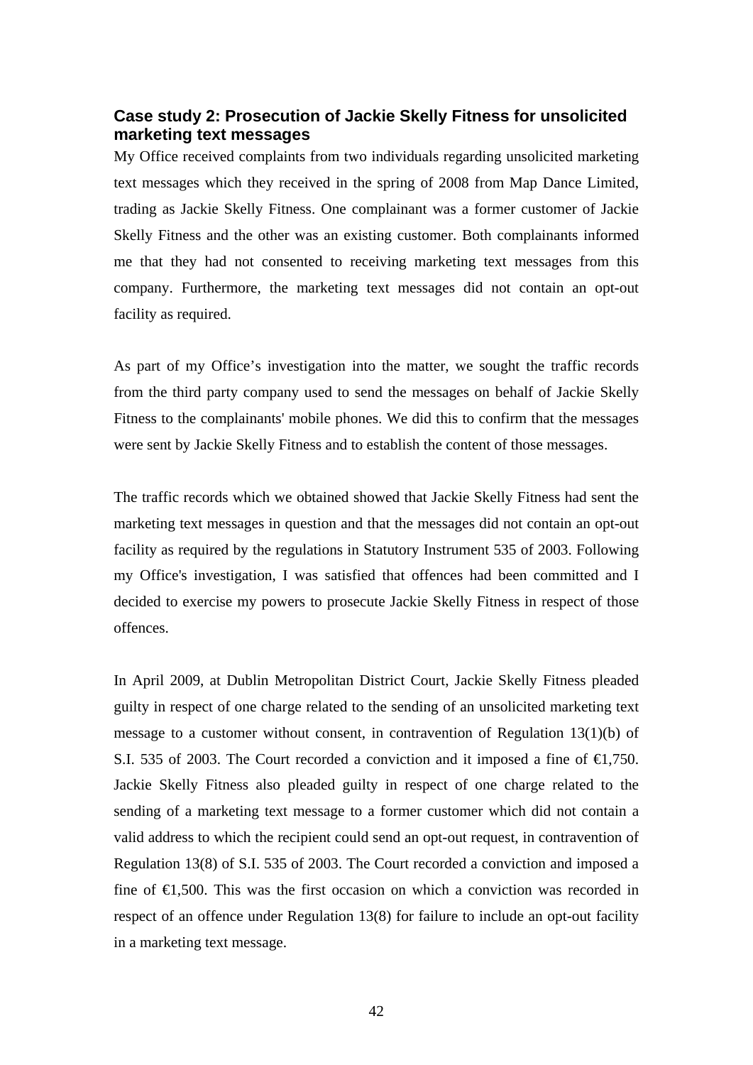### Case study 2: Prosecution of Jackie Skelly Fitness for unsolicited marketing text messages

My Office received complaints from two individuals regarding unsolicited marketing text messages which they received in the spring of 2008 from Map Dance Limited, trading as Jackie Skelly Fitness. One complainant was a former customer of Jackie Skelly Fitness and the other was an existing customer. Both complainants informed me that they had not consented to receiving marketing text messages from this company. Furthermore, the marketing text messages did not contain an opt-out facility as required.

As part of my Office's investigation into the matter, we sought the traffic records from the third party company used to send the messages on behalf of Jackie Skelly Fitness to the complainants' mobile phones. We did this to confirm that the messages were sent by Jackie Skelly Fitness and to establish the content of those messages.

The traffic records which we obtained showed that Jackie Skelly Fitness had sent the marketing text messages in question and that the messages did not contain an opt-out facility as required by the regulations in Statutory Instrument 535 of 2003. Following my Office's investigation, I was satisfied that offences had been committed and I decided to exercise my powers to prosecute Jackie Skelly Fitness in respect of those offences.

In April 2009, at Dublin Metropolitan District Court, Jackie Skelly Fitness pleaded guilty in respect of one charge related to the sending of an unsolicited marketing text message to a customer without consent, in contravention of Regulation 13(1)(b) of S.I. 535 of 2003. The Court recorded a conviction and it imposed a fine of €1,750. Jackie Skelly Fitness also pleaded guilty in respect of one charge related to the sending of a marketing text message to a former customer which did not contain a valid address to which the recipient could send an opt-out request, in contravention of Regulation 13(8) of S.I. 535 of 2003. The Court recorded a conviction and imposed a fine of €1,500. This was the first occasion on which a conviction was recorded in respect of an offence under Regulation 13(8) for failure to include an opt-out facility in a marketing text message.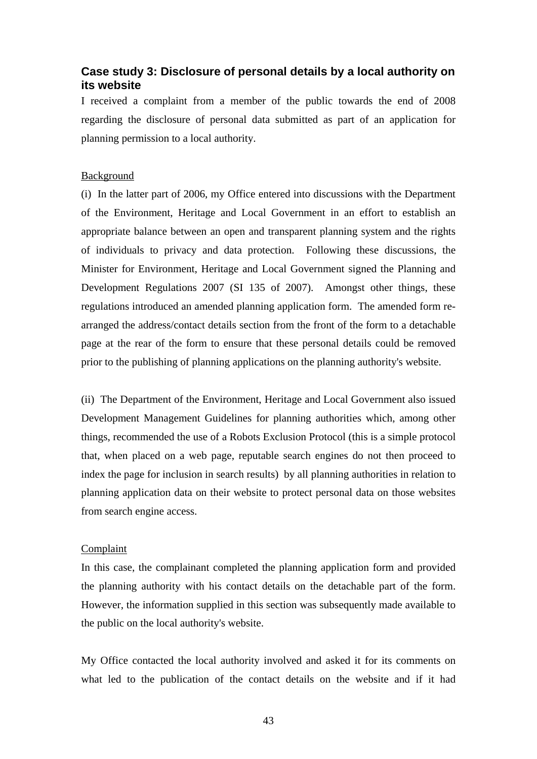### Case study 3: Disclosure of personal details by a local authority on its website

I received a complaint from a member of the public towards the end of 2008 regarding the disclosure of personal data submitted as part of an application for planning permission to a local authority.

Background

(i) In the latter part of 2006, my Office entered into discussions with the Department of the Environment, Heritage and Local Government in an effort to establish an appropriate balance between an open and transparent planning system and the rights of individuals to privacy and data protection. Following these discussions, the Minister for Environment, Heritage and Local Government signed the Planning and Development Regulations 2007 (SI 135 of 2007). Amongst other things, these regulations introduced an amended planning application form. The amended form re-arranged the address/contact details section from the front of the form to a detachable page at the rear of the form to ensure that these personal details could be removed prior to the publishing of planning applications on the planning authority's website.

(ii) The Department of the Environment, Heritage and Local Government also issued Development Management Guidelines for planning authorities which, among other things, recommended the use of a Robots Exclusion Protocol (this is a simple protocol that, when placed on a web page, reputable search engines do not then proceed to index the page for inclusion in search results) by all planning authorities in relation to planning application data on their website to protect personal data on those websites from search engine access.

Complaint

In this case, the complainant completed the planning application form and provided the planning authority with his contact details on the detachable part of the form. However, the information supplied in this section was subsequently made available to the public on the local authority's website.

My Office contacted the local authority involved and asked it for its comments on what led to the publication of the contact details on the website and if it had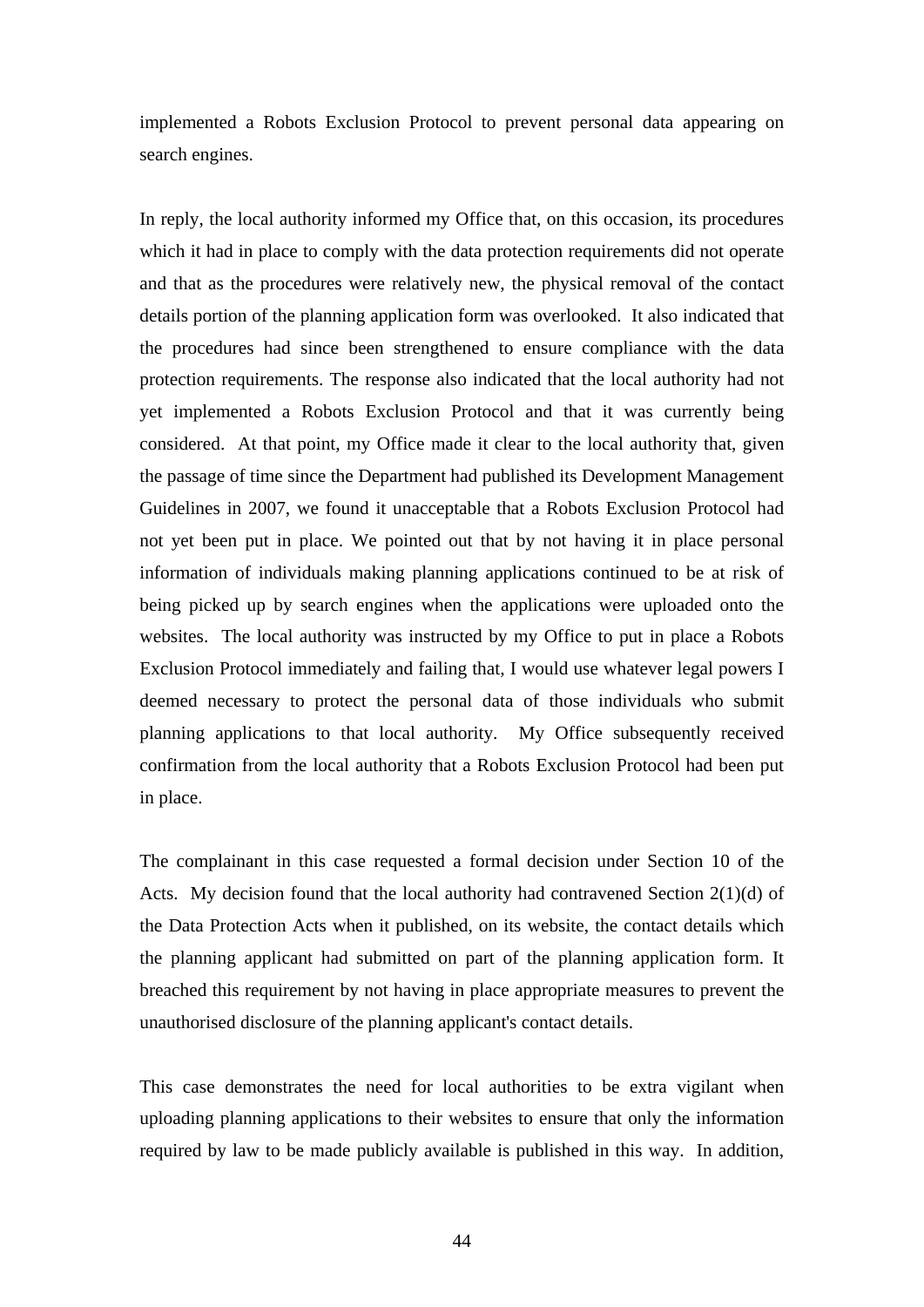implemented a Robots Exclusion Protocol to prevent personal data appearing on search engines.

In reply, the local authority informed my Office that, on this occasion, its procedures which it had in place to comply with the data protection requirements did not operate and that as the procedures were relatively new, the physical removal of the contact details portion of the planning application form was overlooked. It also indicated that the procedures had since been strengthened to ensure compliance with the data protection requirements. The response also indicated that the local authority had not yet implemented a Robots Exclusion Protocol and that it was currently being considered. At that point, my Office made it clear to the local authority that, given the passage of time since the Department had published its Development Management Guidelines in 2007, we found it unacceptable that a Robots Exclusion Protocol had not yet been put in place. We pointed out that by not having it in place personal information of individuals making planning applications continued to be at risk of being picked up by search engines when the applications were uploaded onto the websites. The local authority was instructed by my Office to put in place a Robots Exclusion Protocol immediately and failing that, I would use whatever legal powers I deemed necessary to protect the personal data of those individuals who submit planning applications to that local authority. My Office subsequently received confirmation from the local authority that a Robots Exclusion Protocol had been put in place.

The complainant in this case requested a formal decision under Section 10 of the Acts. My decision found that the local authority had contravened Section 2(1)(d) of the Data Protection Acts when it published, on its website, the contact details which the planning applicant had submitted on part of the planning application form. It breached this requirement by not having in place appropriate measures to prevent the unauthorised disclosure of the planning applicant's contact details.

This case demonstrates the need for local authorities to be extra vigilant when uploading planning applications to their websites to ensure that only the information required by law to be made publicly available is published in this way. In addition,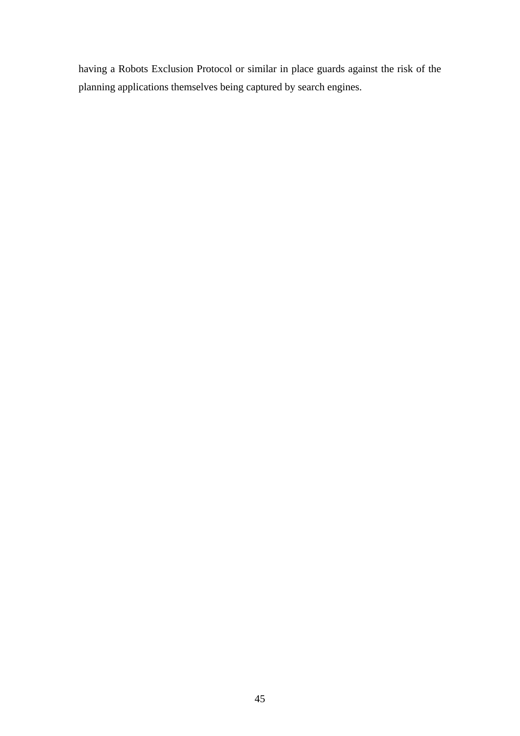having a Robots Exclusion Protocol or similar in place guards against the risk of the planning applications themselves being captured by search engines.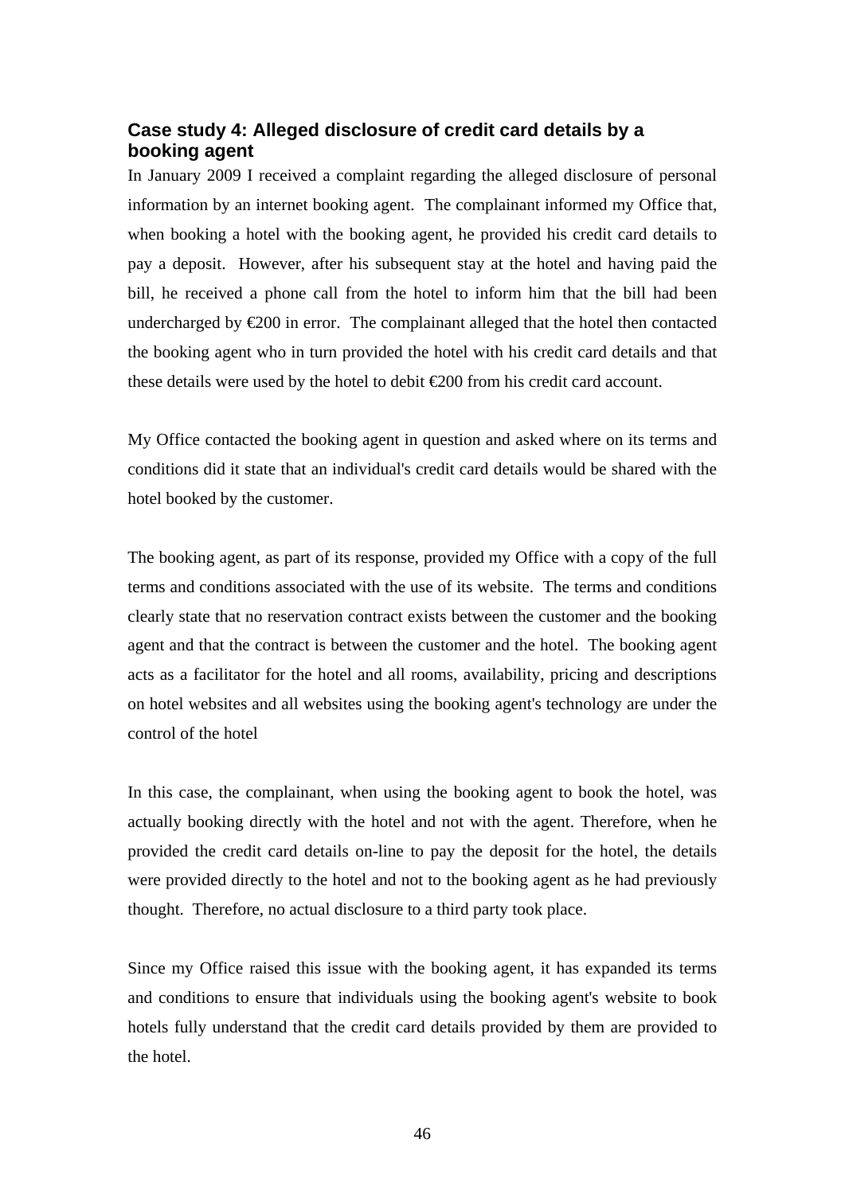### Case study 4: Alleged disclosure of credit card details by a booking agent

In January 2009 I received a complaint regarding the alleged disclosure of personal information by an internet booking agent. The complainant informed my Office that, when booking a hotel with the booking agent, he provided his credit card details to pay a deposit. However, after his subsequent stay at the hotel and having paid the bill, he received a phone call from the hotel to inform him that the bill had been undercharged by €200 in error. The complainant alleged that the hotel then contacted the booking agent who in turn provided the hotel with his credit card details and that these details were used by the hotel to debit €200 from his credit card account.

My Office contacted the booking agent in question and asked where on its terms and conditions did it state that an individual's credit card details would be shared with the hotel booked by the customer.

The booking agent, as part of its response, provided my Office with a copy of the full terms and conditions associated with the use of its website. The terms and conditions clearly state that no reservation contract exists between the customer and the booking agent and that the contract is between the customer and the hotel. The booking agent acts as a facilitator for the hotel and all rooms, availability, pricing and descriptions on hotel websites and all websites using the booking agent's technology are under the control of the hotel

In this case, the complainant, when using the booking agent to book the hotel, was actually booking directly with the hotel and not with the agent. Therefore, when he provided the credit card details on-line to pay the deposit for the hotel, the details were provided directly to the hotel and not to the booking agent as he had previously thought. Therefore, no actual disclosure to a third party took place.

Since my Office raised this issue with the booking agent, it has expanded its terms and conditions to ensure that individuals using the booking agent's website to book hotels fully understand that the credit card details provided by them are provided to the hotel.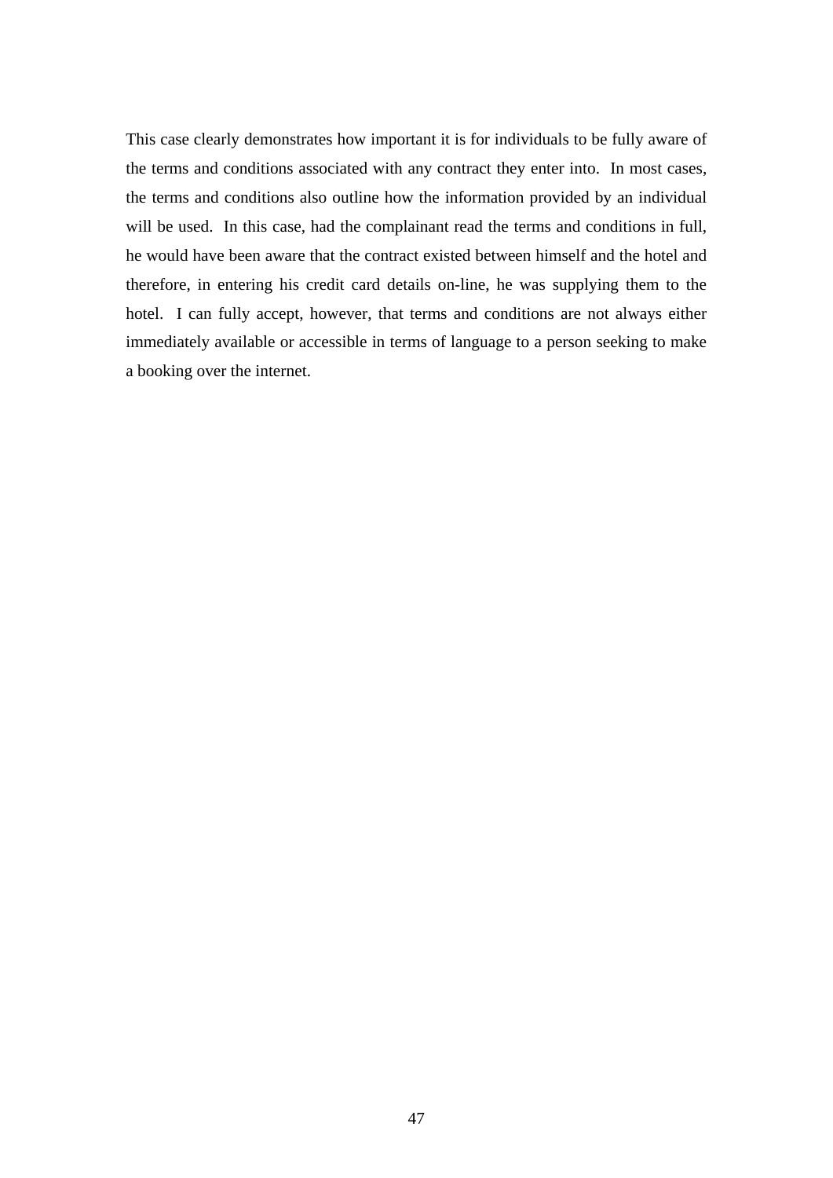This case clearly demonstrates how important it is for individuals to be fully aware of the terms and conditions associated with any contract they enter into. In most cases, the terms and conditions also outline how the information provided by an individual will be used. In this case, had the complainant read the terms and conditions in full, he would have been aware that the contract existed between himself and the hotel and therefore, in entering his credit card details on-line, he was supplying them to the hotel. I can fully accept, however, that terms and conditions are not always either immediately available or accessible in terms of language to a person seeking to make a booking over the internet.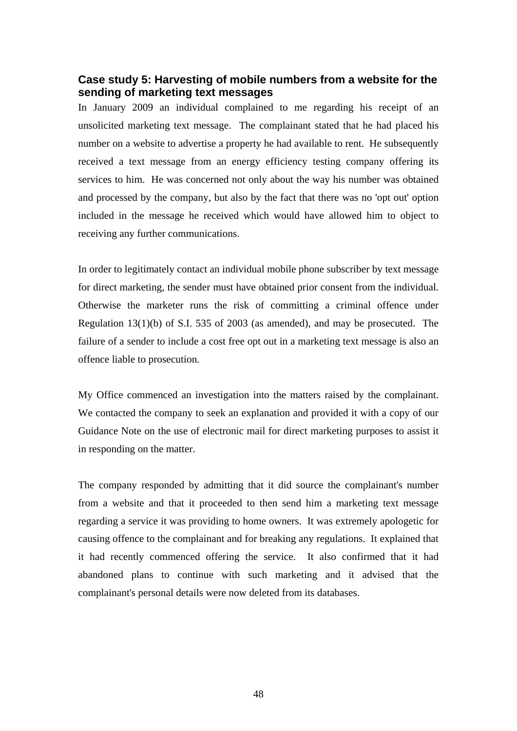### Case study 5: Harvesting of mobile numbers from a website for the sending of marketing text messages

In January 2009 an individual complained to me regarding his receipt of an unsolicited marketing text message. The complainant stated that he had placed his number on a website to advertise a property he had available to rent. He subsequently received a text message from an energy efficiency testing company offering its services to him. He was concerned not only about the way his number was obtained and processed by the company, but also by the fact that there was no 'opt out' option included in the message he received which would have allowed him to object to receiving any further communications.

In order to legitimately contact an individual mobile phone subscriber by text message for direct marketing, the sender must have obtained prior consent from the individual. Otherwise the marketer runs the risk of committing a criminal offence under Regulation 13(1)(b) of S.I. 535 of 2003 (as amended), and may be prosecuted. The failure of a sender to include a cost free opt out in a marketing text message is also an offence liable to prosecution.

My Office commenced an investigation into the matters raised by the complainant. We contacted the company to seek an explanation and provided it with a copy of our Guidance Note on the use of electronic mail for direct marketing purposes to assist it in responding on the matter.

The company responded by admitting that it did source the complainant's number from a website and that it proceeded to then send him a marketing text message regarding a service it was providing to home owners. It was extremely apologetic for causing offence to the complainant and for breaking any regulations. It explained that it had recently commenced offering the service. It also confirmed that it had abandoned plans to continue with such marketing and it advised that the complainant's personal details were now deleted from its databases.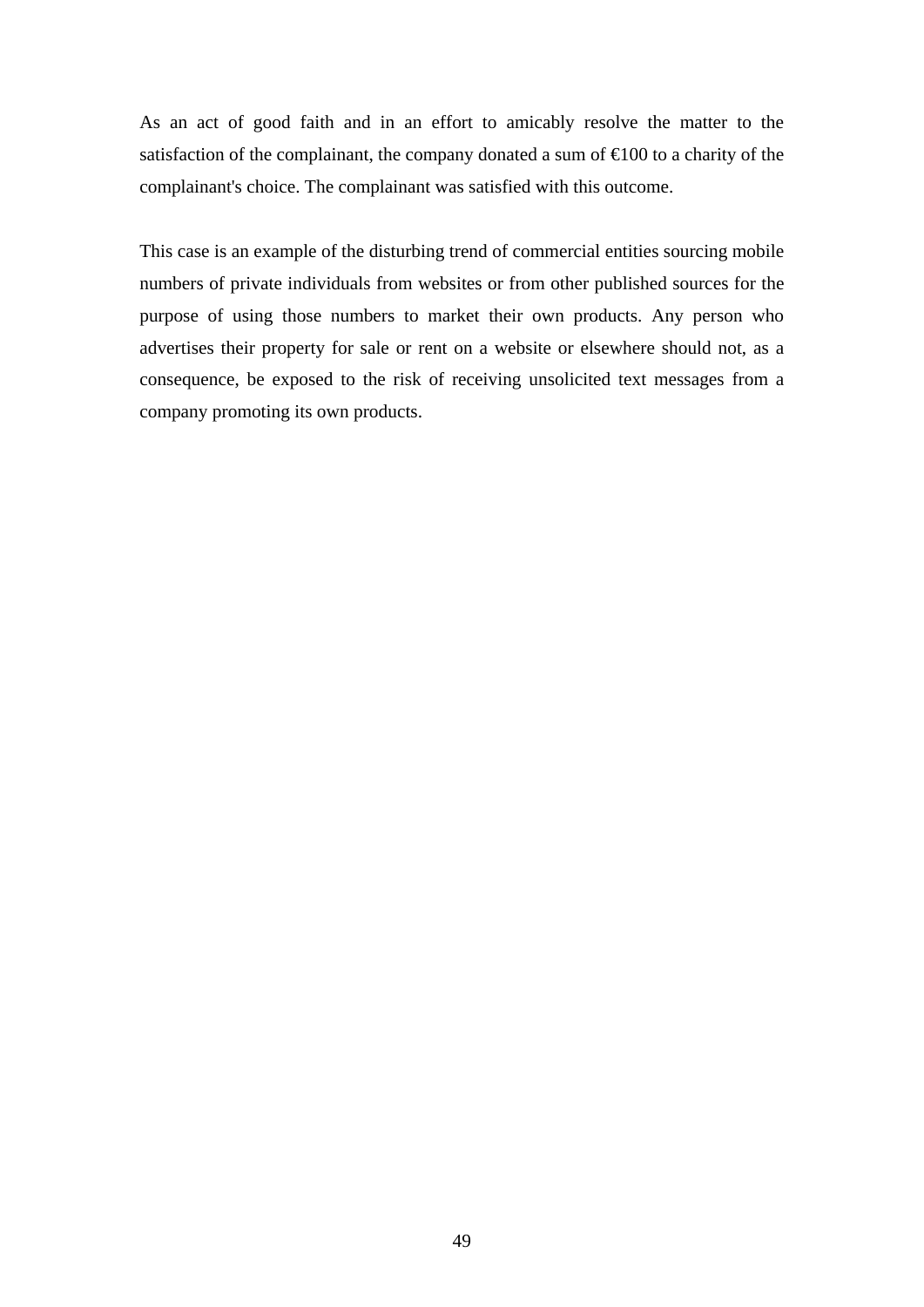As an act of good faith and in an effort to amicably resolve the matter to the satisfaction of the complainant, the company donated a sum of €100 to a charity of the complainant's choice. The complainant was satisfied with this outcome.

This case is an example of the disturbing trend of commercial entities sourcing mobile numbers of private individuals from websites or from other published sources for the purpose of using those numbers to market their own products. Any person who advertises their property for sale or rent on a website or elsewhere should not, as a consequence, be exposed to the risk of receiving unsolicited text messages from a company promoting its own products.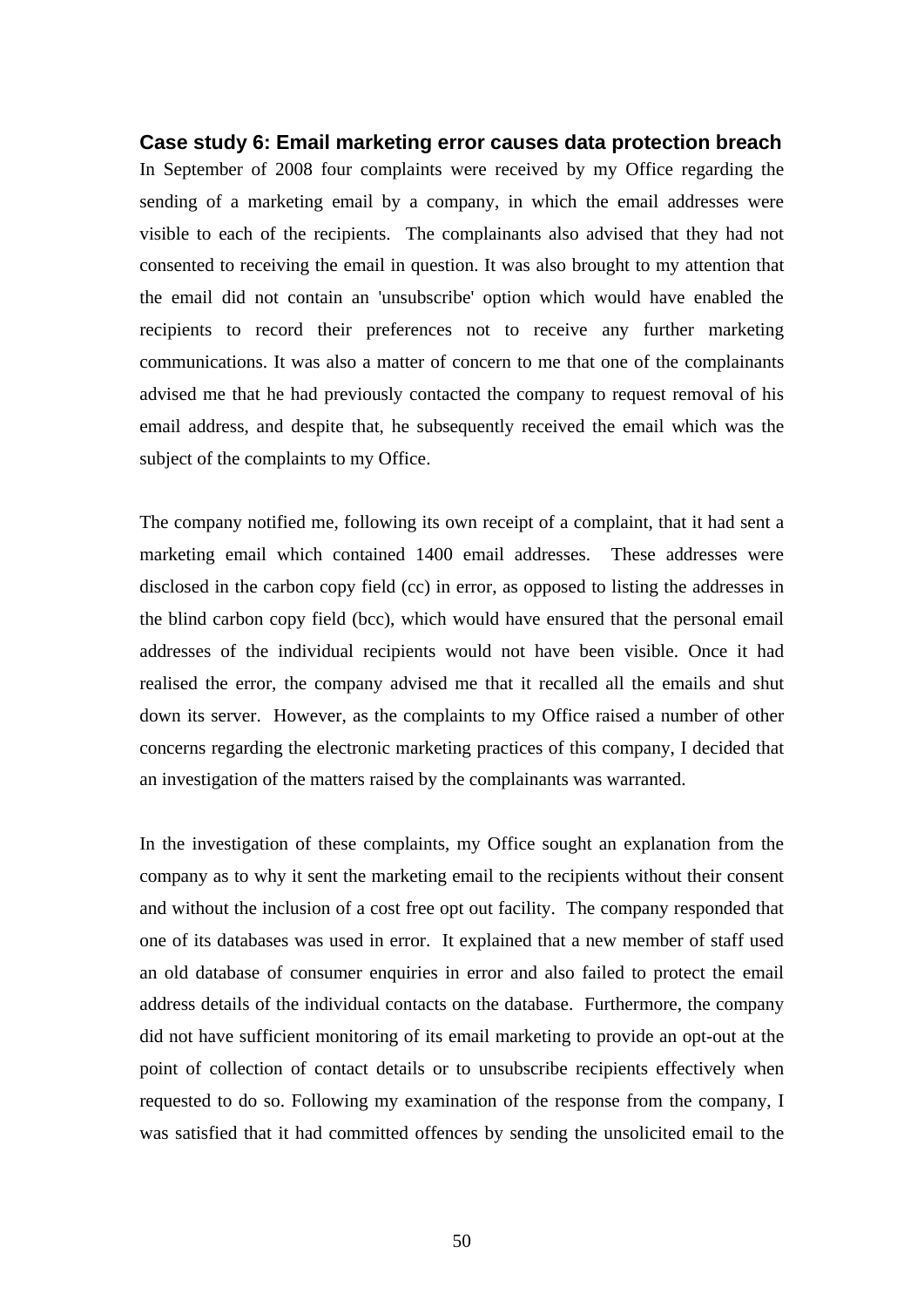### Case study 6: Email marketing error causes data protection breach

In September of 2008 four complaints were received by my Office regarding the sending of a marketing email by a company, in which the email addresses were visible to each of the recipients. The complainants also advised that they had not consented to receiving the email in question. It was also brought to my attention that the email did not contain an 'unsubscribe' option which would have enabled the recipients to record their preferences not to receive any further marketing communications. It was also a matter of concern to me that one of the complainants advised me that he had previously contacted the company to request removal of his email address, and despite that, he subsequently received the email which was the subject of the complaints to my Office.

The company notified me, following its own receipt of a complaint, that it had sent a marketing email which contained 1400 email addresses. These addresses were disclosed in the carbon copy field (cc) in error, as opposed to listing the addresses in the blind carbon copy field (bcc), which would have ensured that the personal email addresses of the individual recipients would not have been visible. Once it had realised the error, the company advised me that it recalled all the emails and shut down its server. However, as the complaints to my Office raised a number of other concerns regarding the electronic marketing practices of this company, I decided that an investigation of the matters raised by the complainants was warranted.

In the investigation of these complaints, my Office sought an explanation from the company as to why it sent the marketing email to the recipients without their consent and without the inclusion of a cost free opt out facility. The company responded that one of its databases was used in error. It explained that a new member of staff used an old database of consumer enquiries in error and also failed to protect the email address details of the individual contacts on the database. Furthermore, the company did not have sufficient monitoring of its email marketing to provide an opt-out at the point of collection of contact details or to unsubscribe recipients effectively when requested to do so. Following my examination of the response from the company, I was satisfied that it had committed offences by sending the unsolicited email to the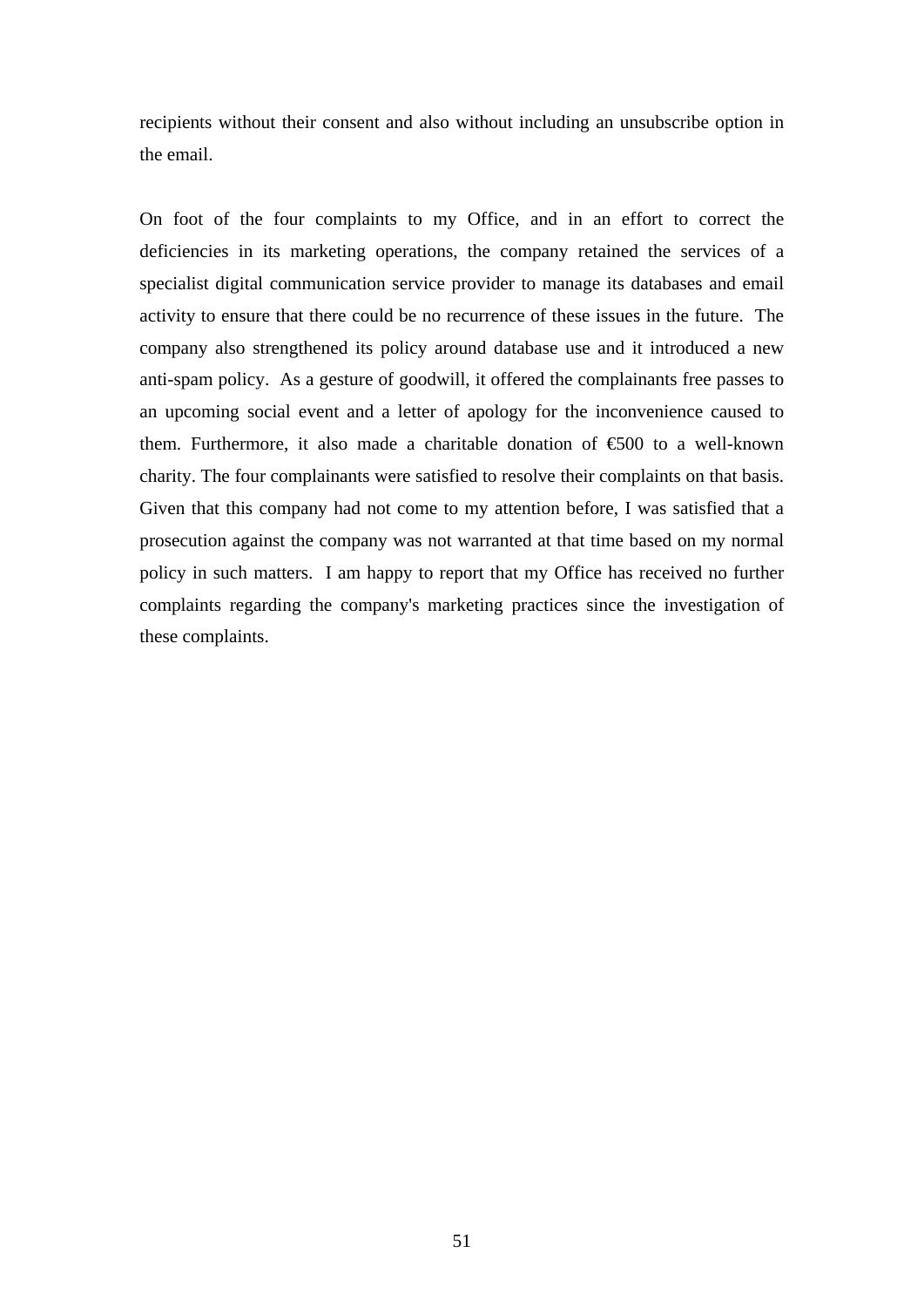recipients without their consent and also without including an unsubscribe option in the email.

On foot of the four complaints to my Office, and in an effort to correct the deficiencies in its marketing operations, the company retained the services of a specialist digital communication service provider to manage its databases and email activity to ensure that there could be no recurrence of these issues in the future. The company also strengthened its policy around database use and it introduced a new anti-spam policy. As a gesture of goodwill, it offered the complainants free passes to an upcoming social event and a letter of apology for the inconvenience caused to them. Furthermore, it also made a charitable donation of €500 to a well-known charity. The four complainants were satisfied to resolve their complaints on that basis. Given that this company had not come to my attention before, I was satisfied that a prosecution against the company was not warranted at that time based on my normal policy in such matters. I am happy to report that my Office has received no further complaints regarding the company's marketing practices since the investigation of these complaints.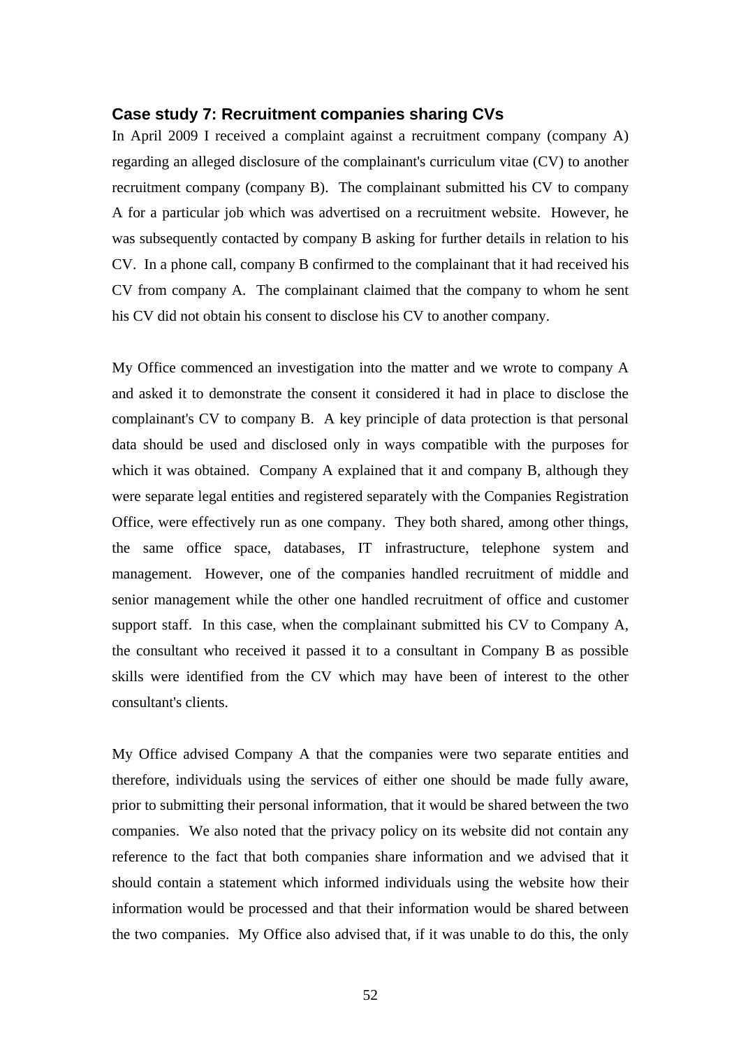### Case study 7: Recruitment companies sharing CVs

In April 2009 I received a complaint against a recruitment company (company A) regarding an alleged disclosure of the complainant's curriculum vitae (CV) to another recruitment company (company B). The complainant submitted his CV to company A for a particular job which was advertised on a recruitment website. However, he was subsequently contacted by company B asking for further details in relation to his CV. In a phone call, company B confirmed to the complainant that it had received his CV from company A. The complainant claimed that the company to whom he sent his CV did not obtain his consent to disclose his CV to another company.

My Office commenced an investigation into the matter and we wrote to company A and asked it to demonstrate the consent it considered it had in place to disclose the complainant's CV to company B. A key principle of data protection is that personal data should be used and disclosed only in ways compatible with the purposes for which it was obtained. Company A explained that it and company B, although they were separate legal entities and registered separately with the Companies Registration Office, were effectively run as one company. They both shared, among other things, the same office space, databases, IT infrastructure, telephone system and management. However, one of the companies handled recruitment of middle and senior management while the other one handled recruitment of office and customer support staff. In this case, when the complainant submitted his CV to Company A, the consultant who received it passed it to a consultant in Company B as possible skills were identified from the CV which may have been of interest to the other consultant's clients.

My Office advised Company A that the companies were two separate entities and therefore, individuals using the services of either one should be made fully aware, prior to submitting their personal information, that it would be shared between the two companies. We also noted that the privacy policy on its website did not contain any reference to the fact that both companies share information and we advised that it should contain a statement which informed individuals using the website how their information would be processed and that their information would be shared between the two companies. My Office also advised that, if it was unable to do this, the only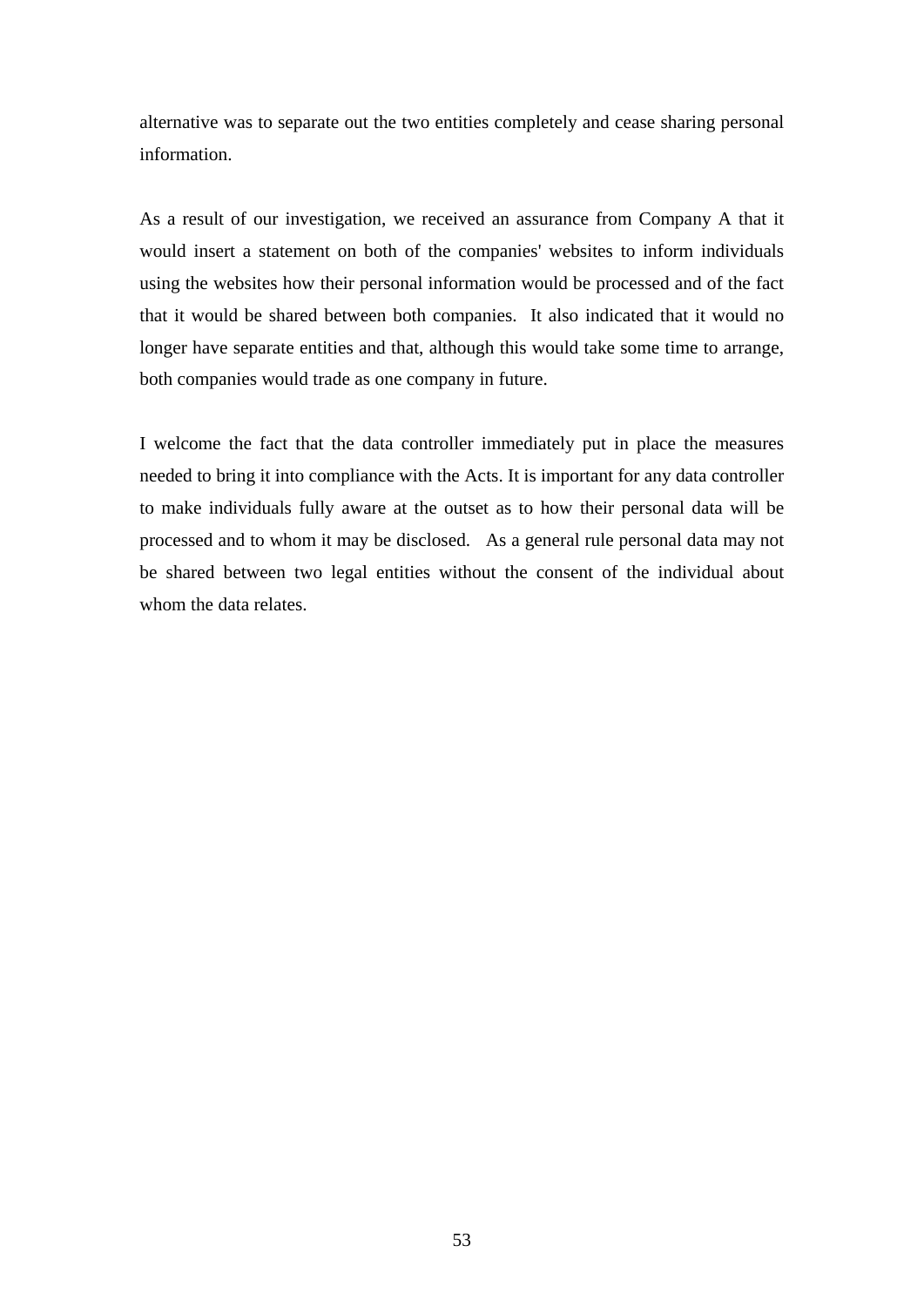alternative was to separate out the two entities completely and cease sharing personal information.

As a result of our investigation, we received an assurance from Company A that it would insert a statement on both of the companies' websites to inform individuals using the websites how their personal information would be processed and of the fact that it would be shared between both companies. It also indicated that it would no longer have separate entities and that, although this would take some time to arrange, both companies would trade as one company in future.

I welcome the fact that the data controller immediately put in place the measures needed to bring it into compliance with the Acts. It is important for any data controller to make individuals fully aware at the outset as to how their personal data will be processed and to whom it may be disclosed. As a general rule personal data may not be shared between two legal entities without the consent of the individual about whom the data relates.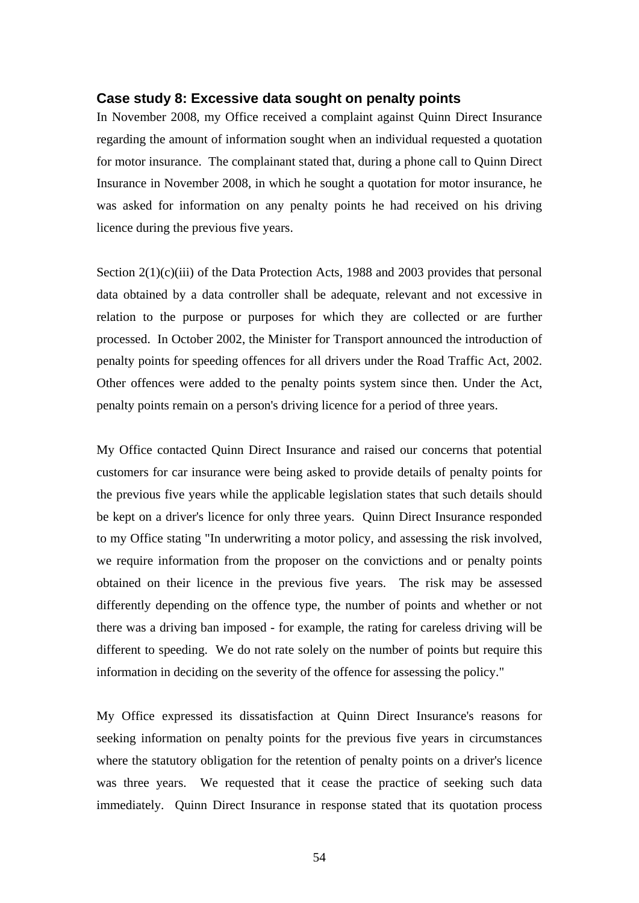### Case study 8: Excessive data sought on penalty points

In November 2008, my Office received a complaint against Quinn Direct Insurance regarding the amount of information sought when an individual requested a quotation for motor insurance. The complainant stated that, during a phone call to Quinn Direct Insurance in November 2008, in which he sought a quotation for motor insurance, he was asked for information on any penalty points he had received on his driving licence during the previous five years.

Section 2(1)(c)(iii) of the Data Protection Acts, 1988 and 2003 provides that personal data obtained by a data controller shall be adequate, relevant and not excessive in relation to the purpose or purposes for which they are collected or are further processed. In October 2002, the Minister for Transport announced the introduction of penalty points for speeding offences for all drivers under the Road Traffic Act, 2002. Other offences were added to the penalty points system since then. Under the Act, penalty points remain on a person's driving licence for a period of three years.

My Office contacted Quinn Direct Insurance and raised our concerns that potential customers for car insurance were being asked to provide details of penalty points for the previous five years while the applicable legislation states that such details should be kept on a driver's licence for only three years. Quinn Direct Insurance responded to my Office stating "In underwriting a motor policy, and assessing the risk involved, we require information from the proposer on the convictions and or penalty points obtained on their licence in the previous five years. The risk may be assessed differently depending on the offence type, the number of points and whether or not there was a driving ban imposed - for example, the rating for careless driving will be different to speeding. We do not rate solely on the number of points but require this information in deciding on the severity of the offence for assessing the policy."

My Office expressed its dissatisfaction at Quinn Direct Insurance's reasons for seeking information on penalty points for the previous five years in circumstances where the statutory obligation for the retention of penalty points on a driver's licence was three years. We requested that it cease the practice of seeking such data immediately. Quinn Direct Insurance in response stated that its quotation process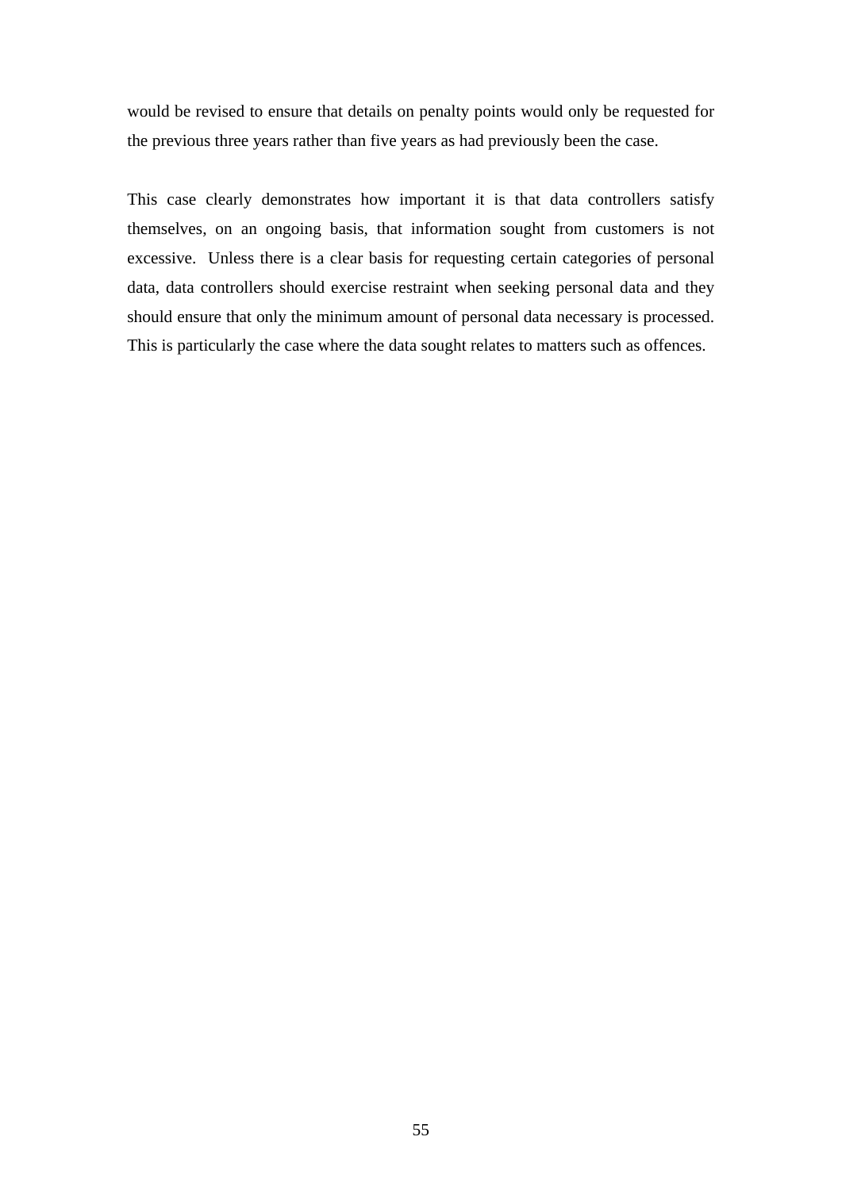would be revised to ensure that details on penalty points would only be requested for the previous three years rather than five years as had previously been the case.

This case clearly demonstrates how important it is that data controllers satisfy themselves, on an ongoing basis, that information sought from customers is not excessive. Unless there is a clear basis for requesting certain categories of personal data, data controllers should exercise restraint when seeking personal data and they should ensure that only the minimum amount of personal data necessary is processed. This is particularly the case where the data sought relates to matters such as offences.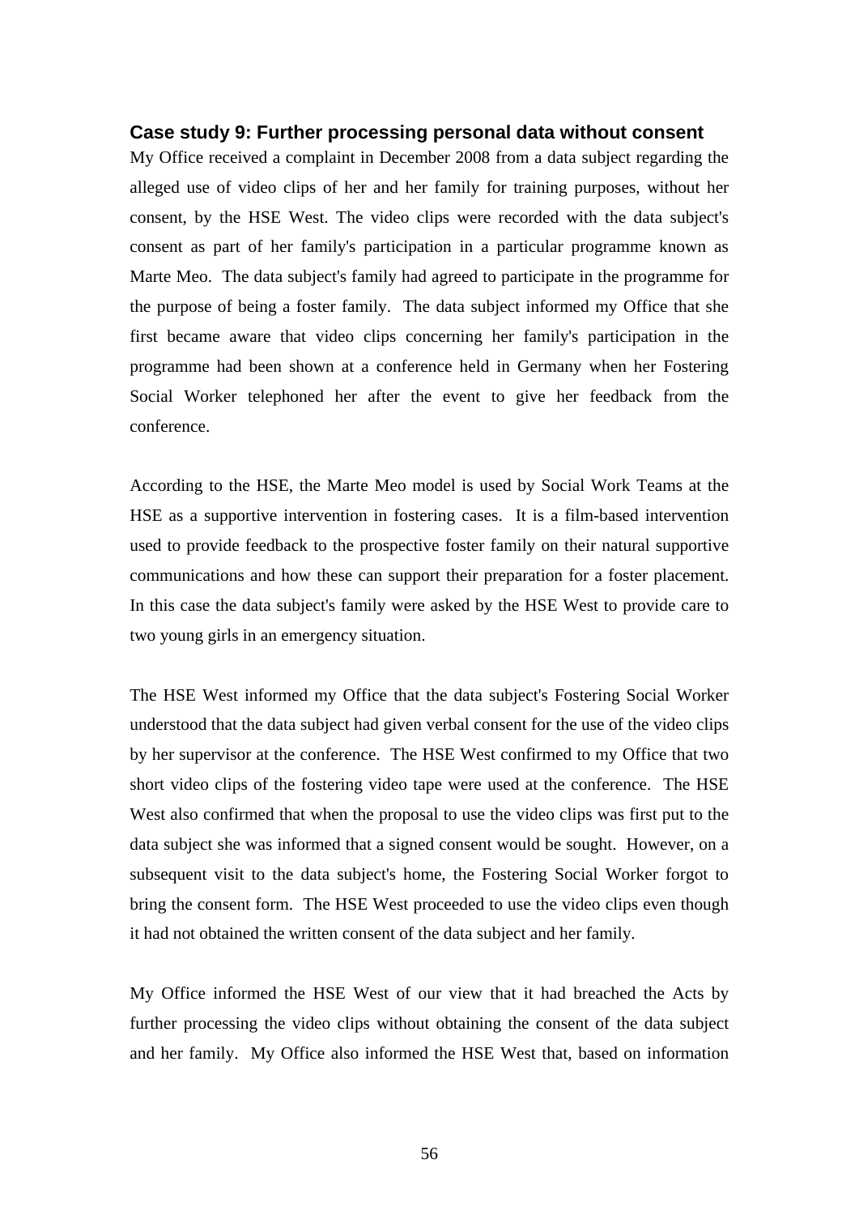### Case study 9: Further processing personal data without consent

My Office received a complaint in December 2008 from a data subject regarding the alleged use of video clips of her and her family for training purposes, without her consent, by the HSE West. The video clips were recorded with the data subject's consent as part of her family's participation in a particular programme known as Marte Meo. The data subject's family had agreed to participate in the programme for the purpose of being a foster family. The data subject informed my Office that she first became aware that video clips concerning her family's participation in the programme had been shown at a conference held in Germany when her Fostering Social Worker telephoned her after the event to give her feedback from the conference.

According to the HSE, the Marte Meo model is used by Social Work Teams at the HSE as a supportive intervention in fostering cases. It is a film-based intervention used to provide feedback to the prospective foster family on their natural supportive communications and how these can support their preparation for a foster placement. In this case the data subject's family were asked by the HSE West to provide care to two young girls in an emergency situation.

The HSE West informed my Office that the data subject's Fostering Social Worker understood that the data subject had given verbal consent for the use of the video clips by her supervisor at the conference. The HSE West confirmed to my Office that two short video clips of the fostering video tape were used at the conference. The HSE West also confirmed that when the proposal to use the video clips was first put to the data subject she was informed that a signed consent would be sought. However, on a subsequent visit to the data subject's home, the Fostering Social Worker forgot to bring the consent form. The HSE West proceeded to use the video clips even though it had not obtained the written consent of the data subject and her family.

My Office informed the HSE West of our view that it had breached the Acts by further processing the video clips without obtaining the consent of the data subject and her family. My Office also informed the HSE West that, based on information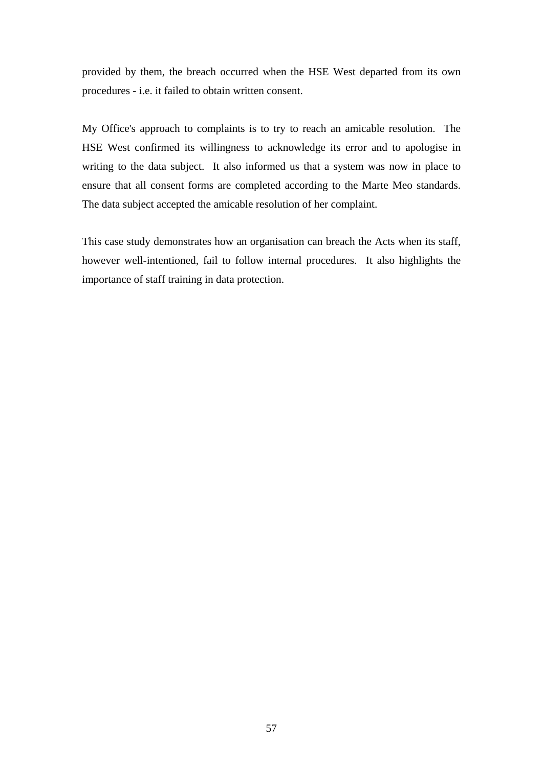provided by them, the breach occurred when the HSE West departed from its own procedures - i.e. it failed to obtain written consent.

My Office's approach to complaints is to try to reach an amicable resolution. The HSE West confirmed its willingness to acknowledge its error and to apologise in writing to the data subject. It also informed us that a system was now in place to ensure that all consent forms are completed according to the Marte Meo standards. The data subject accepted the amicable resolution of her complaint.

This case study demonstrates how an organisation can breach the Acts when its staff, however well-intentioned, fail to follow internal procedures. It also highlights the importance of staff training in data protection.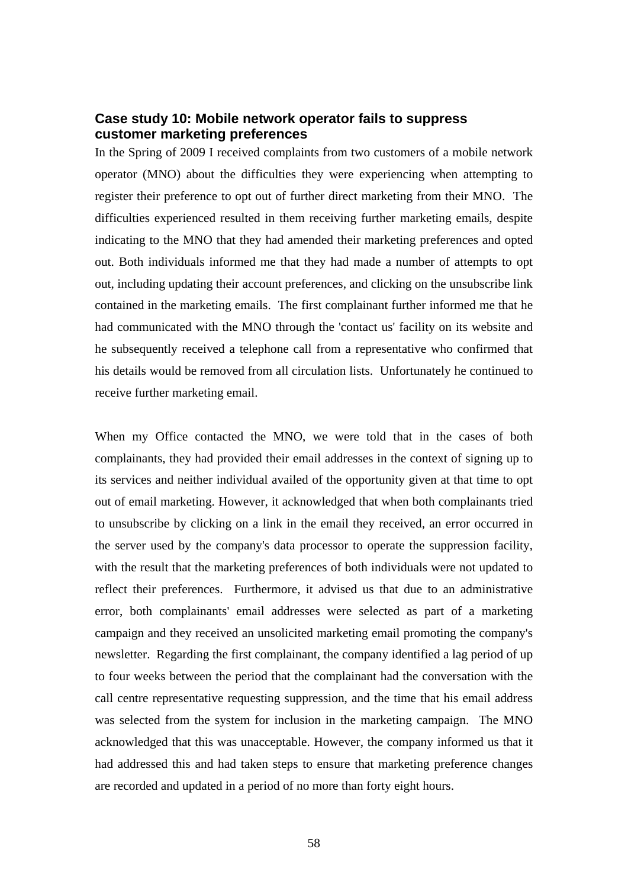## Case study 10: Mobile network operator fails to suppress customer marketing preferences

In the Spring of 2009 I received complaints from two customers of a mobile network operator (MNO) about the difficulties they were experiencing when attempting to register their preference to opt out of further direct marketing from their MNO. The difficulties experienced resulted in them receiving further marketing emails, despite indicating to the MNO that they had amended their marketing preferences and opted out. Both individuals informed me that they had made a number of attempts to opt out, including updating their account preferences, and clicking on the unsubscribe link contained in the marketing emails. The first complainant further informed me that he had communicated with the MNO through the 'contact us' facility on its website and he subsequently received a telephone call from a representative who confirmed that his details would be removed from all circulation lists. Unfortunately he continued to receive further marketing email.

When my Office contacted the MNO, we were told that in the cases of both complainants, they had provided their email addresses in the context of signing up to its services and neither individual availed of the opportunity given at that time to opt out of email marketing. However, it acknowledged that when both complainants tried to unsubscribe by clicking on a link in the email they received, an error occurred in the server used by the company's data processor to operate the suppression facility, with the result that the marketing preferences of both individuals were not updated to reflect their preferences. Furthermore, it advised us that due to an administrative error, both complainants' email addresses were selected as part of a marketing campaign and they received an unsolicited marketing email promoting the company's newsletter. Regarding the first complainant, the company identified a lag period of up to four weeks between the period that the complainant had the conversation with the call centre representative requesting suppression, and the time that his email address was selected from the system for inclusion in the marketing campaign. The MNO acknowledged that this was unacceptable. However, the company informed us that it had addressed this and had taken steps to ensure that marketing preference changes are recorded and updated in a period of no more than forty eight hours.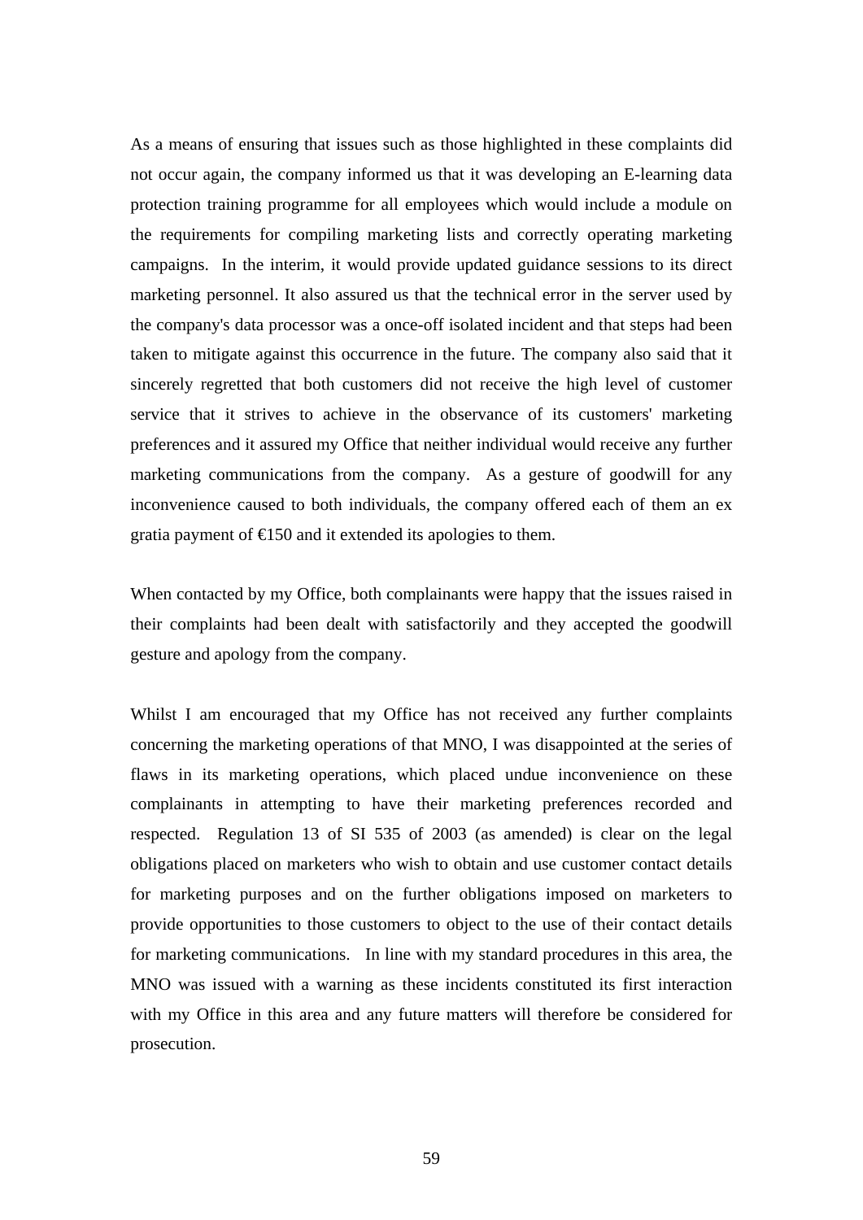As a means of ensuring that issues such as those highlighted in these complaints did not occur again, the company informed us that it was developing an E-learning data protection training programme for all employees which would include a module on the requirements for compiling marketing lists and correctly operating marketing campaigns. In the interim, it would provide updated guidance sessions to its direct marketing personnel. It also assured us that the technical error in the server used by the company's data processor was a once-off isolated incident and that steps had been taken to mitigate against this occurrence in the future. The company also said that it sincerely regretted that both customers did not receive the high level of customer service that it strives to achieve in the observance of its customers' marketing preferences and it assured my Office that neither individual would receive any further marketing communications from the company. As a gesture of goodwill for any inconvenience caused to both individuals, the company offered each of them an ex gratia payment of €150 and it extended its apologies to them.

When contacted by my Office, both complainants were happy that the issues raised in their complaints had been dealt with satisfactorily and they accepted the goodwill gesture and apology from the company.

Whilst I am encouraged that my Office has not received any further complaints concerning the marketing operations of that MNO, I was disappointed at the series of flaws in its marketing operations, which placed undue inconvenience on these complainants in attempting to have their marketing preferences recorded and respected. Regulation 13 of SI 535 of 2003 (as amended) is clear on the legal obligations placed on marketers who wish to obtain and use customer contact details for marketing purposes and on the further obligations imposed on marketers to provide opportunities to those customers to object to the use of their contact details for marketing communications. In line with my standard procedures in this area, the MNO was issued with a warning as these incidents constituted its first interaction with my Office in this area and any future matters will therefore be considered for prosecution.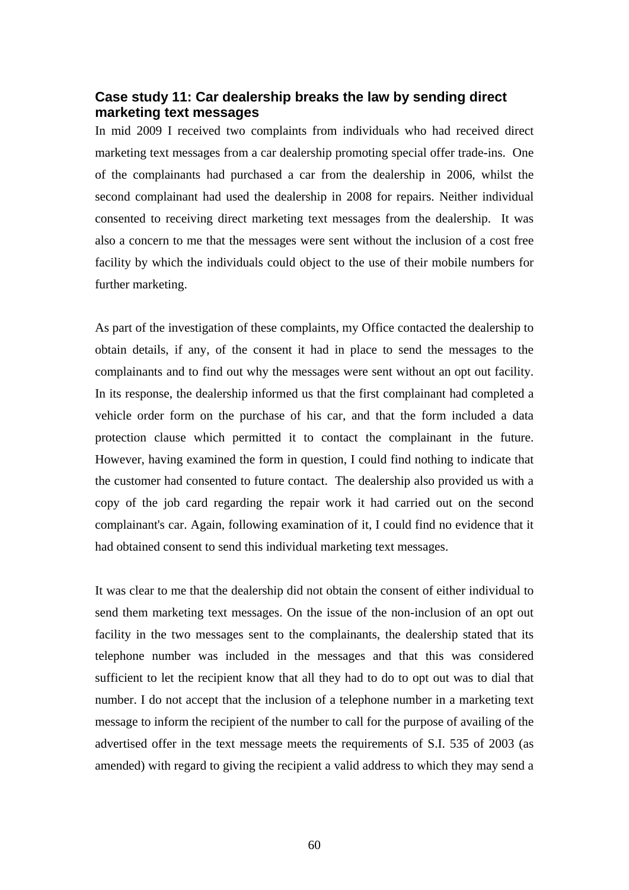### Case study 11: Car dealership breaks the law by sending direct marketing text messages

In mid 2009 I received two complaints from individuals who had received direct marketing text messages from a car dealership promoting special offer trade-ins. One of the complainants had purchased a car from the dealership in 2006, whilst the second complainant had used the dealership in 2008 for repairs. Neither individual consented to receiving direct marketing text messages from the dealership. It was also a concern to me that the messages were sent without the inclusion of a cost free facility by which the individuals could object to the use of their mobile numbers for further marketing.

As part of the investigation of these complaints, my Office contacted the dealership to obtain details, if any, of the consent it had in place to send the messages to the complainants and to find out why the messages were sent without an opt out facility. In its response, the dealership informed us that the first complainant had completed a vehicle order form on the purchase of his car, and that the form included a data protection clause which permitted it to contact the complainant in the future. However, having examined the form in question, I could find nothing to indicate that the customer had consented to future contact. The dealership also provided us with a copy of the job card regarding the repair work it had carried out on the second complainant's car. Again, following examination of it, I could find no evidence that it had obtained consent to send this individual marketing text messages.

It was clear to me that the dealership did not obtain the consent of either individual to send them marketing text messages. On the issue of the non-inclusion of an opt out facility in the two messages sent to the complainants, the dealership stated that its telephone number was included in the messages and that this was considered sufficient to let the recipient know that all they had to do to opt out was to dial that number. I do not accept that the inclusion of a telephone number in a marketing text message to inform the recipient of the number to call for the purpose of availing of the advertised offer in the text message meets the requirements of S.I. 535 of 2003 (as amended) with regard to giving the recipient a valid address to which they may send a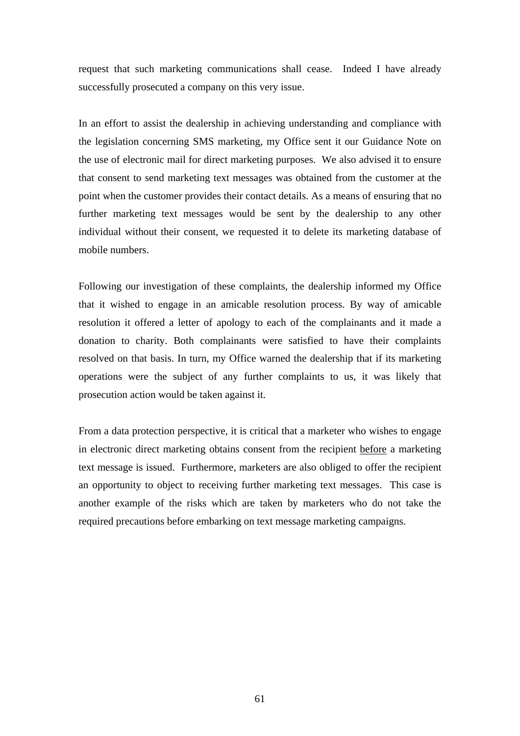request that such marketing communications shall cease. Indeed I have already successfully prosecuted a company on this very issue.

In an effort to assist the dealership in achieving understanding and compliance with the legislation concerning SMS marketing, my Office sent it our Guidance Note on the use of electronic mail for direct marketing purposes. We also advised it to ensure that consent to send marketing text messages was obtained from the customer at the point when the customer provides their contact details. As a means of ensuring that no further marketing text messages would be sent by the dealership to any other individual without their consent, we requested it to delete its marketing database of mobile numbers.

Following our investigation of these complaints, the dealership informed my Office that it wished to engage in an amicable resolution process. By way of amicable resolution it offered a letter of apology to each of the complainants and it made a donation to charity. Both complainants were satisfied to have their complaints resolved on that basis. In turn, my Office warned the dealership that if its marketing operations were the subject of any further complaints to us, it was likely that prosecution action would be taken against it.

From a data protection perspective, it is critical that a marketer who wishes to engage in electronic direct marketing obtains consent from the recipient <u>before</u> a marketing text message is issued. Furthermore, marketers are also obliged to offer the recipient an opportunity to object to receiving further marketing text messages. This case is another example of the risks which are taken by marketers who do not take the required precautions before embarking on text message marketing campaigns.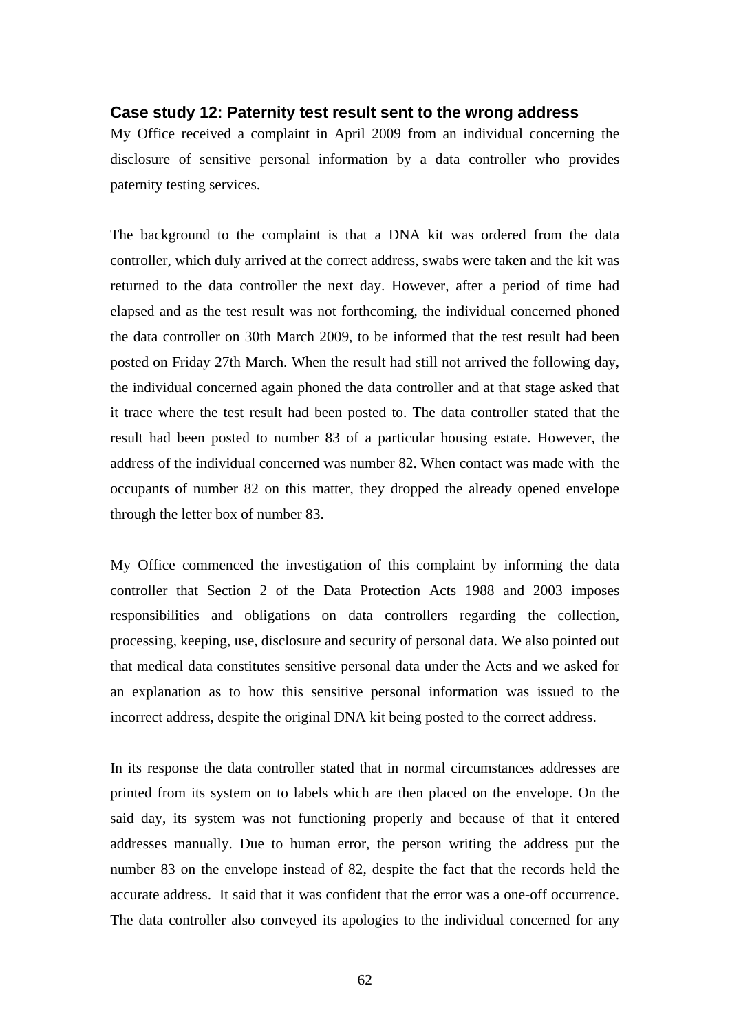### Case study 12: Paternity test result sent to the wrong address

My Office received a complaint in April 2009 from an individual concerning the disclosure of sensitive personal information by a data controller who provides paternity testing services.

The background to the complaint is that a DNA kit was ordered from the data controller, which duly arrived at the correct address, swabs were taken and the kit was returned to the data controller the next day. However, after a period of time had elapsed and as the test result was not forthcoming, the individual concerned phoned the data controller on 30th March 2009, to be informed that the test result had been posted on Friday 27th March. When the result had still not arrived the following day, the individual concerned again phoned the data controller and at that stage asked that it trace where the test result had been posted to. The data controller stated that the result had been posted to number 83 of a particular housing estate. However, the address of the individual concerned was number 82. When contact was made with the occupants of number 82 on this matter, they dropped the already opened envelope through the letter box of number 83.

My Office commenced the investigation of this complaint by informing the data controller that Section 2 of the Data Protection Acts 1988 and 2003 imposes responsibilities and obligations on data controllers regarding the collection, processing, keeping, use, disclosure and security of personal data. We also pointed out that medical data constitutes sensitive personal data under the Acts and we asked for an explanation as to how this sensitive personal information was issued to the incorrect address, despite the original DNA kit being posted to the correct address.

In its response the data controller stated that in normal circumstances addresses are printed from its system on to labels which are then placed on the envelope. On the said day, its system was not functioning properly and because of that it entered addresses manually. Due to human error, the person writing the address put the number 83 on the envelope instead of 82, despite the fact that the records held the accurate address. It said that it was confident that the error was a one-off occurrence. The data controller also conveyed its apologies to the individual concerned for any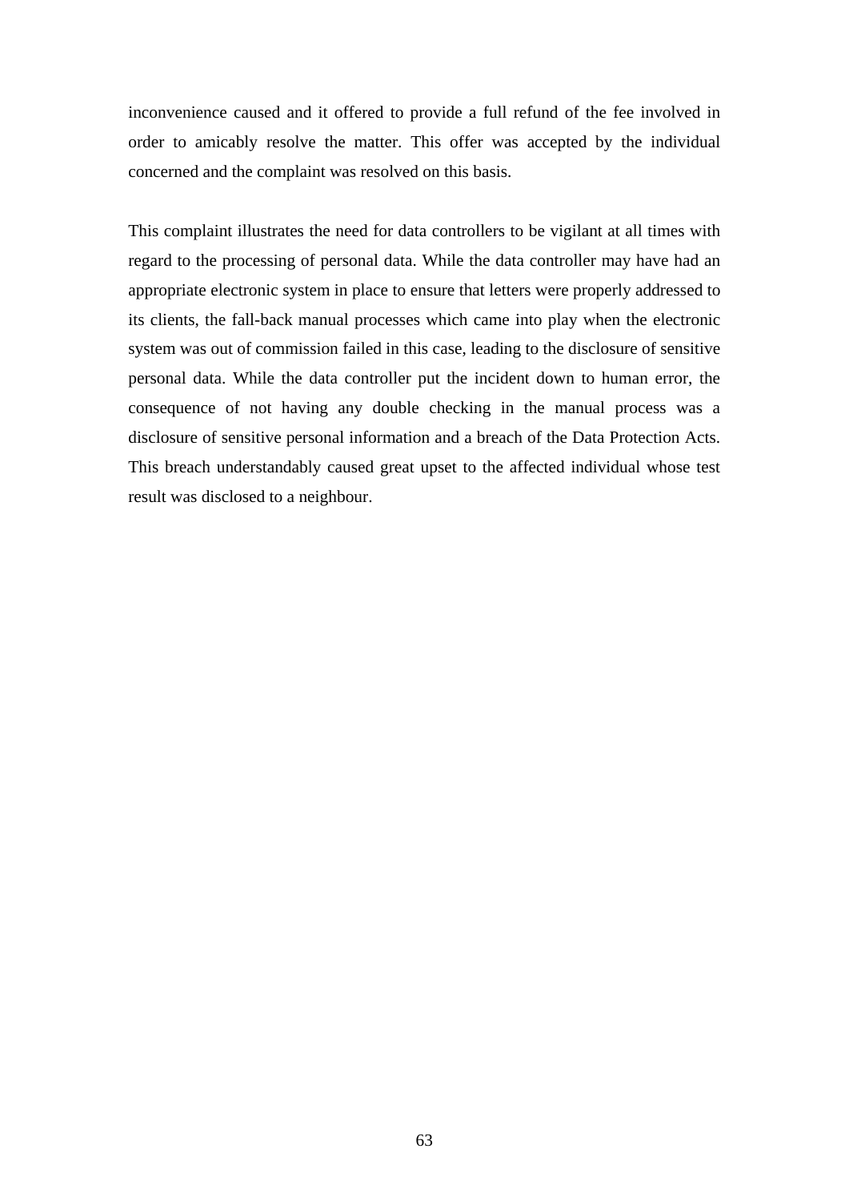inconvenience caused and it offered to provide a full refund of the fee involved in order to amicably resolve the matter. This offer was accepted by the individual concerned and the complaint was resolved on this basis.

This complaint illustrates the need for data controllers to be vigilant at all times with regard to the processing of personal data. While the data controller may have had an appropriate electronic system in place to ensure that letters were properly addressed to its clients, the fall-back manual processes which came into play when the electronic system was out of commission failed in this case, leading to the disclosure of sensitive personal data. While the data controller put the incident down to human error, the consequence of not having any double checking in the manual process was a disclosure of sensitive personal information and a breach of the Data Protection Acts. This breach understandably caused great upset to the affected individual whose test result was disclosed to a neighbour.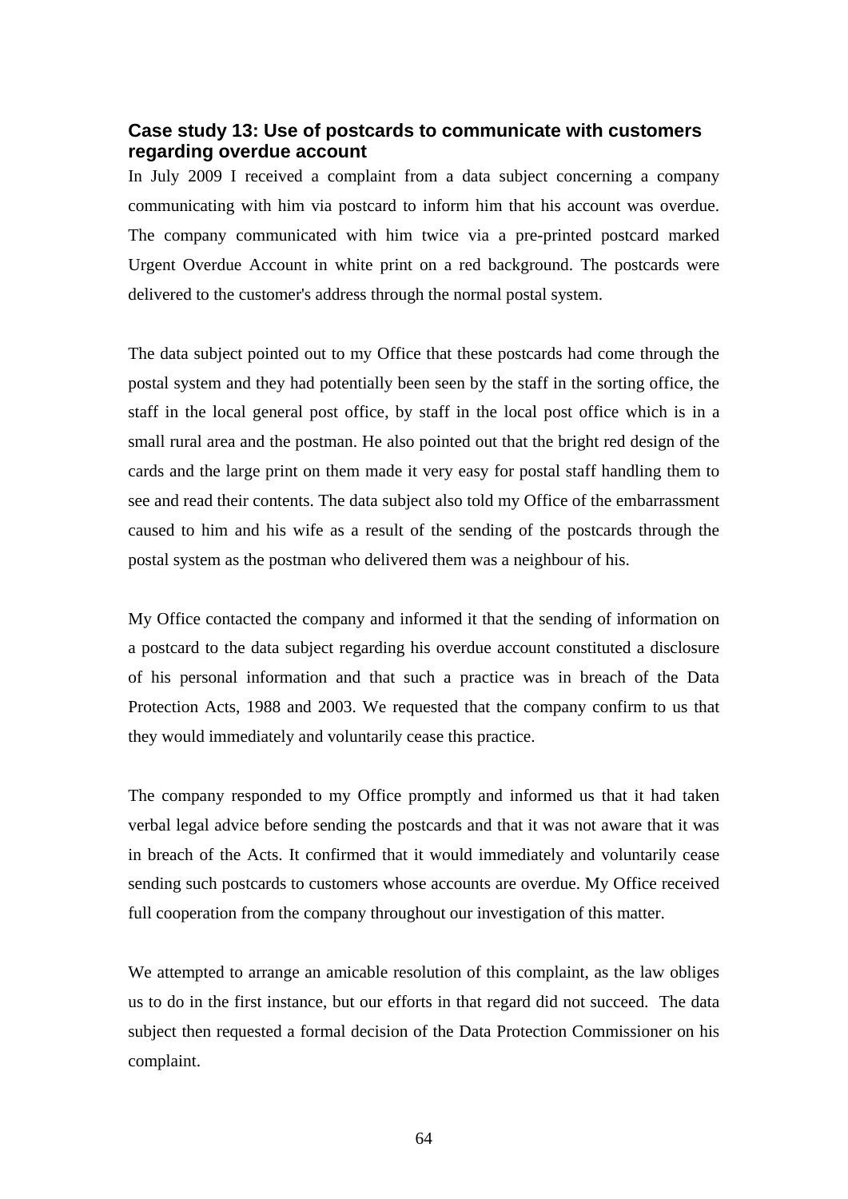### Case study 13: Use of postcards to communicate with customers regarding overdue account

In July 2009 I received a complaint from a data subject concerning a company communicating with him via postcard to inform him that his account was overdue. The company communicated with him twice via a pre-printed postcard marked Urgent Overdue Account in white print on a red background. The postcards were delivered to the customer's address through the normal postal system.

The data subject pointed out to my Office that these postcards had come through the postal system and they had potentially been seen by the staff in the sorting office, the staff in the local general post office, by staff in the local post office which is in a small rural area and the postman. He also pointed out that the bright red design of the cards and the large print on them made it very easy for postal staff handling them to see and read their contents. The data subject also told my Office of the embarrassment caused to him and his wife as a result of the sending of the postcards through the postal system as the postman who delivered them was a neighbour of his.

My Office contacted the company and informed it that the sending of information on a postcard to the data subject regarding his overdue account constituted a disclosure of his personal information and that such a practice was in breach of the Data Protection Acts, 1988 and 2003. We requested that the company confirm to us that they would immediately and voluntarily cease this practice.

The company responded to my Office promptly and informed us that it had taken verbal legal advice before sending the postcards and that it was not aware that it was in breach of the Acts. It confirmed that it would immediately and voluntarily cease sending such postcards to customers whose accounts are overdue. My Office received full cooperation from the company throughout our investigation of this matter.

We attempted to arrange an amicable resolution of this complaint, as the law obliges us to do in the first instance, but our efforts in that regard did not succeed. The data subject then requested a formal decision of the Data Protection Commissioner on his complaint.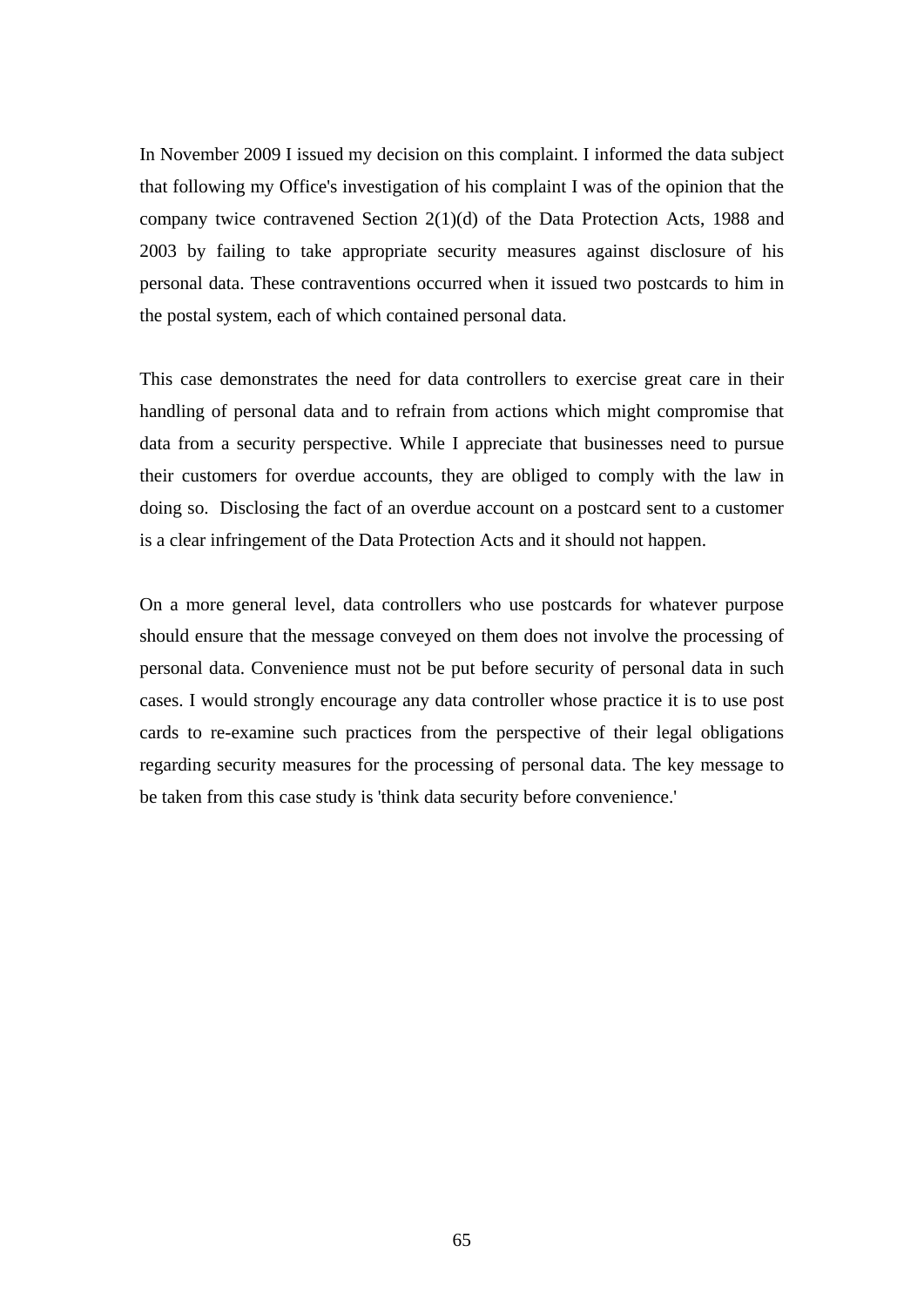In November 2009 I issued my decision on this complaint. I informed the data subject that following my Office's investigation of his complaint I was of the opinion that the company twice contravened Section 2(1)(d) of the Data Protection Acts, 1988 and 2003 by failing to take appropriate security measures against disclosure of his personal data. These contraventions occurred when it issued two postcards to him in the postal system, each of which contained personal data.

This case demonstrates the need for data controllers to exercise great care in their handling of personal data and to refrain from actions which might compromise that data from a security perspective. While I appreciate that businesses need to pursue their customers for overdue accounts, they are obliged to comply with the law in doing so. Disclosing the fact of an overdue account on a postcard sent to a customer is a clear infringement of the Data Protection Acts and it should not happen.

On a more general level, data controllers who use postcards for whatever purpose should ensure that the message conveyed on them does not involve the processing of personal data. Convenience must not be put before security of personal data in such cases. I would strongly encourage any data controller whose practice it is to use post cards to re-examine such practices from the perspective of their legal obligations regarding security measures for the processing of personal data. The key message to be taken from this case study is 'think data security before convenience.'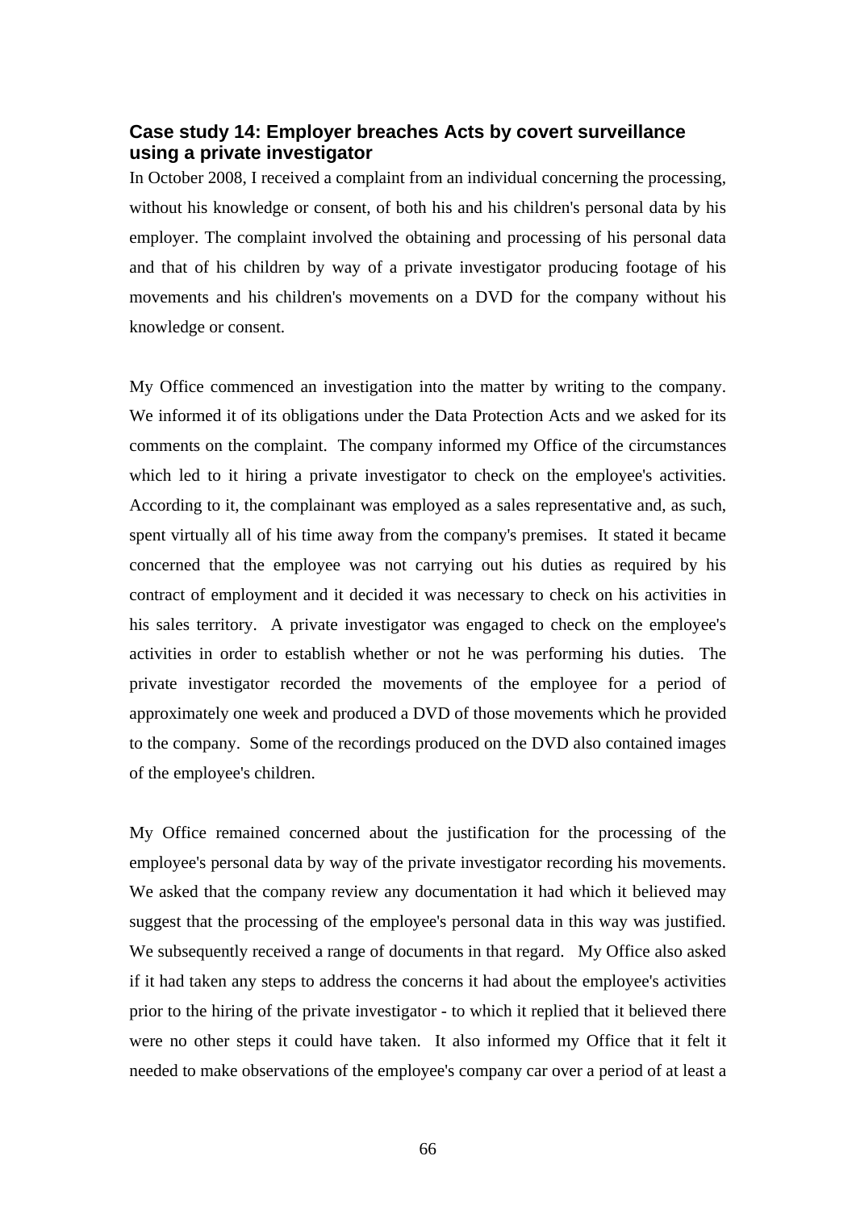### Case study 14: Employer breaches Acts by covert surveillance using a private investigator

In October 2008, I received a complaint from an individual concerning the processing, without his knowledge or consent, of both his and his children's personal data by his employer. The complaint involved the obtaining and processing of his personal data and that of his children by way of a private investigator producing footage of his movements and his children's movements on a DVD for the company without his knowledge or consent.

My Office commenced an investigation into the matter by writing to the company. We informed it of its obligations under the Data Protection Acts and we asked for its comments on the complaint. The company informed my Office of the circumstances which led to it hiring a private investigator to check on the employee's activities. According to it, the complainant was employed as a sales representative and, as such, spent virtually all of his time away from the company's premises. It stated it became concerned that the employee was not carrying out his duties as required by his contract of employment and it decided it was necessary to check on his activities in his sales territory. A private investigator was engaged to check on the employee's activities in order to establish whether or not he was performing his duties. The private investigator recorded the movements of the employee for a period of approximately one week and produced a DVD of those movements which he provided to the company. Some of the recordings produced on the DVD also contained images of the employee's children.

My Office remained concerned about the justification for the processing of the employee's personal data by way of the private investigator recording his movements. We asked that the company review any documentation it had which it believed may suggest that the processing of the employee's personal data in this way was justified. We subsequently received a range of documents in that regard. My Office also asked if it had taken any steps to address the concerns it had about the employee's activities prior to the hiring of the private investigator - to which it replied that it believed there were no other steps it could have taken. It also informed my Office that it felt it needed to make observations of the employee's company car over a period of at least a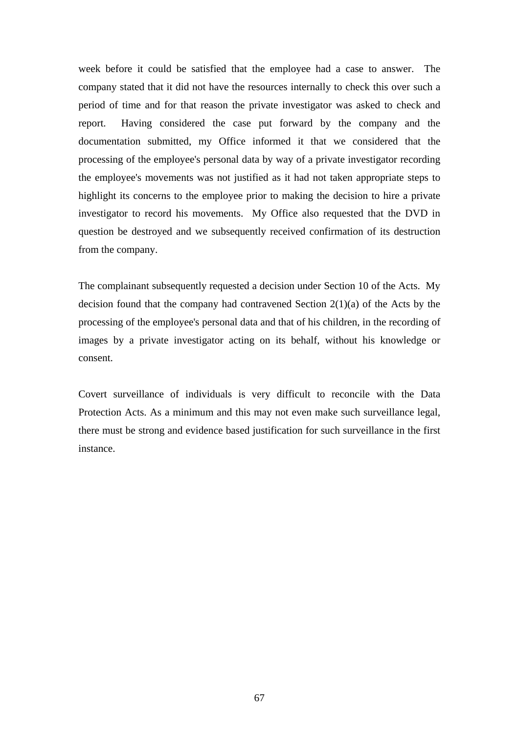week before it could be satisfied that the employee had a case to answer. The company stated that it did not have the resources internally to check this over such a period of time and for that reason the private investigator was asked to check and report. Having considered the case put forward by the company and the documentation submitted, my Office informed it that we considered that the processing of the employee's personal data by way of a private investigator recording the employee's movements was not justified as it had not taken appropriate steps to highlight its concerns to the employee prior to making the decision to hire a private investigator to record his movements. My Office also requested that the DVD in question be destroyed and we subsequently received confirmation of its destruction from the company.

The complainant subsequently requested a decision under Section 10 of the Acts. My decision found that the company had contravened Section 2(1)(a) of the Acts by the processing of the employee's personal data and that of his children, in the recording of images by a private investigator acting on its behalf, without his knowledge or consent.

Covert surveillance of individuals is very difficult to reconcile with the Data Protection Acts. As a minimum and this may not even make such surveillance legal, there must be strong and evidence based justification for such surveillance in the first instance.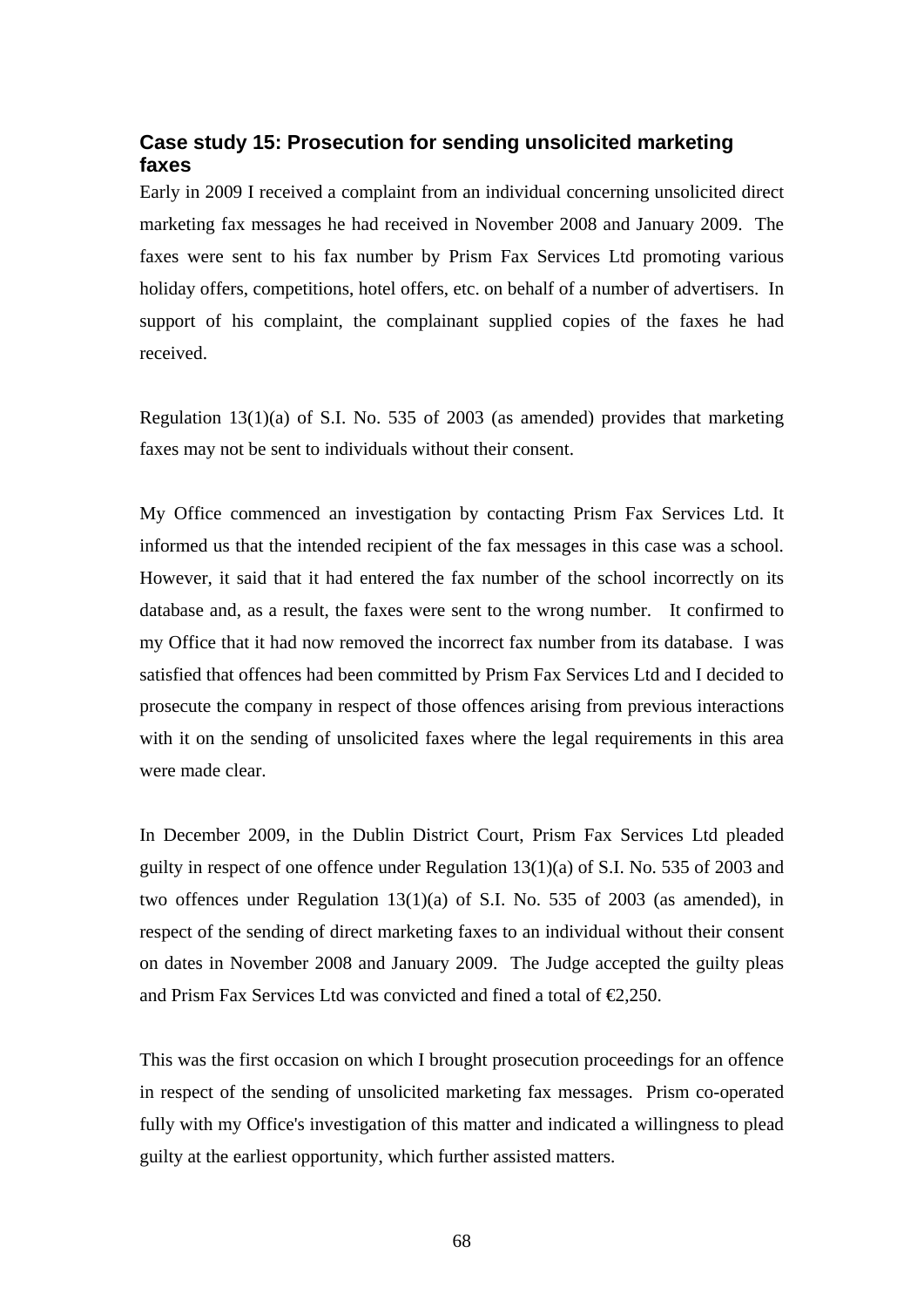### Case study 15: Prosecution for sending unsolicited marketing faxes

Early in 2009 I received a complaint from an individual concerning unsolicited direct marketing fax messages he had received in November 2008 and January 2009. The faxes were sent to his fax number by Prism Fax Services Ltd promoting various holiday offers, competitions, hotel offers, etc. on behalf of a number of advertisers. In support of his complaint, the complainant supplied copies of the faxes he had received.

Regulation 13(1)(a) of S.I. No. 535 of 2003 (as amended) provides that marketing faxes may not be sent to individuals without their consent.

My Office commenced an investigation by contacting Prism Fax Services Ltd. It informed us that the intended recipient of the fax messages in this case was a school. However, it said that it had entered the fax number of the school incorrectly on its database and, as a result, the faxes were sent to the wrong number. It confirmed to my Office that it had now removed the incorrect fax number from its database. I was satisfied that offences had been committed by Prism Fax Services Ltd and I decided to prosecute the company in respect of those offences arising from previous interactions with it on the sending of unsolicited faxes where the legal requirements in this area were made clear.

In December 2009, in the Dublin District Court, Prism Fax Services Ltd pleaded guilty in respect of one offence under Regulation 13(1)(a) of S.I. No. 535 of 2003 and two offences under Regulation 13(1)(a) of S.I. No. 535 of 2003 (as amended), in respect of the sending of direct marketing faxes to an individual without their consent on dates in November 2008 and January 2009. The Judge accepted the guilty pleas and Prism Fax Services Ltd was convicted and fined a total of €2,250.

This was the first occasion on which I brought prosecution proceedings for an offence in respect of the sending of unsolicited marketing fax messages. Prism co-operated fully with my Office's investigation of this matter and indicated a willingness to plead guilty at the earliest opportunity, which further assisted matters.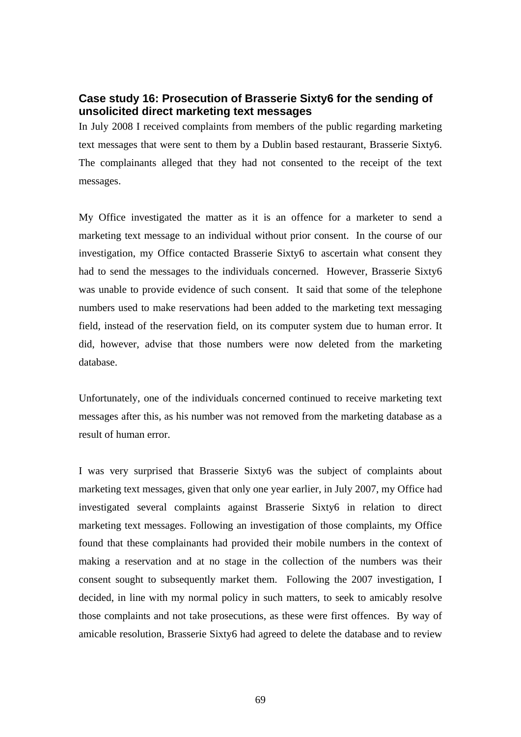### Case study 16: Prosecution of Brasserie Sixty6 for the sending of unsolicited direct marketing text messages

In July 2008 I received complaints from members of the public regarding marketing text messages that were sent to them by a Dublin based restaurant, Brasserie Sixty6. The complainants alleged that they had not consented to the receipt of the text messages.

My Office investigated the matter as it is an offence for a marketer to send a marketing text message to an individual without prior consent. In the course of our investigation, my Office contacted Brasserie Sixty6 to ascertain what consent they had to send the messages to the individuals concerned. However, Brasserie Sixty6 was unable to provide evidence of such consent. It said that some of the telephone numbers used to make reservations had been added to the marketing text messaging field, instead of the reservation field, on its computer system due to human error. It did, however, advise that those numbers were now deleted from the marketing database.

Unfortunately, one of the individuals concerned continued to receive marketing text messages after this, as his number was not removed from the marketing database as a result of human error.

I was very surprised that Brasserie Sixty6 was the subject of complaints about marketing text messages, given that only one year earlier, in July 2007, my Office had investigated several complaints against Brasserie Sixty6 in relation to direct marketing text messages. Following an investigation of those complaints, my Office found that these complainants had provided their mobile numbers in the context of making a reservation and at no stage in the collection of the numbers was their consent sought to subsequently market them. Following the 2007 investigation, I decided, in line with my normal policy in such matters, to seek to amicably resolve those complaints and not take prosecutions, as these were first offences. By way of amicable resolution, Brasserie Sixty6 had agreed to delete the database and to review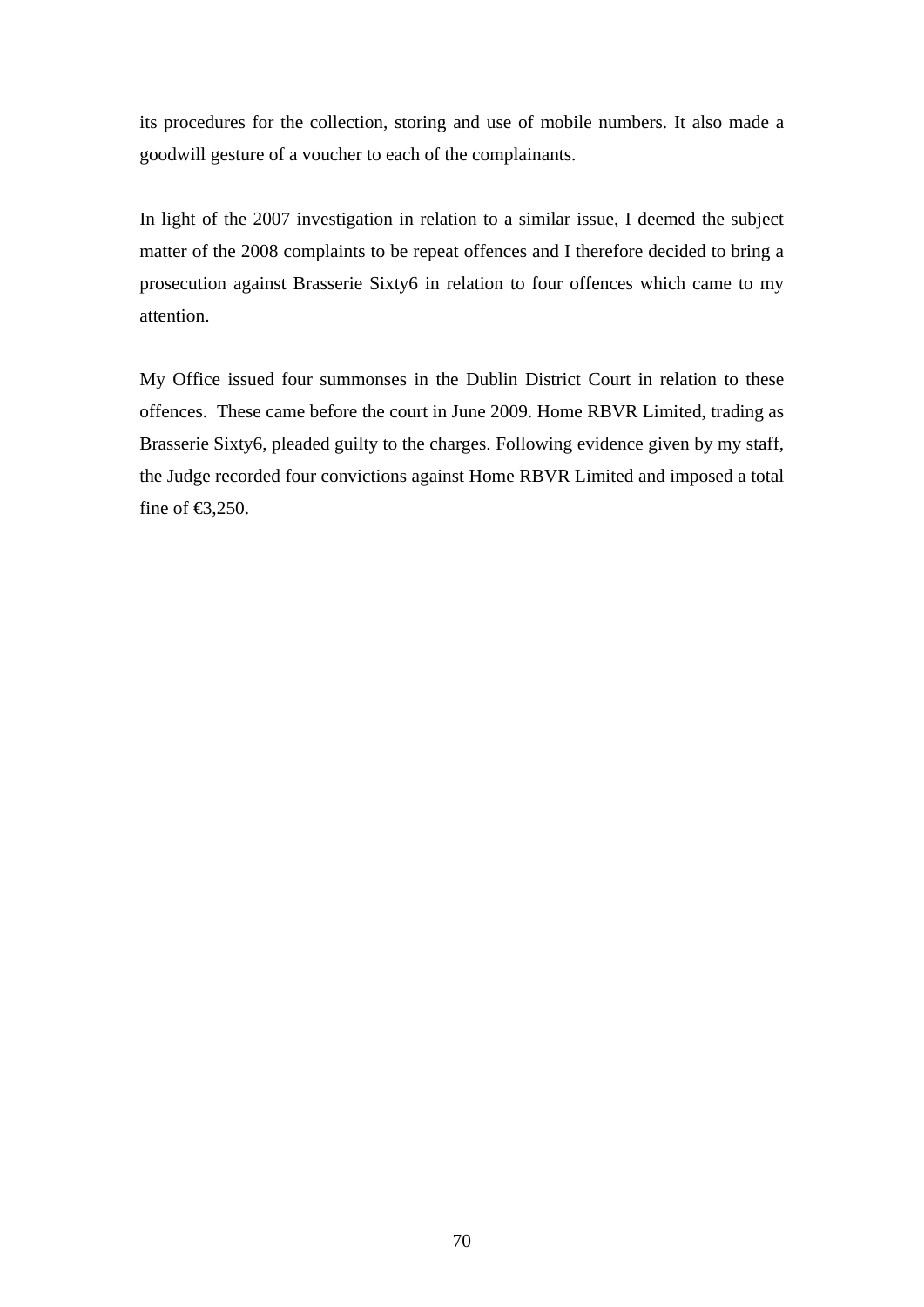its procedures for the collection, storing and use of mobile numbers. It also made a goodwill gesture of a voucher to each of the complainants.

In light of the 2007 investigation in relation to a similar issue, I deemed the subject matter of the 2008 complaints to be repeat offences and I therefore decided to bring a prosecution against Brasserie Sixty6 in relation to four offences which came to my attention.

My Office issued four summonses in the Dublin District Court in relation to these offences. These came before the court in June 2009. Home RBVR Limited, trading as Brasserie Sixty6, pleaded guilty to the charges. Following evidence given by my staff, the Judge recorded four convictions against Home RBVR Limited and imposed a total fine of €3,250.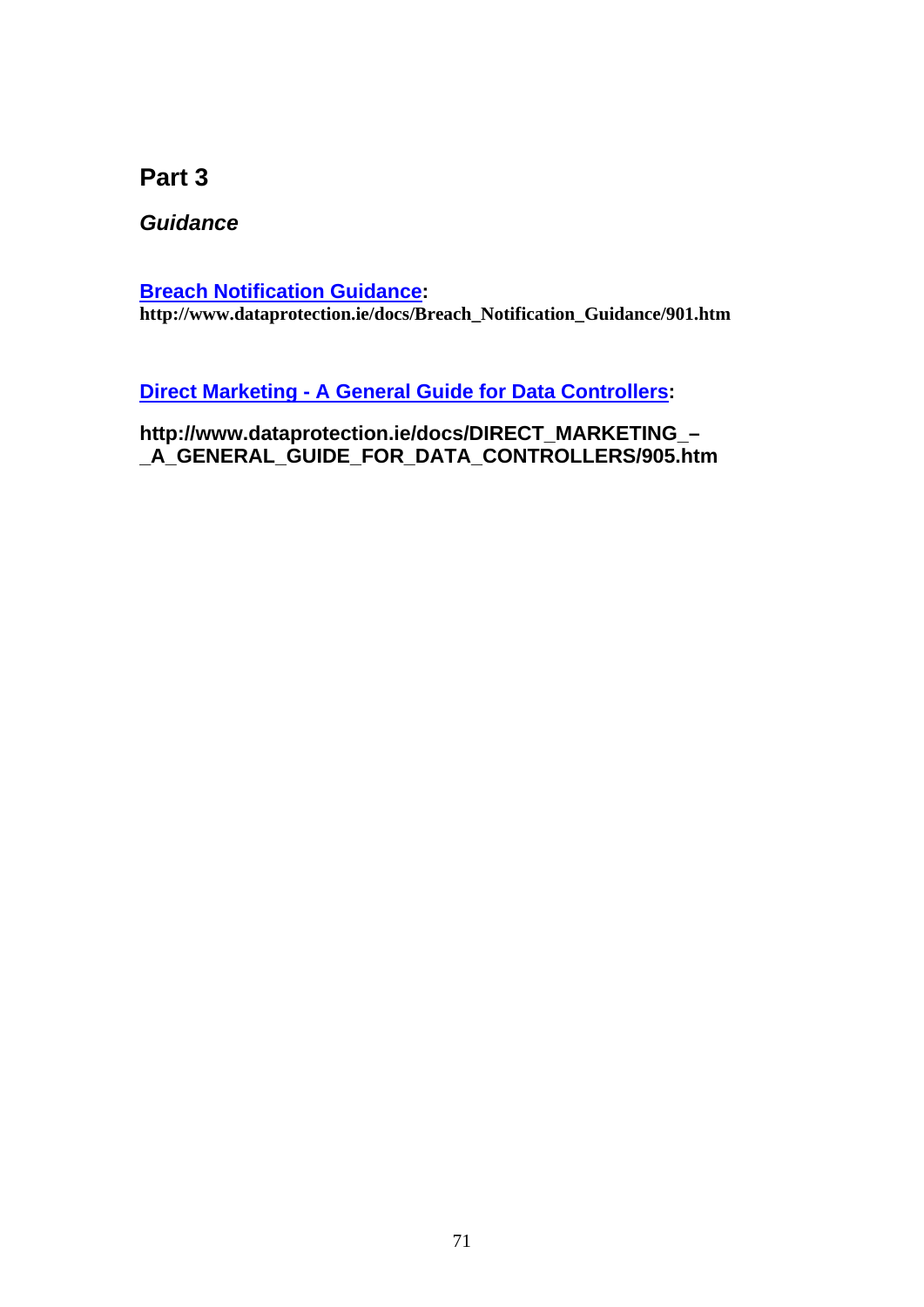# Part 3

## *Guidance*

**Breach Notification Guidance:**
**http://www.dataprotection.ie/docs/Breach_Notification_Guidance/901.htm**

**Direct Marketing - A General Guide for Data Controllers:**

**http://www.dataprotection.ie/docs/DIRECT_MARKETING_–_A_GENERAL_GUIDE_FOR_DATA_CONTROLLERS/905.htm**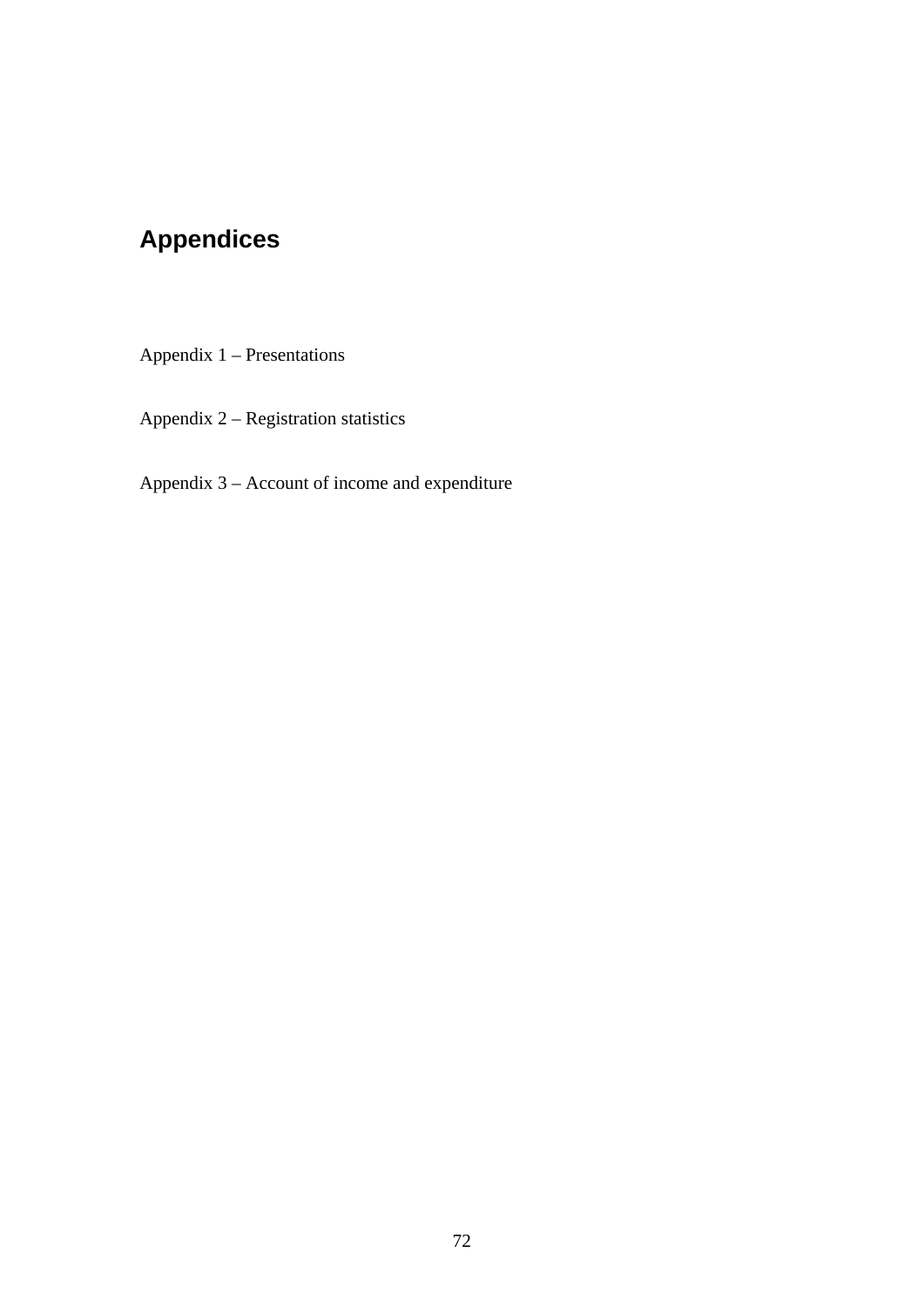# Appendices

Appendix 1 – Presentations

Appendix 2 – Registration statistics

Appendix 3 – Account of income and expenditure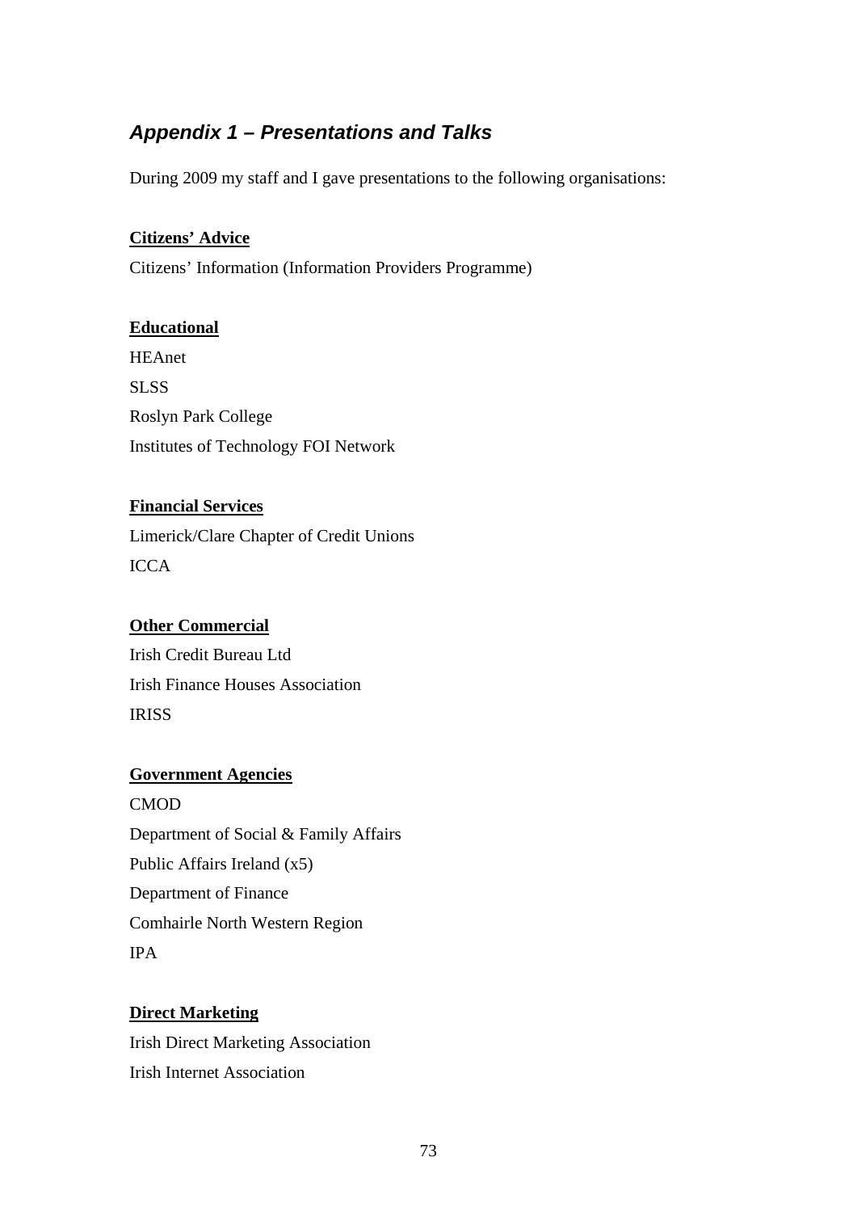## *Appendix 1 – Presentations and Talks*

During 2009 my staff and I gave presentations to the following organisations:

**Citizens' Advice**

Citizens' Information (Information Providers Programme)

**Educational**

HEAnet

SLSS

Roslyn Park College

Institutes of Technology FOI Network

**Financial Services**

Limerick/Clare Chapter of Credit Unions

ICCA

**Other Commercial**

Irish Credit Bureau Ltd

Irish Finance Houses Association

IRISS

**Government Agencies**

CMOD

Department of Social & Family Affairs

Public Affairs Ireland (x5)

Department of Finance

Comhairle North Western Region

IPA

**Direct Marketing**

Irish Direct Marketing Association

Irish Internet Association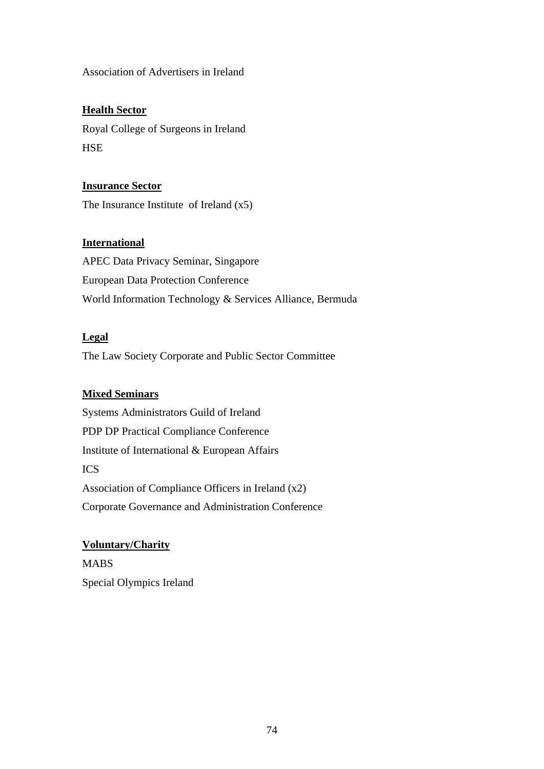Association of Advertisers in Ireland

**Health Sector**

Royal College of Surgeons in Ireland

HSE

**Insurance Sector**

The Insurance Institute of Ireland (x5)

**International**

APEC Data Privacy Seminar, Singapore

European Data Protection Conference

World Information Technology & Services Alliance, Bermuda

**Legal**

The Law Society Corporate and Public Sector Committee

**Mixed Seminars**

Systems Administrators Guild of Ireland

PDP DP Practical Compliance Conference

Institute of International & European Affairs

ICS

Association of Compliance Officers in Ireland (x2)

Corporate Governance and Administration Conference

**Voluntary/Charity**

MABS

Special Olympics Ireland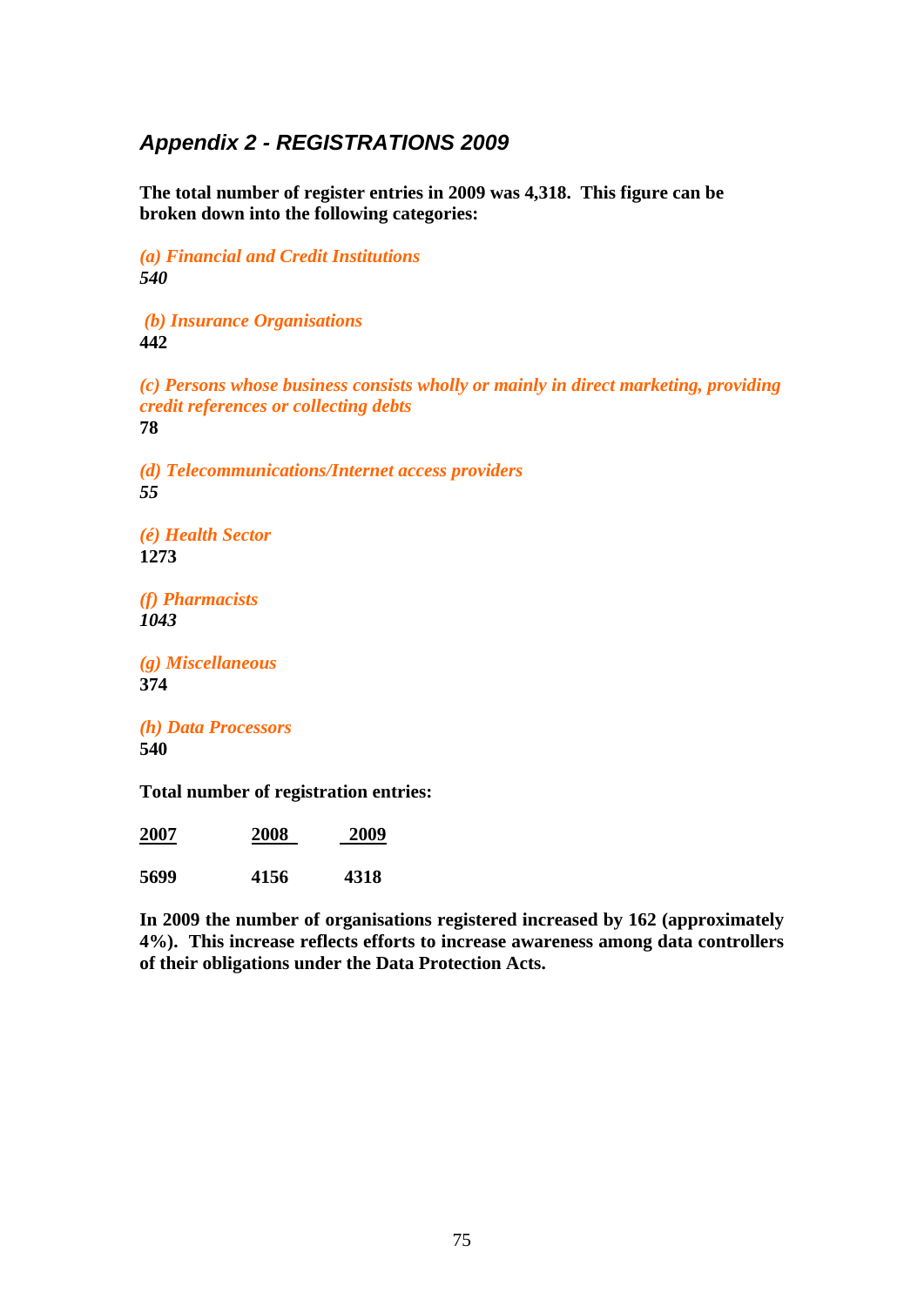## *Appendix 2 - REGISTRATIONS 2009*

**The total number of register entries in 2009 was 4,318. This figure can be broken down into the following categories:**

*(a) Financial and Credit Institutions*
***540***

*(b) Insurance Organisations*
**442**

*(c) Persons whose business consists wholly or mainly in direct marketing, providing credit references or collecting debts*
**78**

*(d) Telecommunications/Internet access providers*
***55***

*(é) Health Sector*
**1273**

*(f) Pharmacists*
***1043***

*(g) Miscellaneous*
**374**

*(h) Data Processors*
**540**

**Total number of registration entries:**

| 2007 | 2008 | 2009 |
|---|---|---|
| **5699** | **4156** | **4318** |

**In 2009 the number of organisations registered increased by 162 (approximately 4%). This increase reflects efforts to increase awareness among data controllers of their obligations under the Data Protection Acts.**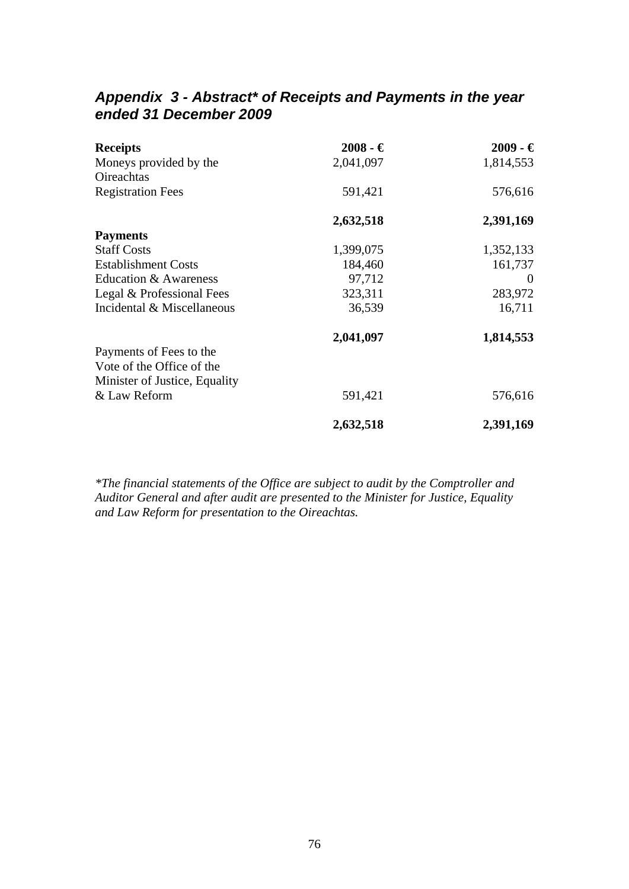## *Appendix 3 - Abstract\* of Receipts and Payments in the year ended 31 December 2009*

| **Receipts** | **2008 - €** | **2009 - €** |
|---|---|---|
| Moneys provided by the Oireachtas | 2,041,097 | 1,814,553 |
| Registration Fees | 591,421 | 576,616 |
| | **2,632,518** | **2,391,169** |
| **Payments** | | |
| Staff Costs | 1,399,075 | 1,352,133 |
| Establishment Costs | 184,460 | 161,737 |
| Education & Awareness | 97,712 | 0 |
| Legal & Professional Fees | 323,311 | 283,972 |
| Incidental & Miscellaneous | 36,539 | 16,711 |
| | **2,041,097** | **1,814,553** |
| Payments of Fees to the Vote of the Office of the Minister of Justice, Equality & Law Reform | 591,421 | 576,616 |
| | **2,632,518** | **2,391,169** |

*\*The financial statements of the Office are subject to audit by the Comptroller and Auditor General and after audit are presented to the Minister for Justice, Equality and Law Reform for presentation to the Oireachtas.*